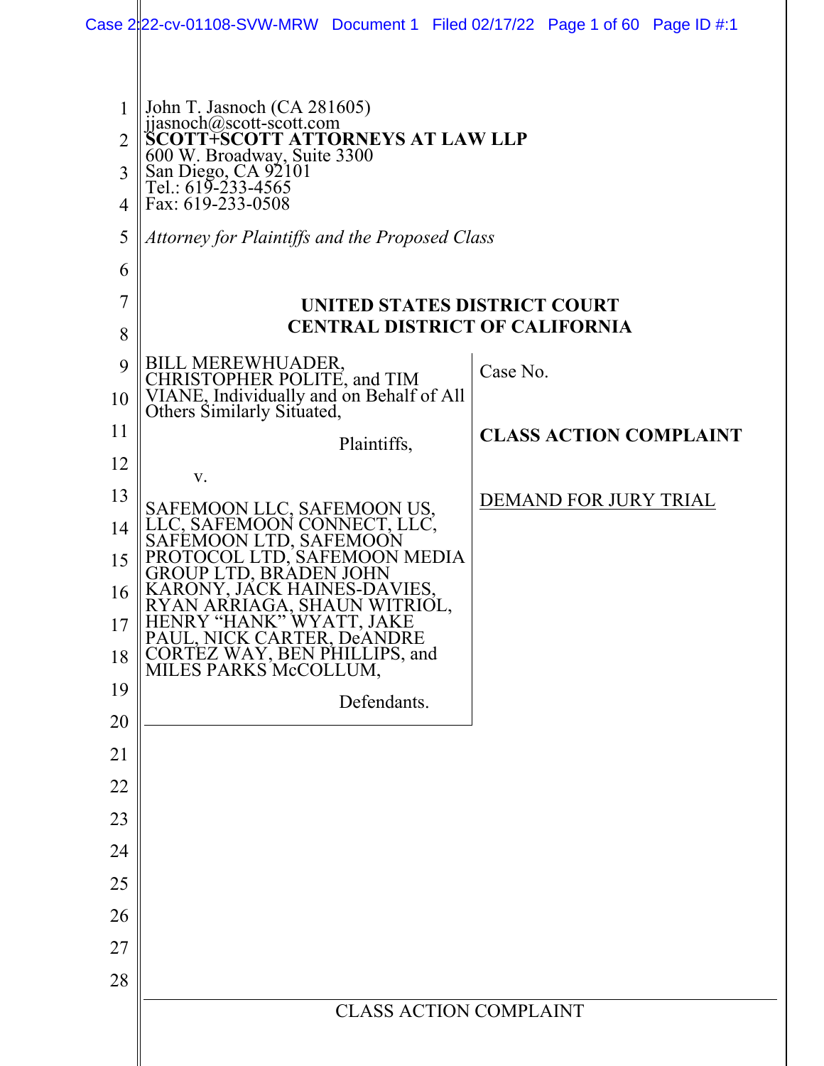John T. Jasnoch (CA 281605)
jjasnoch@scott-scott.com
**SCOTT+SCOTT ATTORNEYS AT LAW LLP**
600 W. Broadway, Suite 3300
San Diego, CA 92101
Tel.: 619-233-4565
Fax: 619-233-0508

*Attorney for Plaintiffs and the Proposed Class*

**UNITED STATES DISTRICT COURT**
**CENTRAL DISTRICT OF CALIFORNIA**

BILL MEREWHUADER, CHRISTOPHER POLITE, and TIM VIANE, Individually and on Behalf of All Others Similarly Situated,

Plaintiffs,

v.

SAFEMOON LLC, SAFEMOON US, LLC, SAFEMOON CONNECT, LLC, SAFEMOON LTD, SAFEMOON PROTOCOL LTD, SAFEMOON MEDIA GROUP LTD, BRADEN JOHN KARONY, JACK HAINES-DAVIES, RYAN ARRIAGA, SHAUN WITRIOL, HENRY "HANK" WYATT, JAKE PAUL, NICK CARTER, DeANDRE CORTEZ WAY, BEN PHILLIPS, and MILES PARKS McCOLLUM,

Defendants.

Case No.

**CLASS ACTION COMPLAINT**

DEMAND FOR JURY TRIAL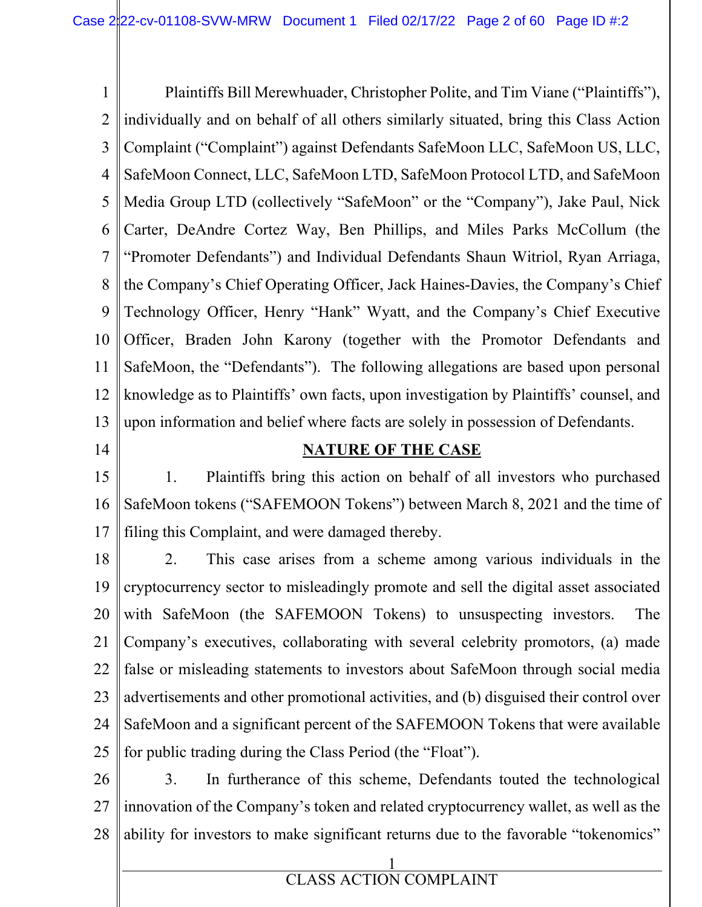Plaintiffs Bill Merewhuader, Christopher Polite, and Tim Viane ("Plaintiffs"), individually and on behalf of all others similarly situated, bring this Class Action Complaint ("Complaint") against Defendants SafeMoon LLC, SafeMoon US, LLC, SafeMoon Connect, LLC, SafeMoon LTD, SafeMoon Protocol LTD, and SafeMoon Media Group LTD (collectively "SafeMoon" or the "Company"), Jake Paul, Nick Carter, DeAndre Cortez Way, Ben Phillips, and Miles Parks McCollum (the "Promoter Defendants") and Individual Defendants Shaun Witriol, Ryan Arriaga, the Company's Chief Operating Officer, Jack Haines-Davies, the Company's Chief Technology Officer, Henry "Hank" Wyatt, and the Company's Chief Executive Officer, Braden John Karony (together with the Promotor Defendants and SafeMoon, the "Defendants"). The following allegations are based upon personal knowledge as to Plaintiffs' own facts, upon investigation by Plaintiffs' counsel, and upon information and belief where facts are solely in possession of Defendants.

## NATURE OF THE CASE

1. Plaintiffs bring this action on behalf of all investors who purchased SafeMoon tokens ("SAFEMOON Tokens") between March 8, 2021 and the time of filing this Complaint, and were damaged thereby.

2. This case arises from a scheme among various individuals in the cryptocurrency sector to misleadingly promote and sell the digital asset associated with SafeMoon (the SAFEMOON Tokens) to unsuspecting investors. The Company's executives, collaborating with several celebrity promotors, (a) made false or misleading statements to investors about SafeMoon through social media advertisements and other promotional activities, and (b) disguised their control over SafeMoon and a significant percent of the SAFEMOON Tokens that were available for public trading during the Class Period (the "Float").

3. In furtherance of this scheme, Defendants touted the technological innovation of the Company's token and related cryptocurrency wallet, as well as the ability for investors to make significant returns due to the favorable "tokenomics"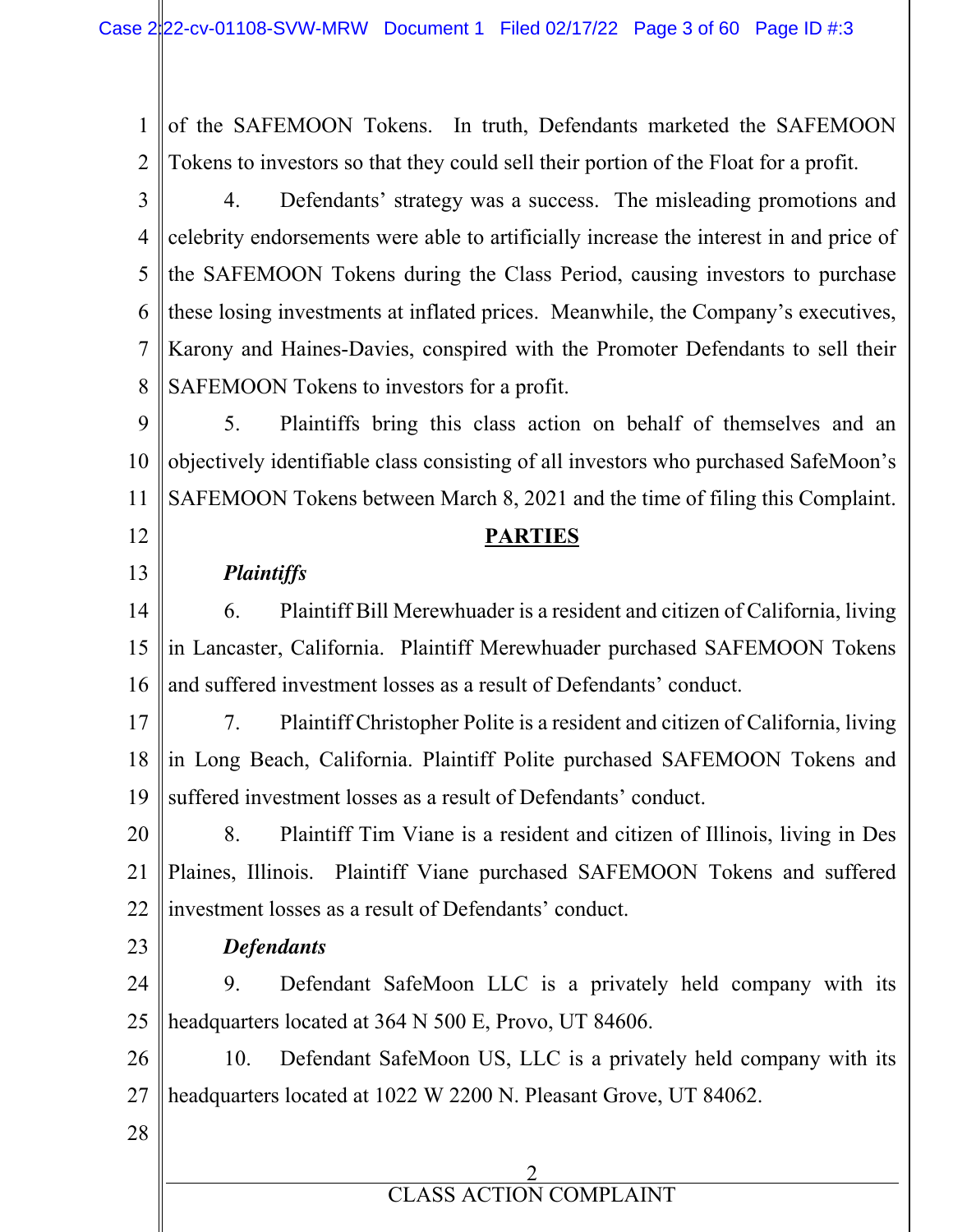of the SAFEMOON Tokens. In truth, Defendants marketed the SAFEMOON Tokens to investors so that they could sell their portion of the Float for a profit.

4. Defendants' strategy was a success. The misleading promotions and celebrity endorsements were able to artificially increase the interest in and price of the SAFEMOON Tokens during the Class Period, causing investors to purchase these losing investments at inflated prices. Meanwhile, the Company's executives, Karony and Haines-Davies, conspired with the Promoter Defendants to sell their SAFEMOON Tokens to investors for a profit.

5. Plaintiffs bring this class action on behalf of themselves and an objectively identifiable class consisting of all investors who purchased SafeMoon's SAFEMOON Tokens between March 8, 2021 and the time of filing this Complaint.

## PARTIES

### *Plaintiffs*

6. Plaintiff Bill Merewhuader is a resident and citizen of California, living in Lancaster, California. Plaintiff Merewhuader purchased SAFEMOON Tokens and suffered investment losses as a result of Defendants' conduct.

7. Plaintiff Christopher Polite is a resident and citizen of California, living in Long Beach, California. Plaintiff Polite purchased SAFEMOON Tokens and suffered investment losses as a result of Defendants' conduct.

8. Plaintiff Tim Viane is a resident and citizen of Illinois, living in Des Plaines, Illinois. Plaintiff Viane purchased SAFEMOON Tokens and suffered investment losses as a result of Defendants' conduct.

### *Defendants*

9. Defendant SafeMoon LLC is a privately held company with its headquarters located at 364 N 500 E, Provo, UT 84606.

10. Defendant SafeMoon US, LLC is a privately held company with its headquarters located at 1022 W 2200 N. Pleasant Grove, UT 84062.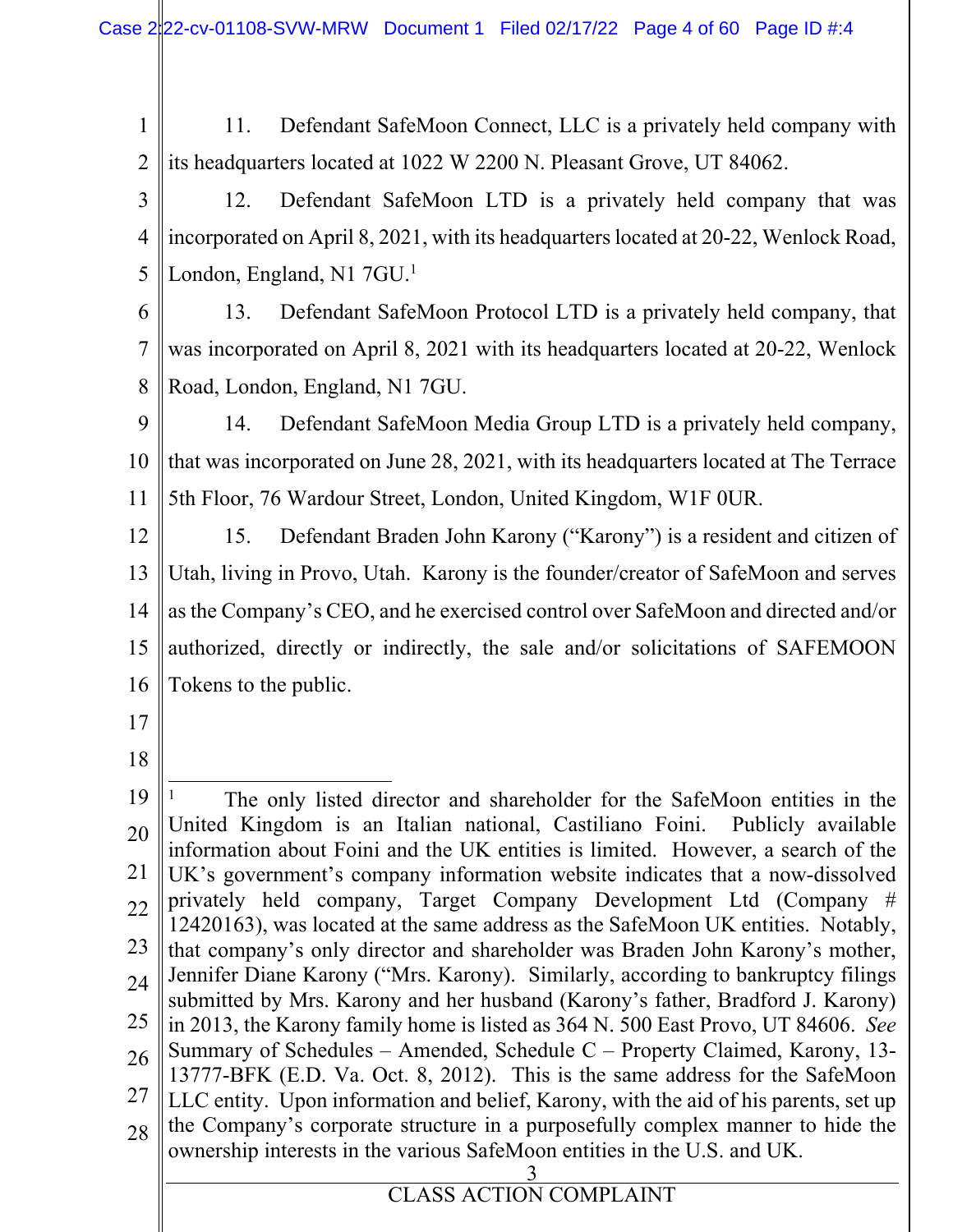11. Defendant SafeMoon Connect, LLC is a privately held company with its headquarters located at 1022 W 2200 N. Pleasant Grove, UT 84062.

12. Defendant SafeMoon LTD is a privately held company that was incorporated on April 8, 2021, with its headquarters located at 20-22, Wenlock Road, London, England, N1 7GU.[1]

13. Defendant SafeMoon Protocol LTD is a privately held company, that was incorporated on April 8, 2021 with its headquarters located at 20-22, Wenlock Road, London, England, N1 7GU.

14. Defendant SafeMoon Media Group LTD is a privately held company, that was incorporated on June 28, 2021, with its headquarters located at The Terrace 5th Floor, 76 Wardour Street, London, United Kingdom, W1F 0UR.

15. Defendant Braden John Karony ("Karony") is a resident and citizen of Utah, living in Provo, Utah. Karony is the founder/creator of SafeMoon and serves as the Company's CEO, and he exercised control over SafeMoon and directed and/or authorized, directly or indirectly, the sale and/or solicitations of SAFEMOON Tokens to the public.

---

[1] The only listed director and shareholder for the SafeMoon entities in the United Kingdom is an Italian national, Castiliano Foini. Publicly available information about Foini and the UK entities is limited. However, a search of the UK's government's company information website indicates that a now-dissolved privately held company, Target Company Development Ltd (Company # 12420163), was located at the same address as the SafeMoon UK entities. Notably, that company's only director and shareholder was Braden John Karony's mother, Jennifer Diane Karony ("Mrs. Karony). Similarly, according to bankruptcy filings submitted by Mrs. Karony and her husband (Karony's father, Bradford J. Karony) in 2013, the Karony family home is listed as 364 N. 500 East Provo, UT 84606. *See* Summary of Schedules – Amended, Schedule C – Property Claimed, Karony, 13-13777-BFK (E.D. Va. Oct. 8, 2012). This is the same address for the SafeMoon LLC entity. Upon information and belief, Karony, with the aid of his parents, set up the Company's corporate structure in a purposefully complex manner to hide the ownership interests in the various SafeMoon entities in the U.S. and UK.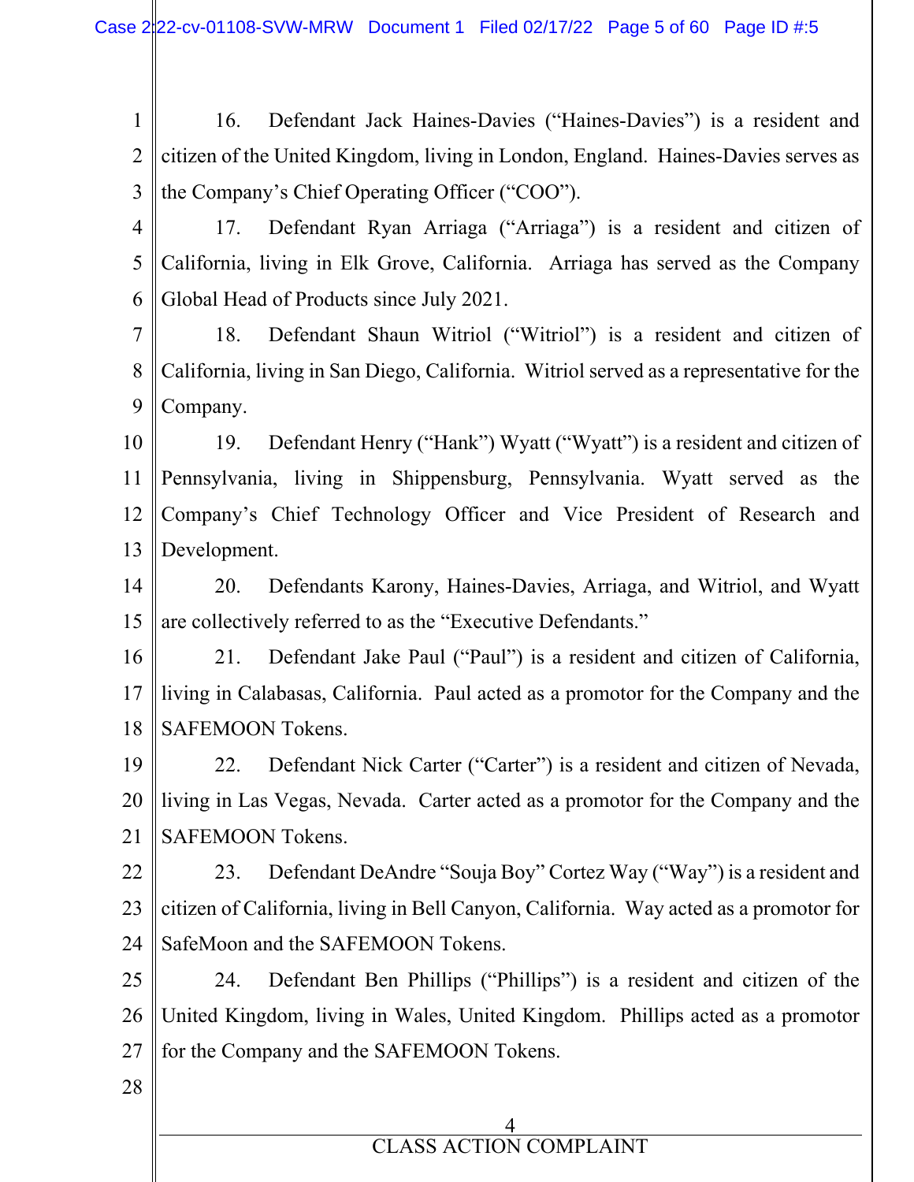16. Defendant Jack Haines-Davies ("Haines-Davies") is a resident and citizen of the United Kingdom, living in London, England. Haines-Davies serves as the Company's Chief Operating Officer ("COO").

17. Defendant Ryan Arriaga ("Arriaga") is a resident and citizen of California, living in Elk Grove, California. Arriaga has served as the Company Global Head of Products since July 2021.

18. Defendant Shaun Witriol ("Witriol") is a resident and citizen of California, living in San Diego, California. Witriol served as a representative for the Company.

19. Defendant Henry ("Hank") Wyatt ("Wyatt") is a resident and citizen of Pennsylvania, living in Shippensburg, Pennsylvania. Wyatt served as the Company's Chief Technology Officer and Vice President of Research and Development.

20. Defendants Karony, Haines-Davies, Arriaga, and Witriol, and Wyatt are collectively referred to as the "Executive Defendants."

21. Defendant Jake Paul ("Paul") is a resident and citizen of California, living in Calabasas, California. Paul acted as a promotor for the Company and the SAFEMOON Tokens.

22. Defendant Nick Carter ("Carter") is a resident and citizen of Nevada, living in Las Vegas, Nevada. Carter acted as a promotor for the Company and the SAFEMOON Tokens.

23. Defendant DeAndre "Souja Boy" Cortez Way ("Way") is a resident and citizen of California, living in Bell Canyon, California. Way acted as a promotor for SafeMoon and the SAFEMOON Tokens.

24. Defendant Ben Phillips ("Phillips") is a resident and citizen of the United Kingdom, living in Wales, United Kingdom. Phillips acted as a promotor for the Company and the SAFEMOON Tokens.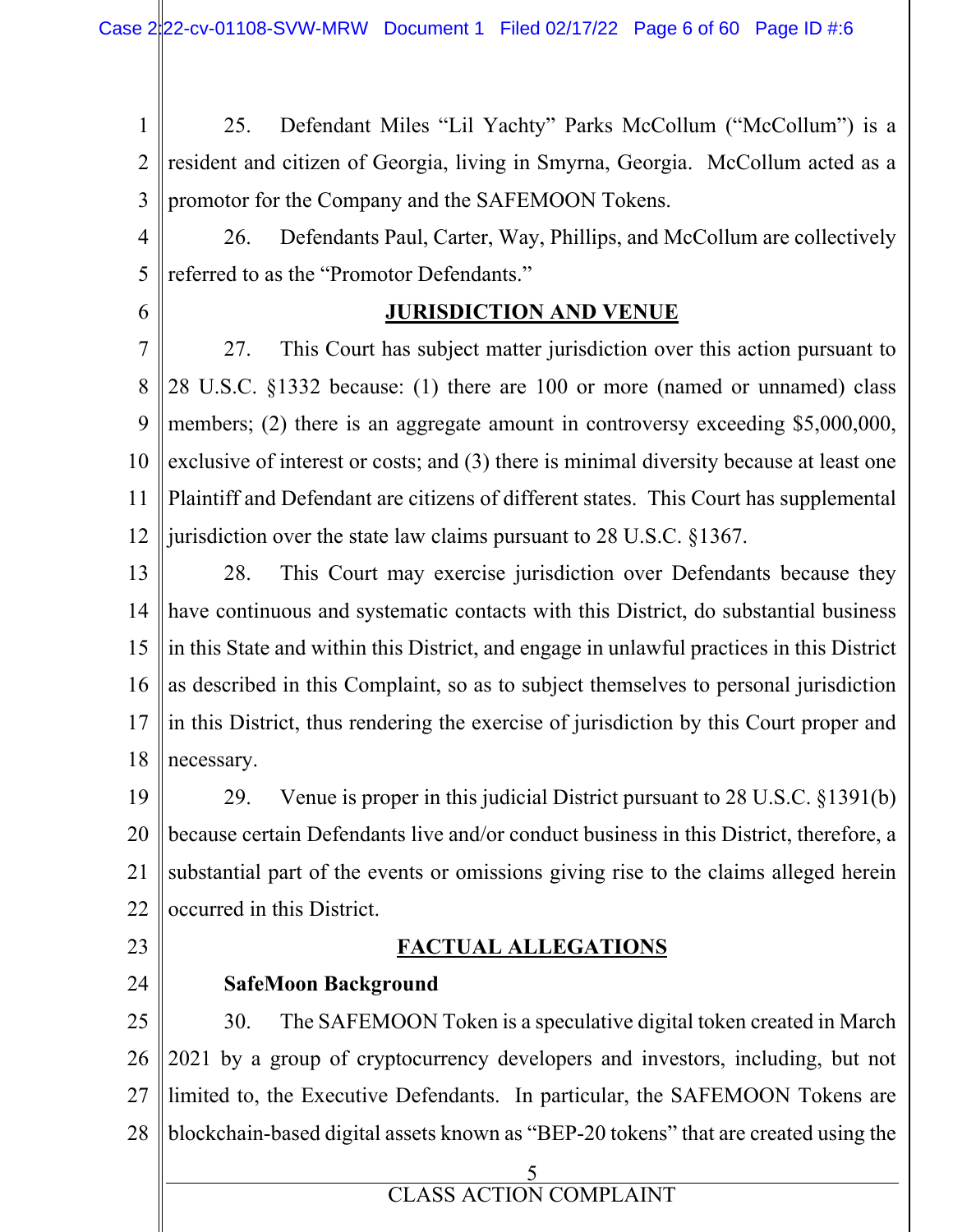25. Defendant Miles "Lil Yachty" Parks McCollum ("McCollum") is a resident and citizen of Georgia, living in Smyrna, Georgia. McCollum acted as a promotor for the Company and the SAFEMOON Tokens.

26. Defendants Paul, Carter, Way, Phillips, and McCollum are collectively referred to as the "Promotor Defendants."

## JURISDICTION AND VENUE

27. This Court has subject matter jurisdiction over this action pursuant to 28 U.S.C. §1332 because: (1) there are 100 or more (named or unnamed) class members; (2) there is an aggregate amount in controversy exceeding $5,000,000, exclusive of interest or costs; and (3) there is minimal diversity because at least one Plaintiff and Defendant are citizens of different states. This Court has supplemental jurisdiction over the state law claims pursuant to 28 U.S.C. §1367.

28. This Court may exercise jurisdiction over Defendants because they have continuous and systematic contacts with this District, do substantial business in this State and within this District, and engage in unlawful practices in this District as described in this Complaint, so as to subject themselves to personal jurisdiction in this District, thus rendering the exercise of jurisdiction by this Court proper and necessary.

29. Venue is proper in this judicial District pursuant to 28 U.S.C. §1391(b) because certain Defendants live and/or conduct business in this District, therefore, a substantial part of the events or omissions giving rise to the claims alleged herein occurred in this District.

## FACTUAL ALLEGATIONS

### SafeMoon Background

30. The SAFEMOON Token is a speculative digital token created in March 2021 by a group of cryptocurrency developers and investors, including, but not limited to, the Executive Defendants. In particular, the SAFEMOON Tokens are blockchain-based digital assets known as "BEP-20 tokens" that are created using the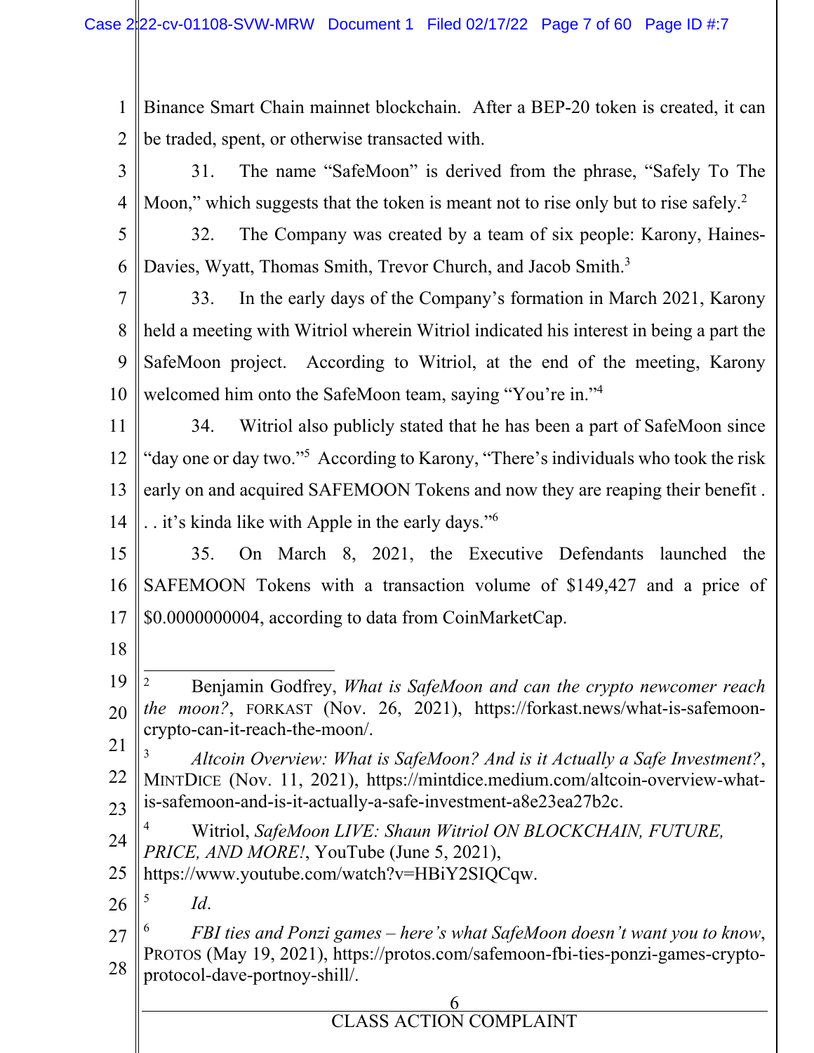Binance Smart Chain mainnet blockchain. After a BEP-20 token is created, it can be traded, spent, or otherwise transacted with.

31. The name "SafeMoon" is derived from the phrase, "Safely To The Moon," which suggests that the token is meant not to rise only but to rise safely.[2]

32. The Company was created by a team of six people: Karony, Haines-Davies, Wyatt, Thomas Smith, Trevor Church, and Jacob Smith.[3]

33. In the early days of the Company's formation in March 2021, Karony held a meeting with Witriol wherein Witriol indicated his interest in being a part the SafeMoon project. According to Witriol, at the end of the meeting, Karony welcomed him onto the SafeMoon team, saying "You're in."[4]

34. Witriol also publicly stated that he has been a part of SafeMoon since "day one or day two."[5] According to Karony, "There's individuals who took the risk early on and acquired SAFEMOON Tokens and now they are reaping their benefit . . . it's kinda like with Apple in the early days."[6]

35. On March 8, 2021, the Executive Defendants launched the SAFEMOON Tokens with a transaction volume of $149,427 and a price of $0.0000000004, according to data from CoinMarketCap.

---

[2] Benjamin Godfrey, *What is SafeMoon and can the crypto newcomer reach the moon?*, FORKAST (Nov. 26, 2021), https://forkast.news/what-is-safemoon-crypto-can-it-reach-the-moon/.

[3] *Altcoin Overview: What is SafeMoon? And is it Actually a Safe Investment?*, MINTDICE (Nov. 11, 2021), https://mintdice.medium.com/altcoin-overview-what-is-safemoon-and-is-it-actually-a-safe-investment-a8e23ea27b2c.

[4] Witriol, *SafeMoon LIVE: Shaun Witriol ON BLOCKCHAIN, FUTURE, PRICE, AND MORE!*, YouTube (June 5, 2021), https://www.youtube.com/watch?v=HBiY2SIQCqw.

[5] *Id*.

[6] *FBI ties and Ponzi games – here's what SafeMoon doesn't want you to know*, PROTOS (May 19, 2021), https://protos.com/safemoon-fbi-ties-ponzi-games-crypto-protocol-dave-portnoy-shill/.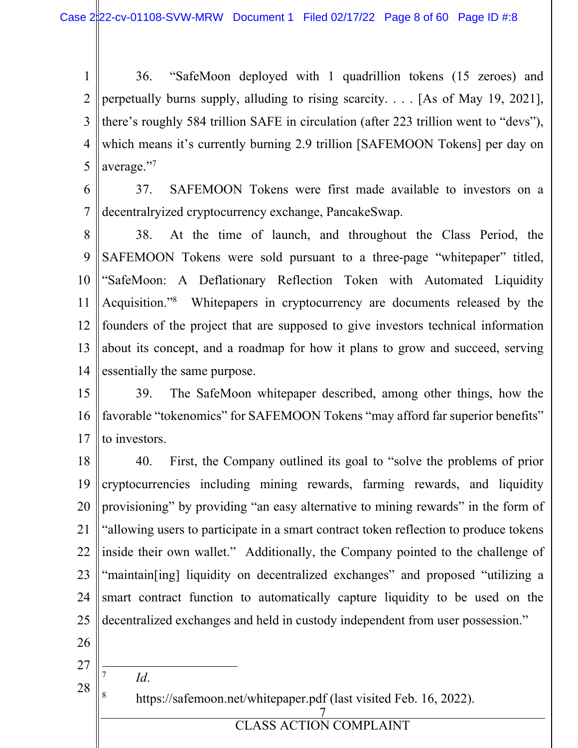36. "SafeMoon deployed with 1 quadrillion tokens (15 zeroes) and perpetually burns supply, alluding to rising scarcity. . . . [As of May 19, 2021], there's roughly 584 trillion SAFE in circulation (after 223 trillion went to "devs"), which means it's currently burning 2.9 trillion [SAFEMOON Tokens] per day on average."[7]

37. SAFEMOON Tokens were first made available to investors on a decentralryized cryptocurrency exchange, PancakeSwap.

38. At the time of launch, and throughout the Class Period, the SAFEMOON Tokens were sold pursuant to a three-page "whitepaper" titled, "SafeMoon: A Deflationary Reflection Token with Automated Liquidity Acquisition."[8] Whitepapers in cryptocurrency are documents released by the founders of the project that are supposed to give investors technical information about its concept, and a roadmap for how it plans to grow and succeed, serving essentially the same purpose.

39. The SafeMoon whitepaper described, among other things, how the favorable "tokenomics" for SAFEMOON Tokens "may afford far superior benefits" to investors.

40. First, the Company outlined its goal to "solve the problems of prior cryptocurrencies including mining rewards, farming rewards, and liquidity provisioning" by providing "an easy alternative to mining rewards" in the form of "allowing users to participate in a smart contract token reflection to produce tokens inside their own wallet." Additionally, the Company pointed to the challenge of "maintain[ing] liquidity on decentralized exchanges" and proposed "utilizing a smart contract function to automatically capture liquidity to be used on the decentralized exchanges and held in custody independent from user possession."

---

[7] *Id*.

[8] https://safemoon.net/whitepaper.pdf (last visited Feb. 16, 2022).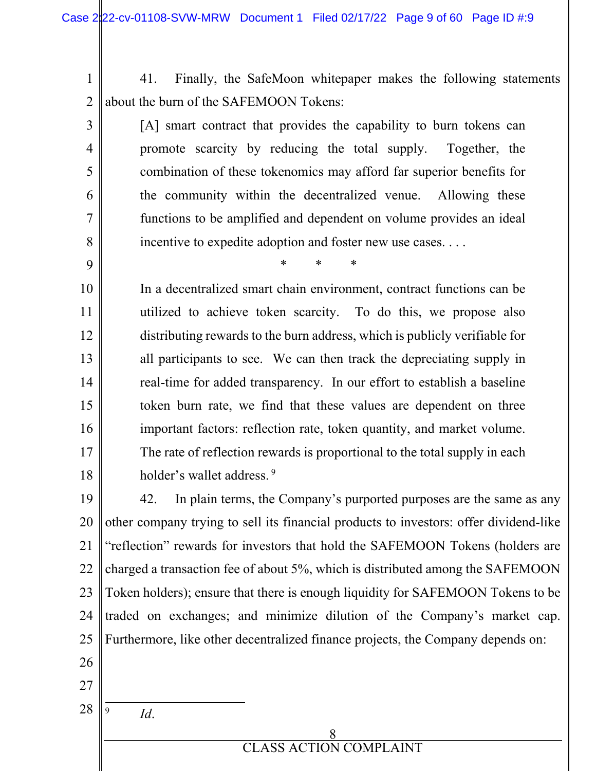41. Finally, the SafeMoon whitepaper makes the following statements about the burn of the SAFEMOON Tokens:

> [A] smart contract that provides the capability to burn tokens can promote scarcity by reducing the total supply. Together, the combination of these tokenomics may afford far superior benefits for the community within the decentralized venue. Allowing these functions to be amplified and dependent on volume provides an ideal incentive to expedite adoption and foster new use cases. . . .
>
> \* \* \*
>
> In a decentralized smart chain environment, contract functions can be utilized to achieve token scarcity. To do this, we propose also distributing rewards to the burn address, which is publicly verifiable for all participants to see. We can then track the depreciating supply in real-time for added transparency. In our effort to establish a baseline token burn rate, we find that these values are dependent on three important factors: reflection rate, token quantity, and market volume. The rate of reflection rewards is proportional to the total supply in each holder's wallet address. [9]

42. In plain terms, the Company's purported purposes are the same as any other company trying to sell its financial products to investors: offer dividend-like "reflection" rewards for investors that hold the SAFEMOON Tokens (holders are charged a transaction fee of about 5%, which is distributed among the SAFEMOON Token holders); ensure that there is enough liquidity for SAFEMOON Tokens to be traded on exchanges; and minimize dilution of the Company's market cap. Furthermore, like other decentralized finance projects, the Company depends on:

---

[9] *Id.*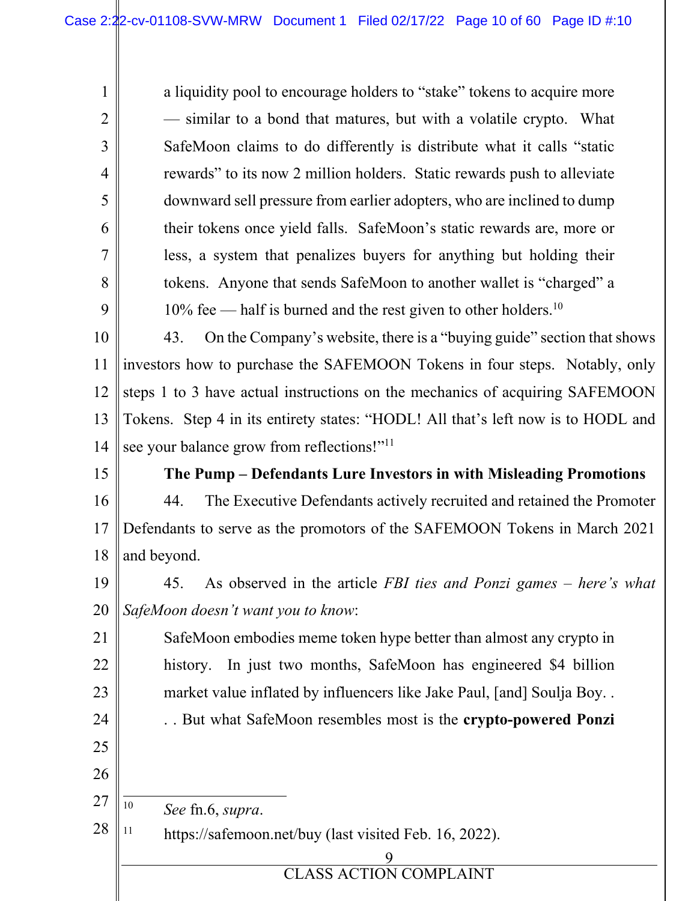> a liquidity pool to encourage holders to "stake" tokens to acquire more — similar to a bond that matures, but with a volatile crypto. What SafeMoon claims to do differently is distribute what it calls "static rewards" to its now 2 million holders. Static rewards push to alleviate downward sell pressure from earlier adopters, who are inclined to dump their tokens once yield falls. SafeMoon's static rewards are, more or less, a system that penalizes buyers for anything but holding their tokens. Anyone that sends SafeMoon to another wallet is "charged" a 10% fee — half is burned and the rest given to other holders.[10]

43. On the Company's website, there is a "buying guide" section that shows investors how to purchase the SAFEMOON Tokens in four steps. Notably, only steps 1 to 3 have actual instructions on the mechanics of acquiring SAFEMOON Tokens. Step 4 in its entirety states: "HODL! All that's left now is to HODL and see your balance grow from reflections!"[11]

**The Pump – Defendants Lure Investors in with Misleading Promotions**

44. The Executive Defendants actively recruited and retained the Promoter Defendants to serve as the promotors of the SAFEMOON Tokens in March 2021 and beyond.

45. As observed in the article *FBI ties and Ponzi games – here's what SafeMoon doesn't want you to know*:

> SafeMoon embodies meme token hype better than almost any crypto in history. In just two months, SafeMoon has engineered $4 billion market value inflated by influencers like Jake Paul, [and] Soulja Boy. . . . But what SafeMoon resembles most is the **crypto-powered Ponzi**

---

[10] *See* fn.6, *supra*.

[11] https://safemoon.net/buy (last visited Feb. 16, 2022).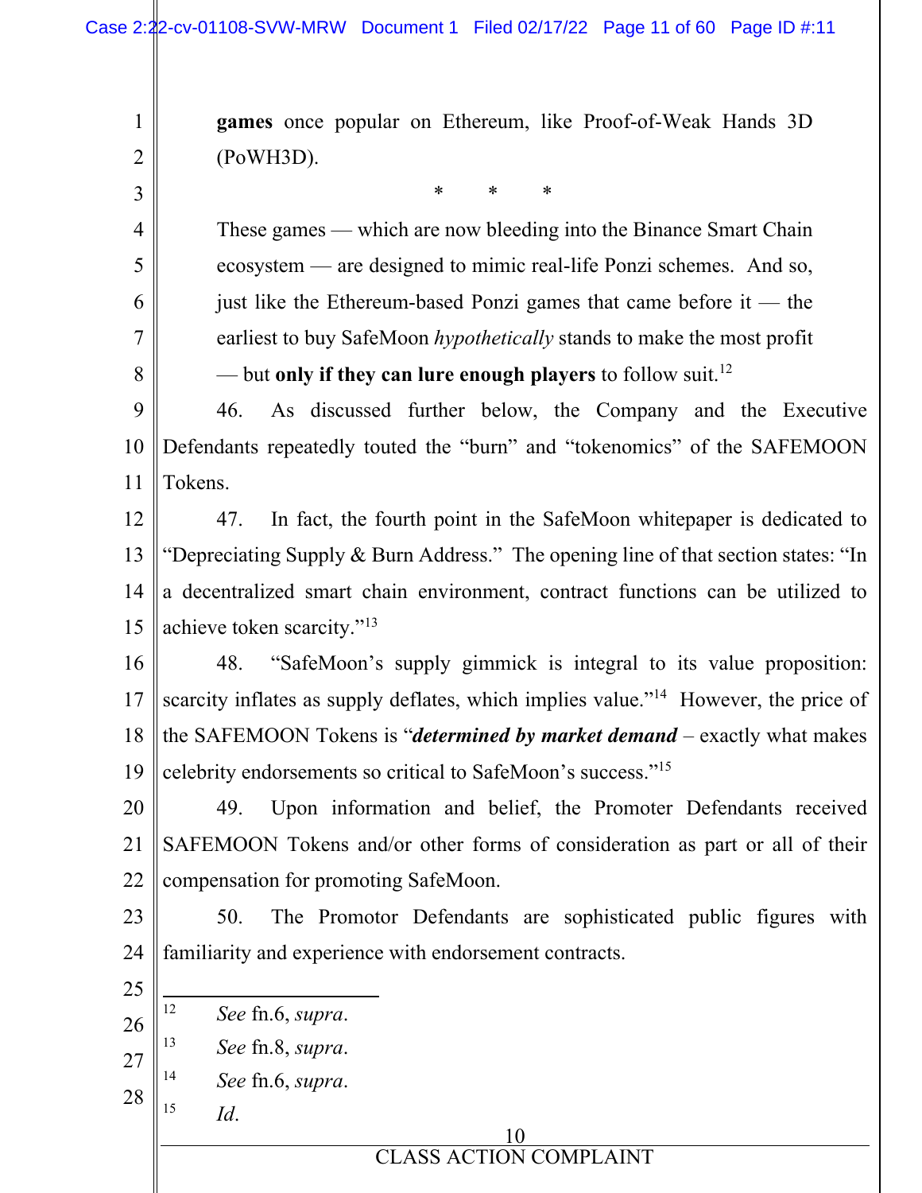> **games** once popular on Ethereum, like Proof-of-Weak Hands 3D (PoWH3D).
>
> \* \* \*
>
> These games — which are now bleeding into the Binance Smart Chain ecosystem — are designed to mimic real-life Ponzi schemes. And so, just like the Ethereum-based Ponzi games that came before it — the earliest to buy SafeMoon *hypothetically* stands to make the most profit — but **only if they can lure enough players** to follow suit.[12]

46. As discussed further below, the Company and the Executive Defendants repeatedly touted the "burn" and "tokenomics" of the SAFEMOON Tokens.

47. In fact, the fourth point in the SafeMoon whitepaper is dedicated to "Depreciating Supply & Burn Address." The opening line of that section states: "In a decentralized smart chain environment, contract functions can be utilized to achieve token scarcity."[13]

48. "SafeMoon's supply gimmick is integral to its value proposition: scarcity inflates as supply deflates, which implies value."[14] However, the price of the SAFEMOON Tokens is "***determined by market demand*** – exactly what makes celebrity endorsements so critical to SafeMoon's success."[15]

49. Upon information and belief, the Promoter Defendants received SAFEMOON Tokens and/or other forms of consideration as part or all of their compensation for promoting SafeMoon.

50. The Promotor Defendants are sophisticated public figures with familiarity and experience with endorsement contracts.

---

[12] *See* fn.6, *supra*.

[13] *See* fn.8, *supra*.

[14] *See* fn.6, *supra*.

[15] *Id*.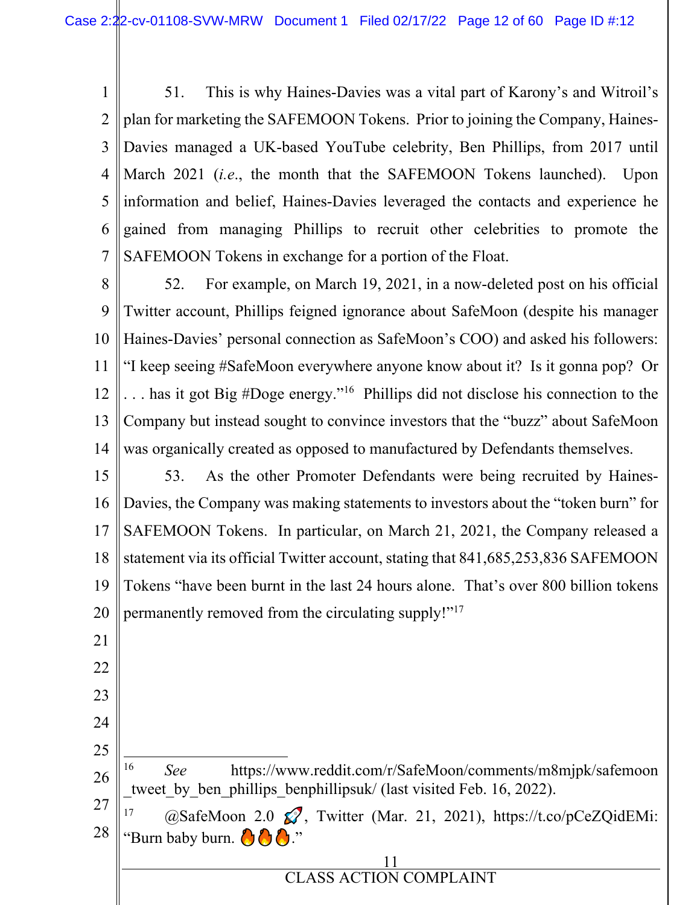51. This is why Haines-Davies was a vital part of Karony's and Witroil's plan for marketing the SAFEMOON Tokens. Prior to joining the Company, Haines-Davies managed a UK-based YouTube celebrity, Ben Phillips, from 2017 until March 2021 (*i.e.*, the month that the SAFEMOON Tokens launched). Upon information and belief, Haines-Davies leveraged the contacts and experience he gained from managing Phillips to recruit other celebrities to promote the SAFEMOON Tokens in exchange for a portion of the Float.

52. For example, on March 19, 2021, in a now-deleted post on his official Twitter account, Phillips feigned ignorance about SafeMoon (despite his manager Haines-Davies' personal connection as SafeMoon's COO) and asked his followers: "I keep seeing #SafeMoon everywhere anyone know about it? Is it gonna pop? Or . . . has it got Big #Doge energy."[16] Phillips did not disclose his connection to the Company but instead sought to convince investors that the "buzz" about SafeMoon was organically created as opposed to manufactured by Defendants themselves.

53. As the other Promoter Defendants were being recruited by Haines-Davies, the Company was making statements to investors about the "token burn" for SAFEMOON Tokens. In particular, on March 21, 2021, the Company released a statement via its official Twitter account, stating that 841,685,253,836 SAFEMOON Tokens "have been burnt in the last 24 hours alone. That's over 800 billion tokens permanently removed from the circulating supply!"[17]

---

[16] *See* https://www.reddit.com/r/SafeMoon/comments/m8mjpk/safemoon_tweet_by_ben_phillips_benphillipsuk/ (last visited Feb. 16, 2022).

[17] @SafeMoon 2.0 🚀, Twitter (Mar. 21, 2021), https://t.co/pCeZQidEMi: "Burn baby burn. 🔥🔥🔥."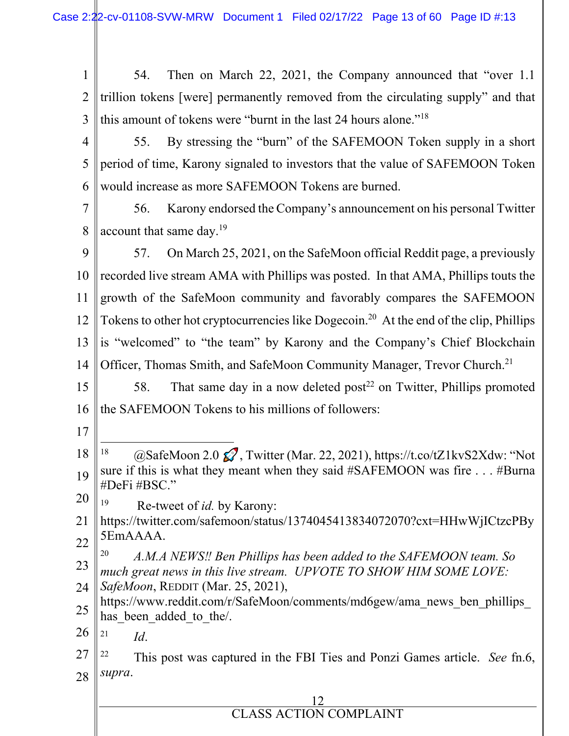54. Then on March 22, 2021, the Company announced that "over 1.1 trillion tokens [were] permanently removed from the circulating supply" and that this amount of tokens were "burnt in the last 24 hours alone."[18]

55. By stressing the "burn" of the SAFEMOON Token supply in a short period of time, Karony signaled to investors that the value of SAFEMOON Token would increase as more SAFEMOON Tokens are burned.

56. Karony endorsed the Company's announcement on his personal Twitter account that same day.[19]

57. On March 25, 2021, on the SafeMoon official Reddit page, a previously recorded live stream AMA with Phillips was posted. In that AMA, Phillips touts the growth of the SafeMoon community and favorably compares the SAFEMOON Tokens to other hot cryptocurrencies like Dogecoin.[20] At the end of the clip, Phillips is "welcomed" to "the team" by Karony and the Company's Chief Blockchain Officer, Thomas Smith, and SafeMoon Community Manager, Trevor Church.[21]

58. That same day in a now deleted post[22] on Twitter, Phillips promoted the SAFEMOON Tokens to his millions of followers:

---

[18] @SafeMoon 2.0 🚀, Twitter (Mar. 22, 2021), https://t.co/tZ1kvS2Xdw: "Not sure if this is what they meant when they said #SAFEMOON was fire . . . #Burna #DeFi #BSC."

[19] Re-tweet of *id.* by Karony: https://twitter.com/safemoon/status/1374045413834072070?cxt=HHwWjICtzcPBy5EmAAAA.

[20] *A.M.A NEWS!! Ben Phillips has been added to the SAFEMOON team. So much great news in this live stream. UPVOTE TO SHOW HIM SOME LOVE: SafeMoon*, REDDIT (Mar. 25, 2021), https://www.reddit.com/r/SafeMoon/comments/md6gew/ama_news_ben_phillips_has_been_added_to_the/.

[21] *Id*.

[22] This post was captured in the FBI Ties and Ponzi Games article. *See* fn.6, *supra*.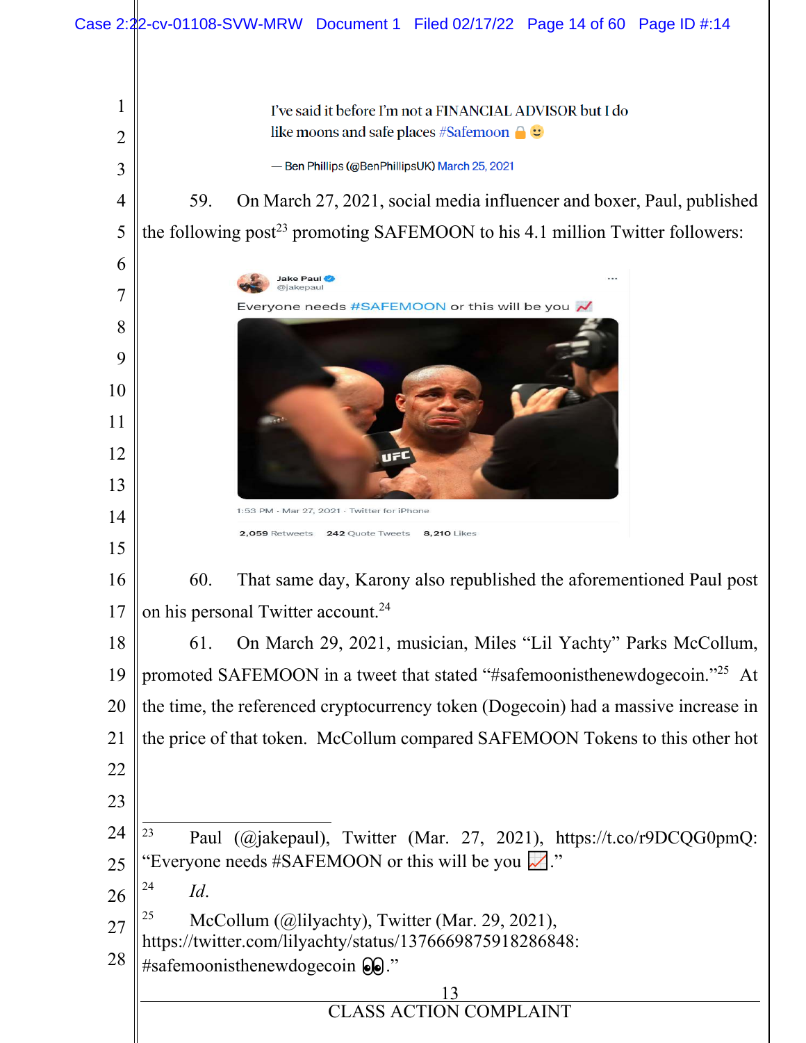> I've said it before I'm not a FINANCIAL ADVISOR but I do like moons and safe places #Safemoon 🔒🙂
>
> — Ben Phillips (@BenPhillipsUK) March 25, 2021

59. On March 27, 2021, social media influencer and boxer, Paul, published the following post[23] promoting SAFEMOON to his 4.1 million Twitter followers:

> Jake Paul @jakepaul
>
> Everyone needs #SAFEMOON or this will be you 📈
>
> 1:53 PM · Mar 27, 2021 · Twitter for iPhone
>
> 2,059 Retweets 242 Quote Tweets 8,210 Likes

60. That same day, Karony also republished the aforementioned Paul post on his personal Twitter account.[24]

61. On March 29, 2021, musician, Miles "Lil Yachty" Parks McCollum, promoted SAFEMOON in a tweet that stated "#safemoonisthenewdogecoin."[25] At the time, the referenced cryptocurrency token (Dogecoin) had a massive increase in the price of that token. McCollum compared SAFEMOON Tokens to this other hot

---

[23] Paul (@jakepaul), Twitter (Mar. 27, 2021), https://t.co/r9DCQG0pmQ: "Everyone needs #SAFEMOON or this will be you 📈."

[24] *Id.*

[25] McCollum (@lilyachty), Twitter (Mar. 29, 2021), https://twitter.com/lilyachty/status/1376669875918286848: #safemoonisthenewdogecoin 👀."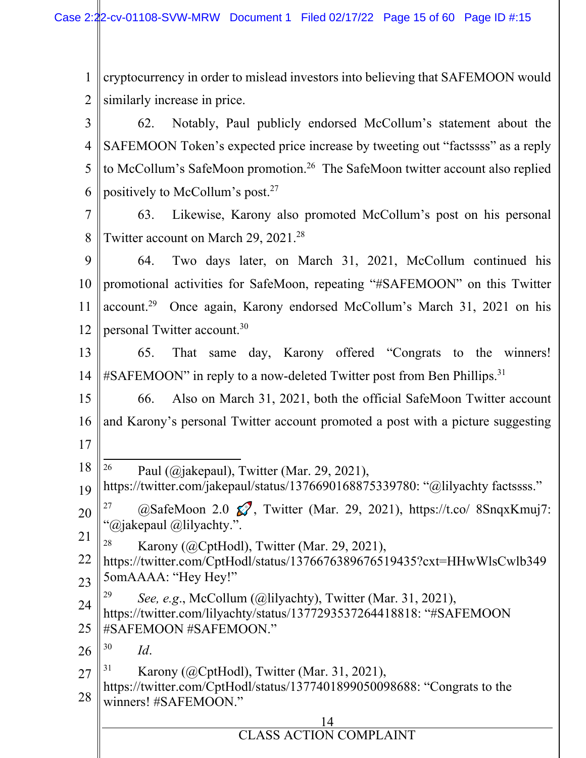cryptocurrency in order to mislead investors into believing that SAFEMOON would similarly increase in price.

62. Notably, Paul publicly endorsed McCollum's statement about the SAFEMOON Token's expected price increase by tweeting out "factssss" as a reply to McCollum's SafeMoon promotion.[26] The SafeMoon twitter account also replied positively to McCollum's post.[27]

63. Likewise, Karony also promoted McCollum's post on his personal Twitter account on March 29, 2021.[28]

64. Two days later, on March 31, 2021, McCollum continued his promotional activities for SafeMoon, repeating "#SAFEMOON" on this Twitter account.[29] Once again, Karony endorsed McCollum's March 31, 2021 on his personal Twitter account.[30]

65. That same day, Karony offered "Congrats to the winners! #SAFEMOON" in reply to a now-deleted Twitter post from Ben Phillips.[31]

66. Also on March 31, 2021, both the official SafeMoon Twitter account and Karony's personal Twitter account promoted a post with a picture suggesting

---

[26] Paul (@jakepaul), Twitter (Mar. 29, 2021), https://twitter.com/jakepaul/status/1376690168875339780: "@lilyachty factssss."

[27] @SafeMoon 2.0 🚀, Twitter (Mar. 29, 2021), https://t.co/ 8SnqxKmuj7: "@jakepaul @lilyachty.".

[28] Karony (@CptHodl), Twitter (Mar. 29, 2021), https://twitter.com/CptHodl/status/1376676389676519435?cxt=HHwWlsCwlb3495omAAAA: "Hey Hey!"

[29] *See, e.g.*, McCollum (@lilyachty), Twitter (Mar. 31, 2021), https://twitter.com/lilyachty/status/1377293537264418818: "#SAFEMOON #SAFEMOON #SAFEMOON."

[30] *Id*.

[31] Karony (@CptHodl), Twitter (Mar. 31, 2021), https://twitter.com/CptHodl/status/1377401899050098688: "Congrats to the winners! #SAFEMOON."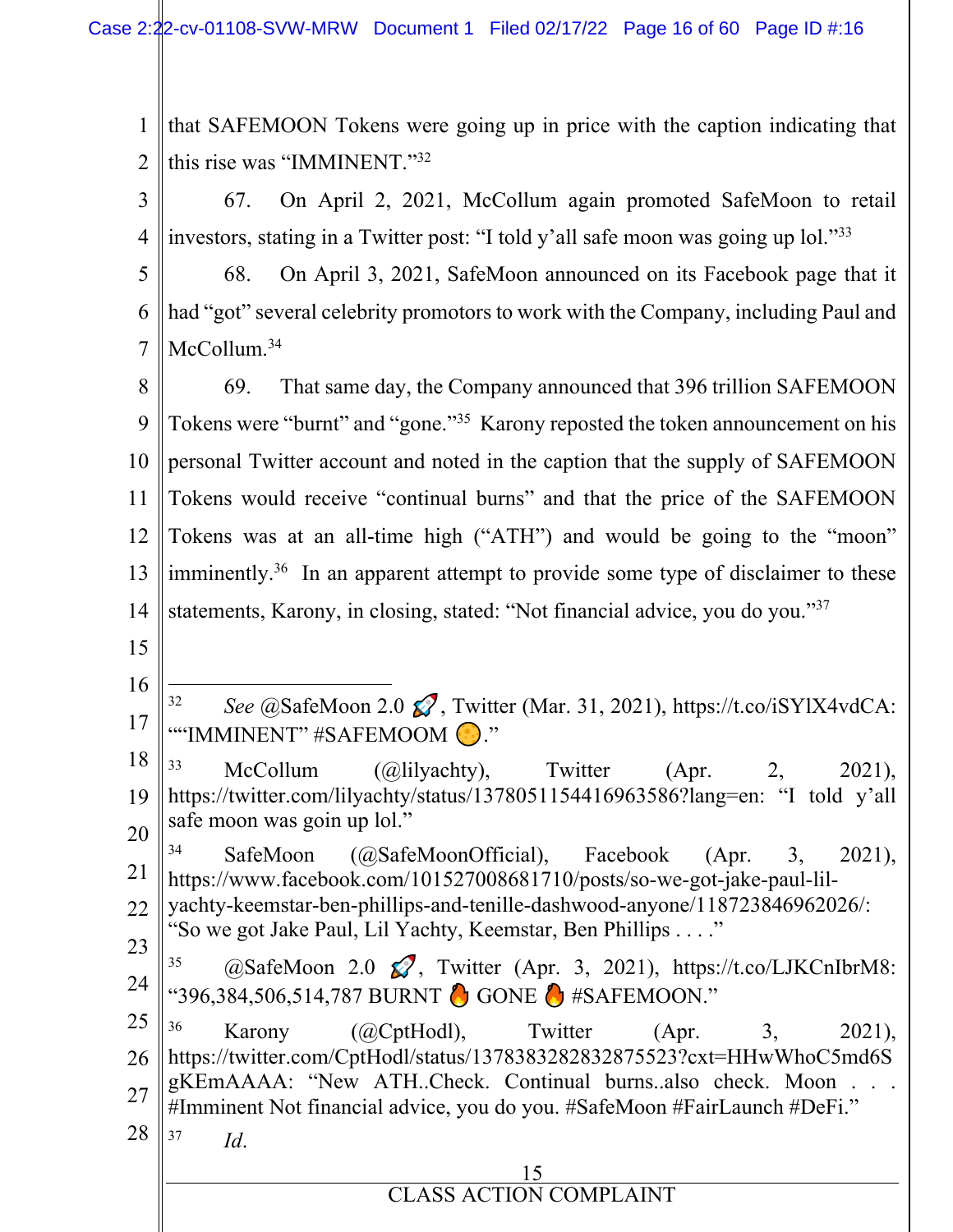that SAFEMOON Tokens were going up in price with the caption indicating that this rise was "IMMINENT."[32]

67. On April 2, 2021, McCollum again promoted SafeMoon to retail investors, stating in a Twitter post: "I told y'all safe moon was going up lol."[33]

68. On April 3, 2021, SafeMoon announced on its Facebook page that it had "got" several celebrity promotors to work with the Company, including Paul and McCollum.[34]

69. That same day, the Company announced that 396 trillion SAFEMOON Tokens were "burnt" and "gone."[35] Karony reposted the token announcement on his personal Twitter account and noted in the caption that the supply of SAFEMOON Tokens would receive "continual burns" and that the price of the SAFEMOON Tokens was at an all-time high ("ATH") and would be going to the "moon" imminently.[36] In an apparent attempt to provide some type of disclaimer to these statements, Karony, in closing, stated: "Not financial advice, you do you."[37]

---

[32] *See* @SafeMoon 2.0 🚀, Twitter (Mar. 31, 2021), https://t.co/iSYlX4vdCA: ""IMMINENT" #SAFEMOOM 🌕."

[33] McCollum (@lilyachty), Twitter (Apr. 2, 2021), https://twitter.com/lilyachty/status/1378051154416963586?lang=en: "I told y'all safe moon was goin up lol."

[34] SafeMoon (@SafeMoonOfficial), Facebook (Apr. 3, 2021), https://www.facebook.com/101527008681710/posts/so-we-got-jake-paul-lil-yachty-keemstar-ben-phillips-and-tenille-dashwood-anyone/118723846962026/: "So we got Jake Paul, Lil Yachty, Keemstar, Ben Phillips . . . ."

[35] @SafeMoon 2.0 🚀, Twitter (Apr. 3, 2021), https://t.co/LJKCnIbrM8: "396,384,506,514,787 BURNT 🔥 GONE 🔥 #SAFEMOON."

[36] Karony (@CptHodl), Twitter (Apr. 3, 2021), https://twitter.com/CptHodl/status/1378383282832875523?cxt=HHwWhoC5md6SgKEmAAAA: "New ATH..Check. Continual burns..also check. Moon . . . #Imminent Not financial advice, you do you. #SafeMoon #FairLaunch #DeFi."

[37] *Id.*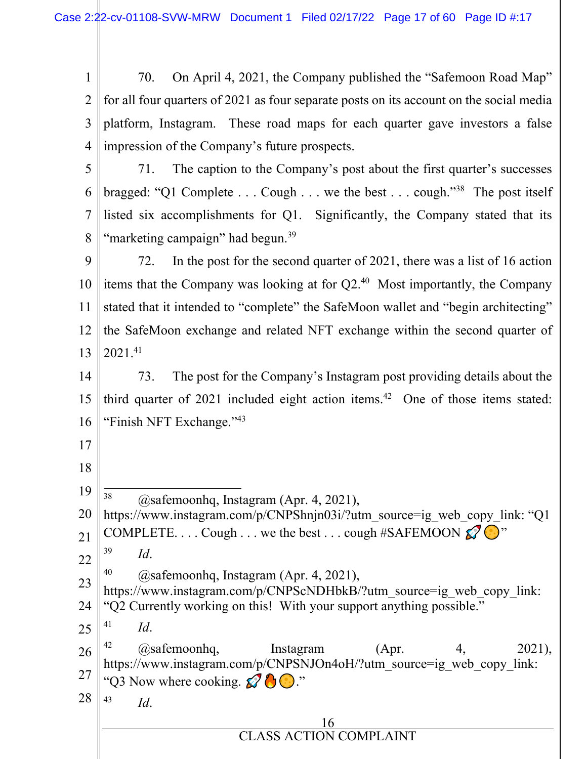70. On April 4, 2021, the Company published the "Safemoon Road Map" for all four quarters of 2021 as four separate posts on its account on the social media platform, Instagram. These road maps for each quarter gave investors a false impression of the Company's future prospects.

71. The caption to the Company's post about the first quarter's successes bragged: "Q1 Complete . . . Cough . . . we the best . . . cough."[38] The post itself listed six accomplishments for Q1. Significantly, the Company stated that its "marketing campaign" had begun.[39]

72. In the post for the second quarter of 2021, there was a list of 16 action items that the Company was looking at for Q2.[40] Most importantly, the Company stated that it intended to "complete" the SafeMoon wallet and "begin architecting" the SafeMoon exchange and related NFT exchange within the second quarter of 2021.[41]

73. The post for the Company's Instagram post providing details about the third quarter of 2021 included eight action items.[42] One of those items stated: "Finish NFT Exchange."[43]

---

[38] @safemoonhq, Instagram (Apr. 4, 2021), https://www.instagram.com/p/CNPShnjn03i/?utm_source=ig_web_copy_link: "Q1 COMPLETE. . . . Cough . . . we the best . . . cough #SAFEMOON 🚀🌕"

[39] *Id.*

[40] @safemoonhq, Instagram (Apr. 4, 2021), https://www.instagram.com/p/CNPScNDHbkB/?utm_source=ig_web_copy_link: "Q2 Currently working on this! With your support anything possible."

[41] *Id.*

[42] @safemoonhq, Instagram (Apr. 4, 2021), https://www.instagram.com/p/CNPSNJOn4oH/?utm_source=ig_web_copy_link: "Q3 Now where cooking. 🚀🔥🌕."

[43] *Id.*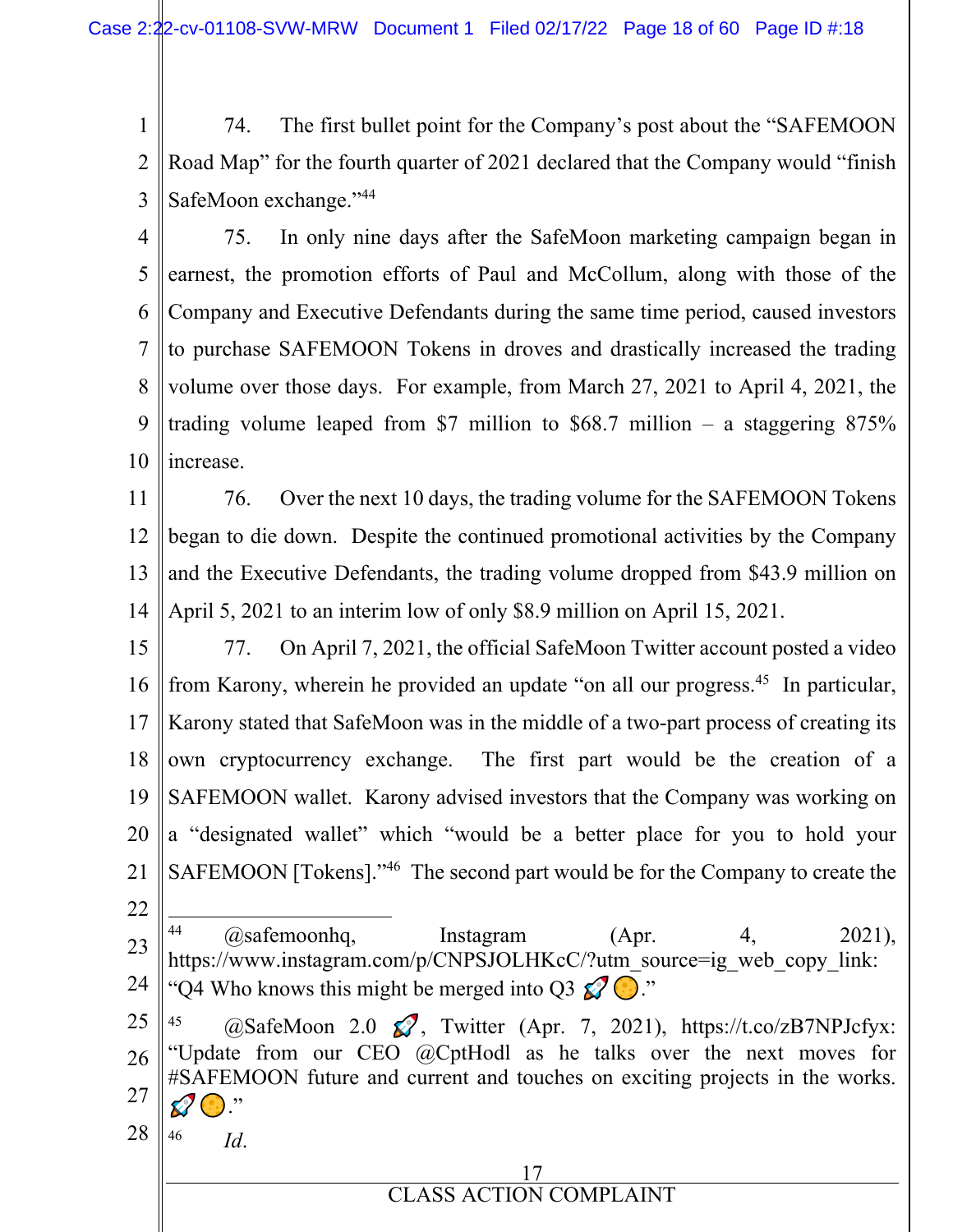74. The first bullet point for the Company's post about the "SAFEMOON Road Map" for the fourth quarter of 2021 declared that the Company would "finish SafeMoon exchange."[44]

75. In only nine days after the SafeMoon marketing campaign began in earnest, the promotion efforts of Paul and McCollum, along with those of the Company and Executive Defendants during the same time period, caused investors to purchase SAFEMOON Tokens in droves and drastically increased the trading volume over those days. For example, from March 27, 2021 to April 4, 2021, the trading volume leaped from $7 million to $68.7 million – a staggering 875% increase.

76. Over the next 10 days, the trading volume for the SAFEMOON Tokens began to die down. Despite the continued promotional activities by the Company and the Executive Defendants, the trading volume dropped from $43.9 million on April 5, 2021 to an interim low of only $8.9 million on April 15, 2021.

77. On April 7, 2021, the official SafeMoon Twitter account posted a video from Karony, wherein he provided an update "on all our progress.[45] In particular, Karony stated that SafeMoon was in the middle of a two-part process of creating its own cryptocurrency exchange. The first part would be the creation of a SAFEMOON wallet. Karony advised investors that the Company was working on a "designated wallet" which "would be a better place for you to hold your SAFEMOON [Tokens]."[46] The second part would be for the Company to create the

---

[44] @safemoonhq, Instagram (Apr. 4, 2021), https://www.instagram.com/p/CNPSJOLHKcC/?utm_source=ig_web_copy_link: "Q4 Who knows this might be merged into Q3 🚀🌕."

[45] @SafeMoon 2.0 🚀, Twitter (Apr. 7, 2021), https://t.co/zB7NPJcfyx: "Update from our CEO @CptHodl as he talks over the next moves for #SAFEMOON future and current and touches on exciting projects in the works. 🚀🌕."

[46] *Id*.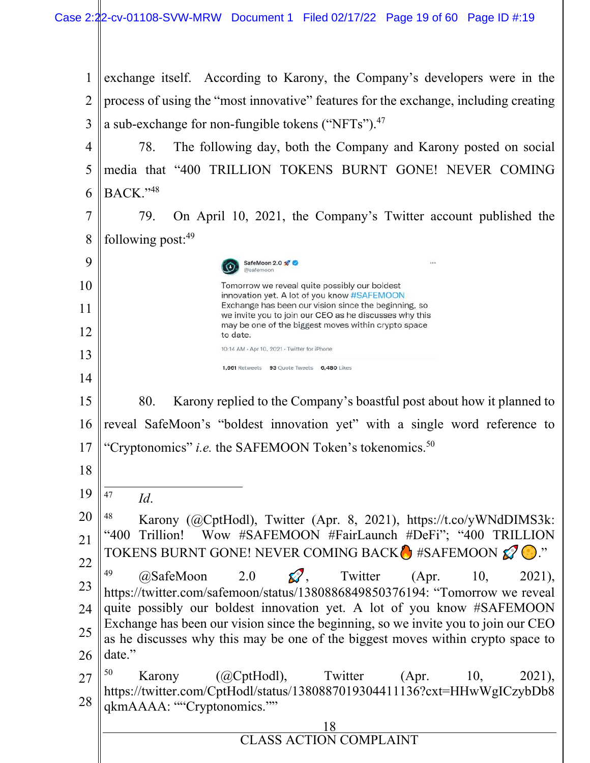exchange itself. According to Karony, the Company's developers were in the process of using the "most innovative" features for the exchange, including creating a sub-exchange for non-fungible tokens ("NFTs").[47]

78. The following day, both the Company and Karony posted on social media that "400 TRILLION TOKENS BURNT GONE! NEVER COMING BACK."[48]

79. On April 10, 2021, the Company's Twitter account published the following post:[49]

> SafeMoon 2.0 🚀
> @safemoon
>
> Tomorrow we reveal quite possibly our boldest innovation yet. A lot of you know #SAFEMOON Exchange has been our vision since the beginning, so we invite you to join our CEO as he discusses why this may be one of the biggest moves within crypto space to date.
>
> 10:14 AM · Apr 10, 2021 · Twitter for iPhone
>
> 1,661 Retweets 93 Quote Tweets 6,480 Likes

80. Karony replied to the Company's boastful post about how it planned to reveal SafeMoon's "boldest innovation yet" with a single word reference to "Cryptonomics" *i.e.* the SAFEMOON Token's tokenomics.[50]

---

[47] *Id.*

[48] Karony (@CptHodl), Twitter (Apr. 8, 2021), https://t.co/yWNdDIMS3k: "400 Trillion! Wow #SAFEMOON #FairLaunch #DeFi"; "400 TRILLION TOKENS BURNT GONE! NEVER COMING BACK🔥 #SAFEMOON 🚀🌕."

[49] @SafeMoon 2.0 🚀, Twitter (Apr. 10, 2021), https://twitter.com/safemoon/status/1380886849850376194: "Tomorrow we reveal quite possibly our boldest innovation yet. A lot of you know #SAFEMOON Exchange has been our vision since the beginning, so we invite you to join our CEO as he discusses why this may be one of the biggest moves within crypto space to date."

[50] Karony (@CptHodl), Twitter (Apr. 10, 2021), https://twitter.com/CptHodl/status/1380887019304411136?cxt=HHwWgICzybDb8qkmAAAA: ""Cryptonomics.""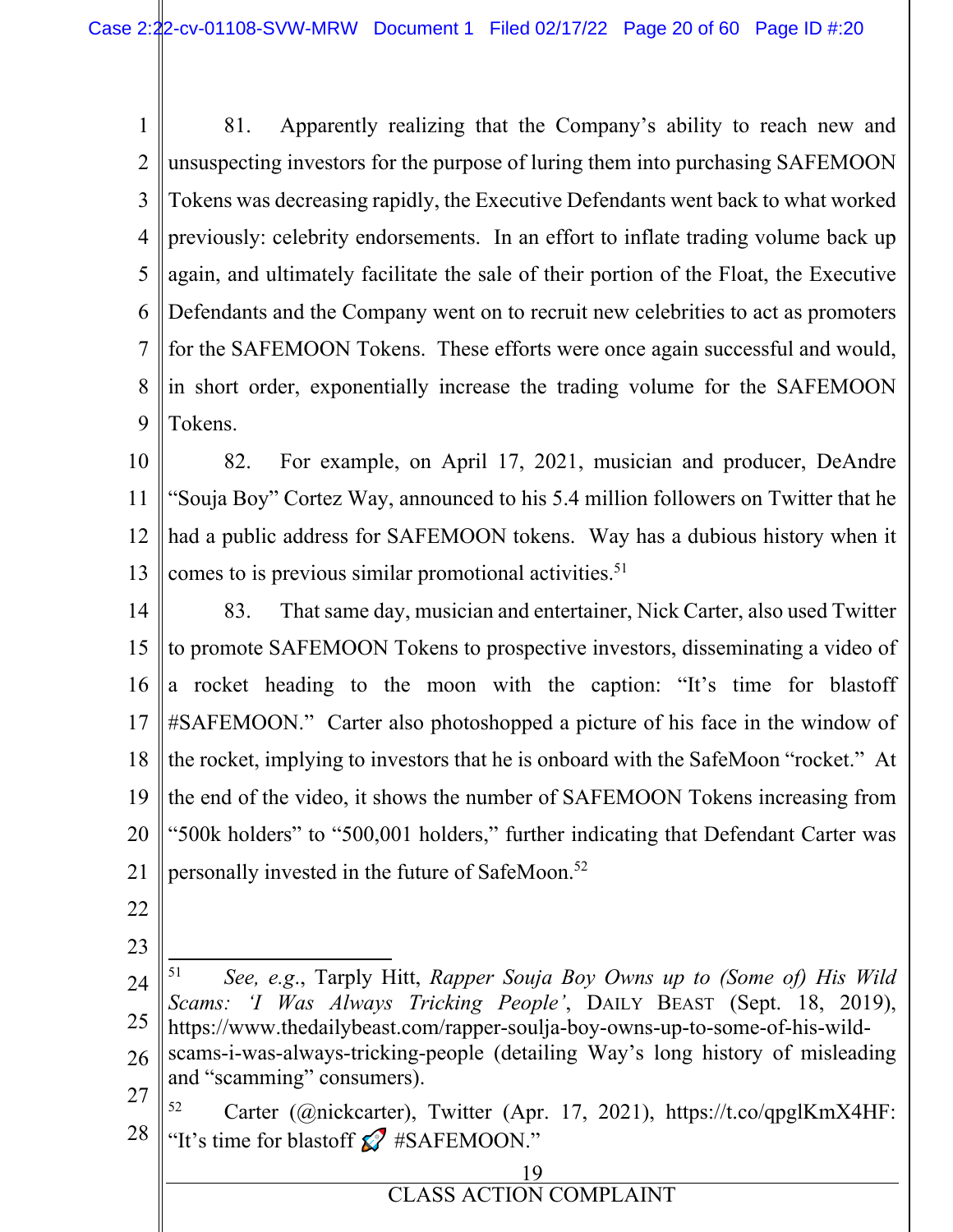81. Apparently realizing that the Company's ability to reach new and unsuspecting investors for the purpose of luring them into purchasing SAFEMOON Tokens was decreasing rapidly, the Executive Defendants went back to what worked previously: celebrity endorsements. In an effort to inflate trading volume back up again, and ultimately facilitate the sale of their portion of the Float, the Executive Defendants and the Company went on to recruit new celebrities to act as promoters for the SAFEMOON Tokens. These efforts were once again successful and would, in short order, exponentially increase the trading volume for the SAFEMOON Tokens.

82. For example, on April 17, 2021, musician and producer, DeAndre "Souja Boy" Cortez Way, announced to his 5.4 million followers on Twitter that he had a public address for SAFEMOON tokens. Way has a dubious history when it comes to is previous similar promotional activities.[51]

83. That same day, musician and entertainer, Nick Carter, also used Twitter to promote SAFEMOON Tokens to prospective investors, disseminating a video of a rocket heading to the moon with the caption: "It's time for blastoff #SAFEMOON." Carter also photoshopped a picture of his face in the window of the rocket, implying to investors that he is onboard with the SafeMoon "rocket." At the end of the video, it shows the number of SAFEMOON Tokens increasing from "500k holders" to "500,001 holders," further indicating that Defendant Carter was personally invested in the future of SafeMoon.[52]

---

[51] *See, e.g.*, Tarply Hitt, *Rapper Souja Boy Owns up to (Some of) His Wild Scams: 'I Was Always Tricking People'*, DAILY BEAST (Sept. 18, 2019), https://www.thedailybeast.com/rapper-soulja-boy-owns-up-to-some-of-his-wild-scams-i-was-always-tricking-people (detailing Way's long history of misleading and "scamming" consumers).

[52] Carter (@nickcarter), Twitter (Apr. 17, 2021), https://t.co/qpglKmX4HF: "It's time for blastoff 🚀 #SAFEMOON."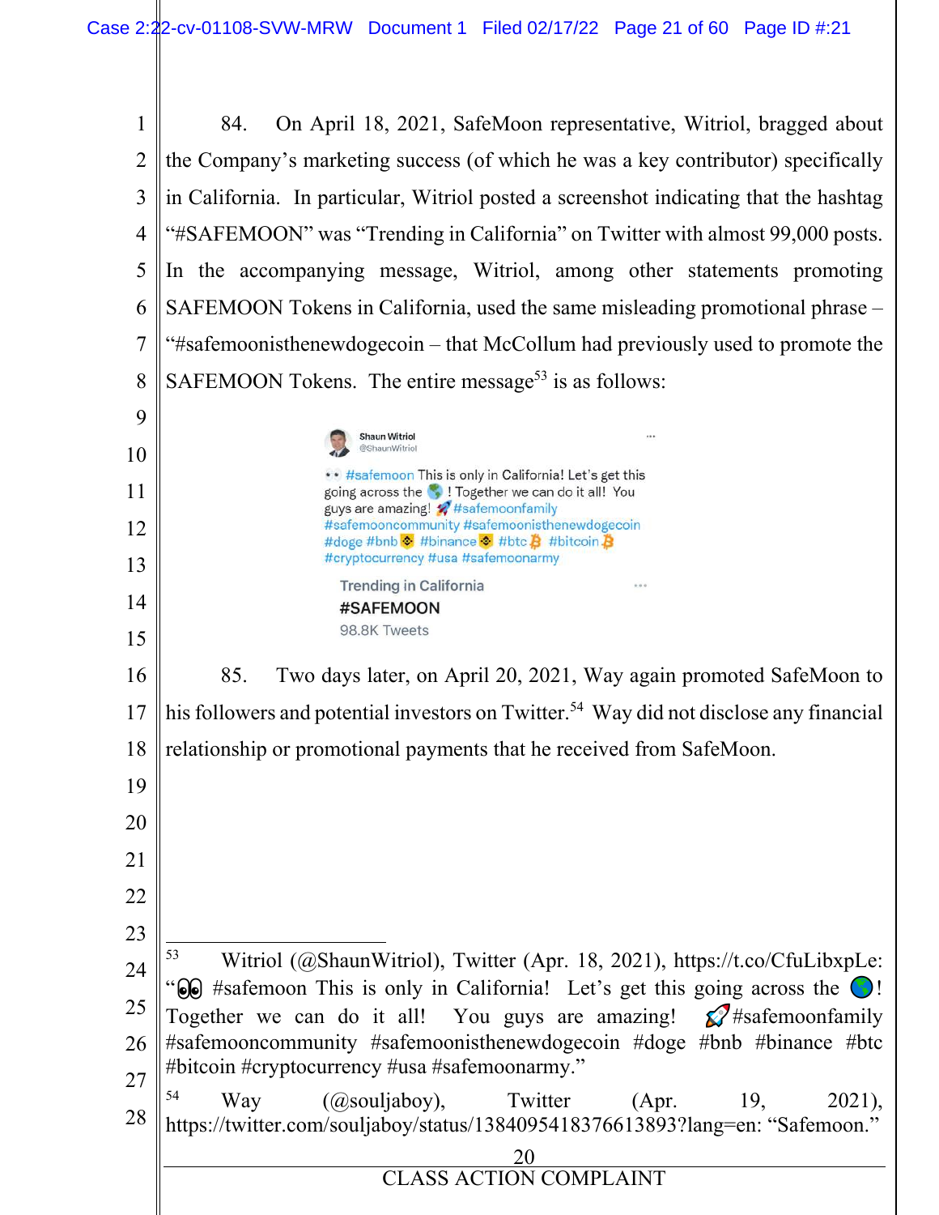84. On April 18, 2021, SafeMoon representative, Witriol, bragged about the Company's marketing success (of which he was a key contributor) specifically in California. In particular, Witriol posted a screenshot indicating that the hashtag "#SAFEMOON" was "Trending in California" on Twitter with almost 99,000 posts. In the accompanying message, Witriol, among other statements promoting SAFEMOON Tokens in California, used the same misleading promotional phrase – "#safemoonisthenewdogecoin – that McCollum had previously used to promote the SAFEMOON Tokens. The entire message[53] is as follows:

> Shaun Witriol
> @ShaunWitriol
>
> 👀 #safemoon This is only in California! Let's get this going across the 🌎 ! Together we can do it all! You guys are amazing! 🚀 #safemoonfamily #safemooncommunity #safemoonisthenewdogecoin #doge #bnb #binance #btc #bitcoin #cryptocurrency #usa #safemoonarmy
>
> Trending in California
> #SAFEMOON
> 98.8K Tweets

85. Two days later, on April 20, 2021, Way again promoted SafeMoon to his followers and potential investors on Twitter.[54] Way did not disclose any financial relationship or promotional payments that he received from SafeMoon.

---

[53] Witriol (@ShaunWitriol), Twitter (Apr. 18, 2021), https://t.co/CfuLibxpLe: "👀 #safemoon This is only in California! Let's get this going across the 🌎! Together we can do it all! You guys are amazing! 🚀#safemoonfamily #safemooncommunity #safemoonisthenewdogecoin #doge #bnb #binance #btc #bitcoin #cryptocurrency #usa #safemoonarmy."

[54] Way (@souljaboy), Twitter (Apr. 19, 2021), https://twitter.com/souljaboy/status/1384095418376613893?lang=en: "Safemoon."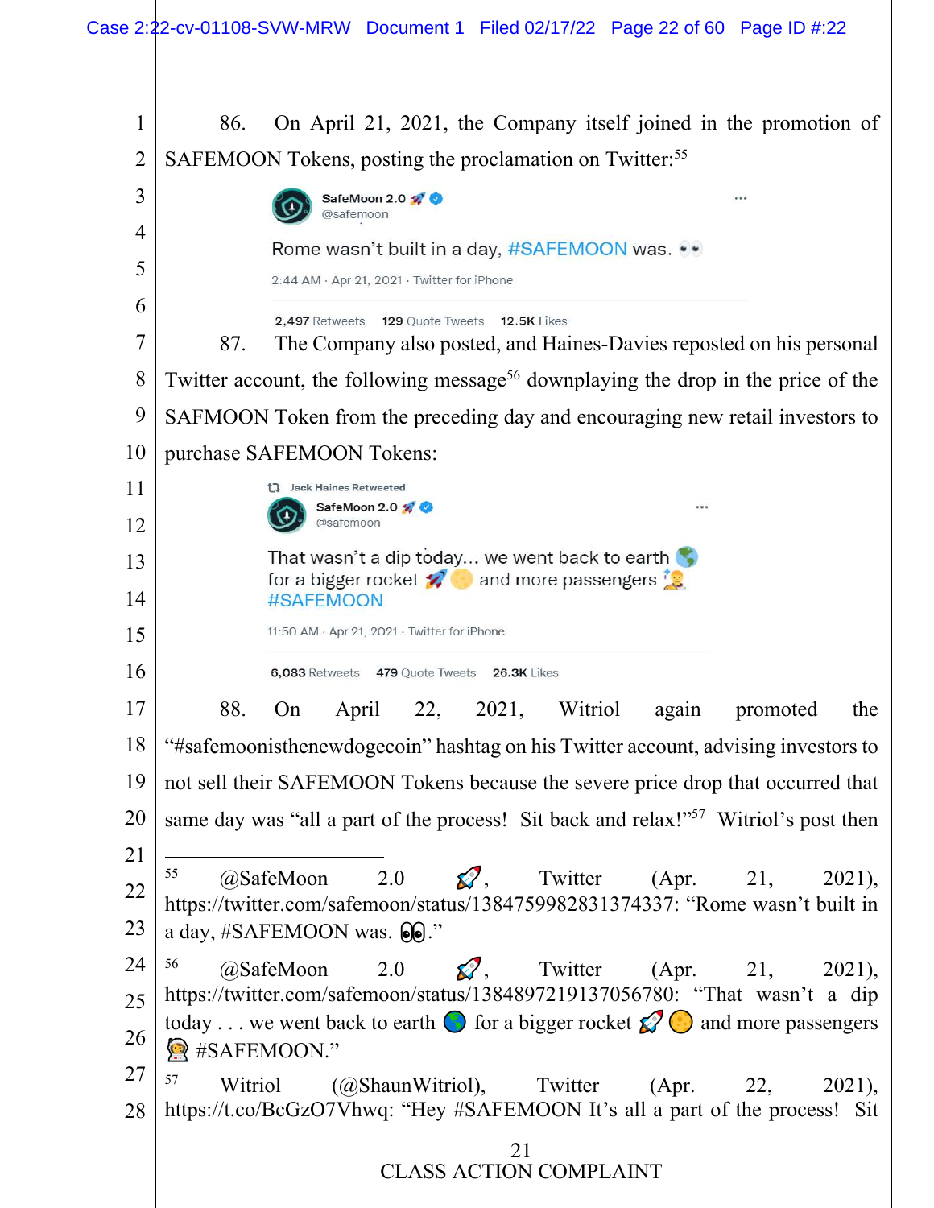86. On April 21, 2021, the Company itself joined in the promotion of SAFEMOON Tokens, posting the proclamation on Twitter:[55]

> **SafeMoon 2.0** 🚀 ✓
> @safemoon
>
> Rome wasn't built in a day, #SAFEMOON was. 👀
>
> 2:44 AM · Apr 21, 2021 · Twitter for iPhone
>
> 2,497 Retweets 129 Quote Tweets 12.5K Likes

87. The Company also posted, and Haines-Davies reposted on his personal Twitter account, the following message[56] downplaying the drop in the price of the SAFMOON Token from the preceding day and encouraging new retail investors to purchase SAFEMOON Tokens:

> Jack Haines Retweeted
>
> **SafeMoon 2.0** 🚀 ✓
> @safemoon
>
> That wasn't a dip today... we went back to earth 🌎 for a bigger rocket 🚀 🌕 and more passengers 👨‍🚀
> #SAFEMOON
>
> 11:50 AM · Apr 21, 2021 · Twitter for iPhone
>
> 6,083 Retweets 479 Quote Tweets 26.3K Likes

88. On April 22, 2021, Witriol again promoted the "#safemoonisthenewdogecoin" hashtag on his Twitter account, advising investors to not sell their SAFEMOON Tokens because the severe price drop that occurred that same day was "all a part of the process! Sit back and relax!"[57] Witriol's post then

---

[55] @SafeMoon 2.0 🚀, Twitter (Apr. 21, 2021), https://twitter.com/safemoon/status/1384759982831374337: "Rome wasn't built in a day, #SAFEMOON was. 👀."

[56] @SafeMoon 2.0 🚀, Twitter (Apr. 21, 2021), https://twitter.com/safemoon/status/1384897219137056780: "That wasn't a dip today . . . we went back to earth 🌎 for a bigger rocket 🚀 🌕 and more passengers 👨‍🚀 #SAFEMOON."

[57] Witriol (@ShaunWitriol), Twitter (Apr. 22, 2021), https://t.co/BcGzO7Vhwq: "Hey #SAFEMOON It's all a part of the process! Sit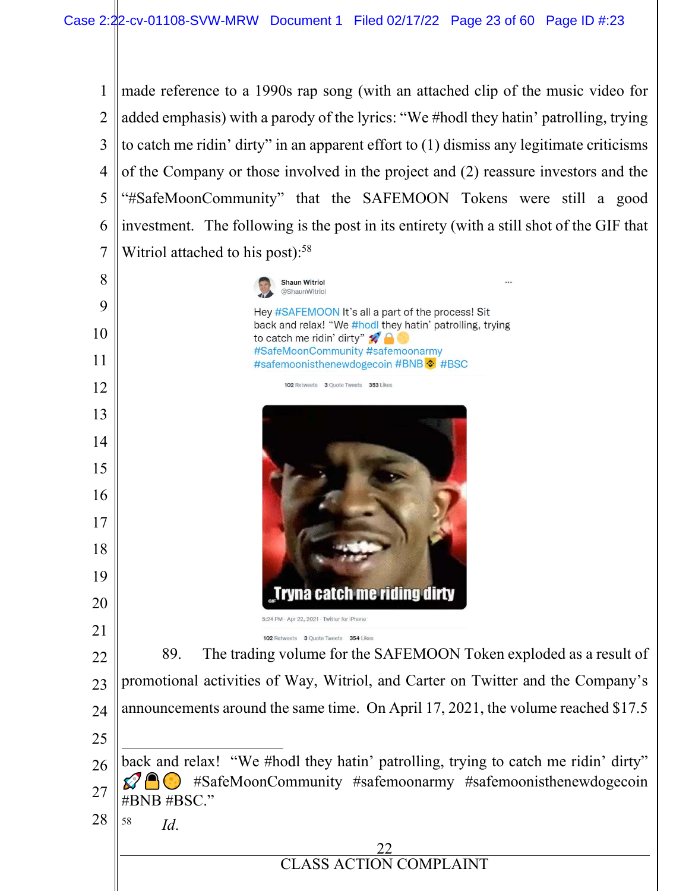made reference to a 1990s rap song (with an attached clip of the music video for added emphasis) with a parody of the lyrics: "We #hodl they hatin' patrolling, trying to catch me ridin' dirty" in an apparent effort to (1) dismiss any legitimate criticisms of the Company or those involved in the project and (2) reassure investors and the "#SafeMoonCommunity" that the SAFEMOON Tokens were still a good investment. The following is the post in its entirety (with a still shot of the GIF that Witriol attached to his post):[58]

Shaun Witriol
@ShaunWitriol

Hey #SAFEMOON It's all a part of the process! Sit back and relax! "We #hodl they hatin' patrolling, trying to catch me ridin' dirty" 🚀🔒🌕
#SafeMoonCommunity #safemoonarmy
#safemoonisthenewdogecoin #BNB #BSC

102 Retweets 3 Quote Tweets 353 Likes

Tryna catch me riding dirty

5:24 PM · Apr 22, 2021 · Twitter for iPhone

102 Retweets 3 Quote Tweets 354 Likes

89. The trading volume for the SAFEMOON Token exploded as a result of promotional activities of Way, Witriol, and Carter on Twitter and the Company's announcements around the same time. On April 17, 2021, the volume reached $17.5

---

back and relax! "We #hodl they hatin' patrolling, trying to catch me ridin' dirty" 🚀🔒🌕 #SafeMoonCommunity #safemoonarmy #safemoonisthenewdogecoin #BNB #BSC."

[58] *Id.*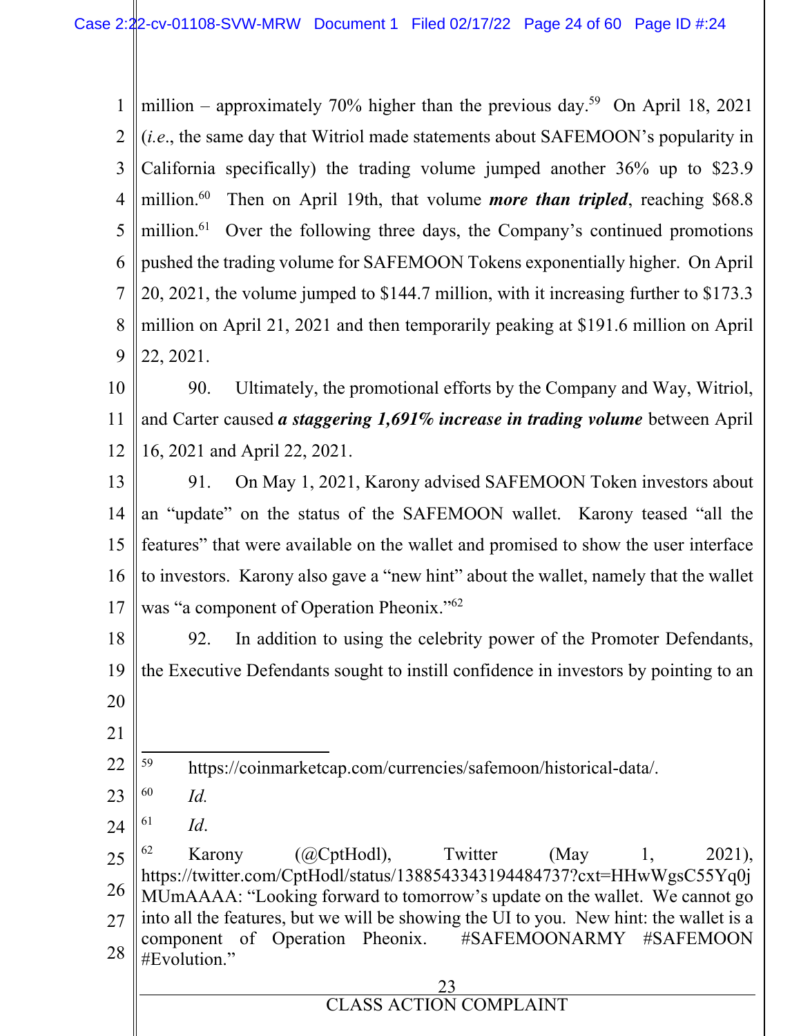million – approximately 70% higher than the previous day.[59] On April 18, 2021 (*i.e.*, the same day that Witriol made statements about SAFEMOON's popularity in California specifically) the trading volume jumped another 36% up to $23.9 million.[60] Then on April 19th, that volume ***more than tripled***, reaching $68.8 million.[61] Over the following three days, the Company's continued promotions pushed the trading volume for SAFEMOON Tokens exponentially higher. On April 20, 2021, the volume jumped to $144.7 million, with it increasing further to $173.3 million on April 21, 2021 and then temporarily peaking at $191.6 million on April 22, 2021.

90. Ultimately, the promotional efforts by the Company and Way, Witriol, and Carter caused ***a staggering 1,691% increase in trading volume*** between April 16, 2021 and April 22, 2021.

91. On May 1, 2021, Karony advised SAFEMOON Token investors about an "update" on the status of the SAFEMOON wallet. Karony teased "all the features" that were available on the wallet and promised to show the user interface to investors. Karony also gave a "new hint" about the wallet, namely that the wallet was "a component of Operation Pheonix."[62]

92. In addition to using the celebrity power of the Promoter Defendants, the Executive Defendants sought to instill confidence in investors by pointing to an

---

[59] https://coinmarketcap.com/currencies/safemoon/historical-data/.

[60] *Id.*

[61] *Id*.

[62] Karony (@CptHodl), Twitter (May 1, 2021), https://twitter.com/CptHodl/status/1388543343194484737?cxt=HHwWgsC55Yq0jMUmAAAA: "Looking forward to tomorrow's update on the wallet. We cannot go into all the features, but we will be showing the UI to you. New hint: the wallet is a component of Operation Pheonix. #SAFEMOONARMY #SAFEMOON #Evolution."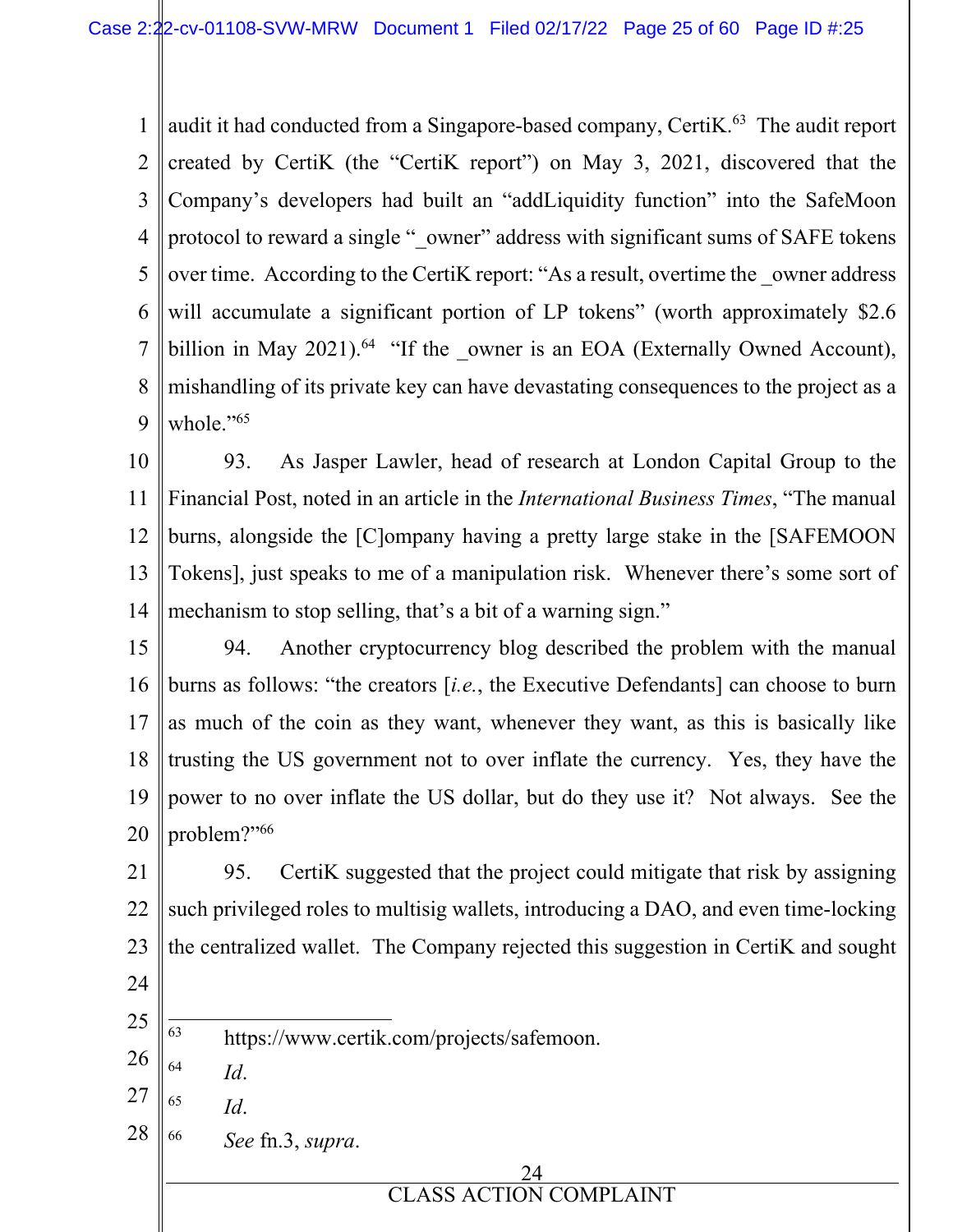audit it had conducted from a Singapore-based company, CertiK.[63] The audit report created by CertiK (the "CertiK report") on May 3, 2021, discovered that the Company's developers had built an "addLiquidity function" into the SafeMoon protocol to reward a single "_owner" address with significant sums of SAFE tokens over time. According to the CertiK report: "As a result, overtime the _owner address will accumulate a significant portion of LP tokens" (worth approximately $2.6 billion in May 2021).[64] "If the _owner is an EOA (Externally Owned Account), mishandling of its private key can have devastating consequences to the project as a whole."[65]

93. As Jasper Lawler, head of research at London Capital Group to the Financial Post, noted in an article in the *International Business Times*, "The manual burns, alongside the [C]ompany having a pretty large stake in the [SAFEMOON Tokens], just speaks to me of a manipulation risk. Whenever there's some sort of mechanism to stop selling, that's a bit of a warning sign."

94. Another cryptocurrency blog described the problem with the manual burns as follows: "the creators [*i.e.*, the Executive Defendants] can choose to burn as much of the coin as they want, whenever they want, as this is basically like trusting the US government not to over inflate the currency. Yes, they have the power to no over inflate the US dollar, but do they use it? Not always. See the problem?"[66]

95. CertiK suggested that the project could mitigate that risk by assigning such privileged roles to multisig wallets, introducing a DAO, and even time-locking the centralized wallet. The Company rejected this suggestion in CertiK and sought

---

[63] https://www.certik.com/projects/safemoon.

[64] *Id.*

[65] *Id.*

[66] *See* fn.3, *supra*.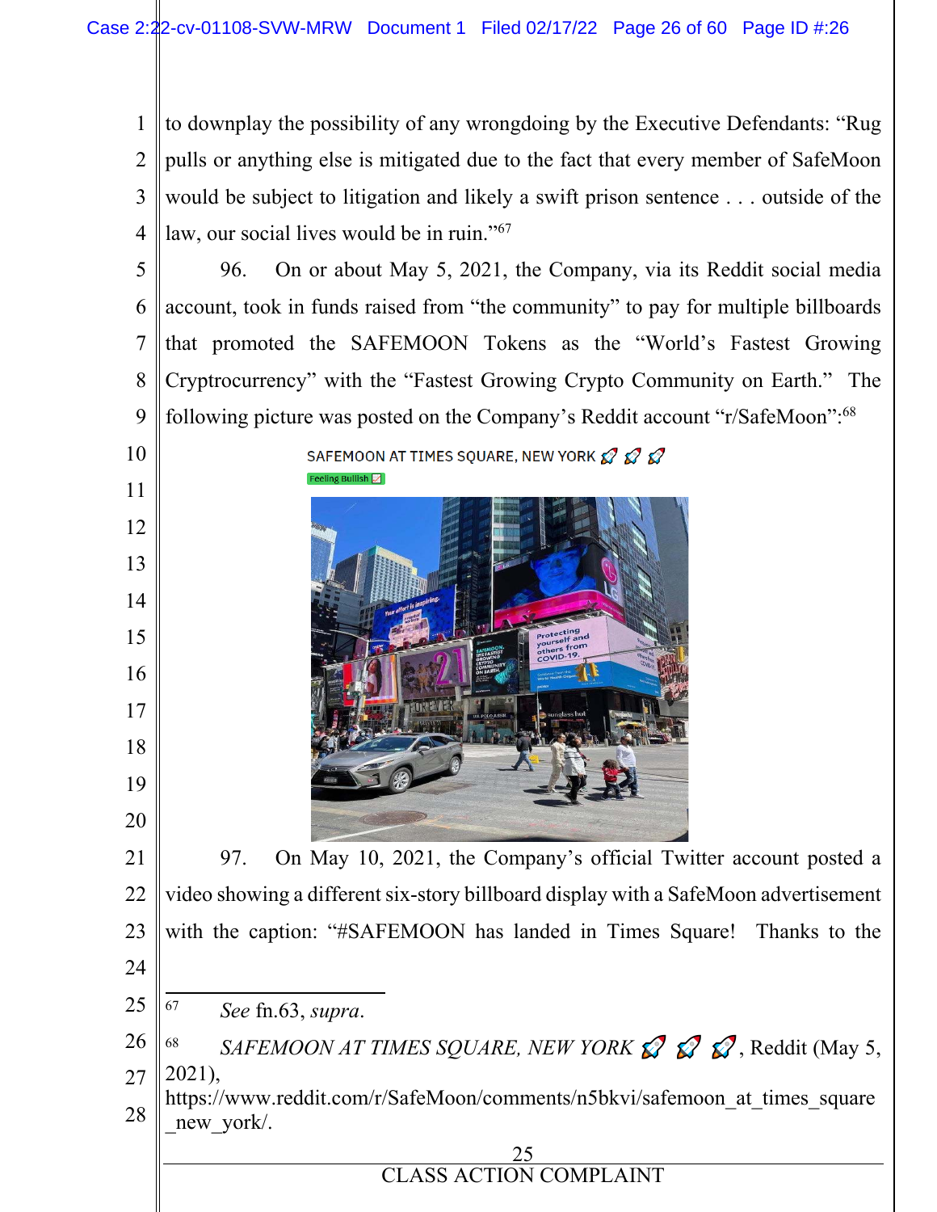to downplay the possibility of any wrongdoing by the Executive Defendants: "Rug pulls or anything else is mitigated due to the fact that every member of SafeMoon would be subject to litigation and likely a swift prison sentence . . . outside of the law, our social lives would be in ruin."[67]

96. On or about May 5, 2021, the Company, via its Reddit social media account, took in funds raised from "the community" to pay for multiple billboards that promoted the SAFEMOON Tokens as the "World's Fastest Growing Cryptocurrency" with the "Fastest Growing Crypto Community on Earth." The following picture was posted on the Company's Reddit account "r/SafeMoon":[68]

SAFEMOON AT TIMES SQUARE, NEW YORK 🚀 🚀 🚀

Feeling Bullish 📈

97. On May 10, 2021, the Company's official Twitter account posted a video showing a different six-story billboard display with a SafeMoon advertisement with the caption: "#SAFEMOON has landed in Times Square! Thanks to the

---

[67] *See* fn.63, *supra*.

[68] *SAFEMOON AT TIMES SQUARE, NEW YORK* 🚀 🚀 🚀, Reddit (May 5, 2021), https://www.reddit.com/r/SafeMoon/comments/n5bkvi/safemoon_at_times_square_new_york/.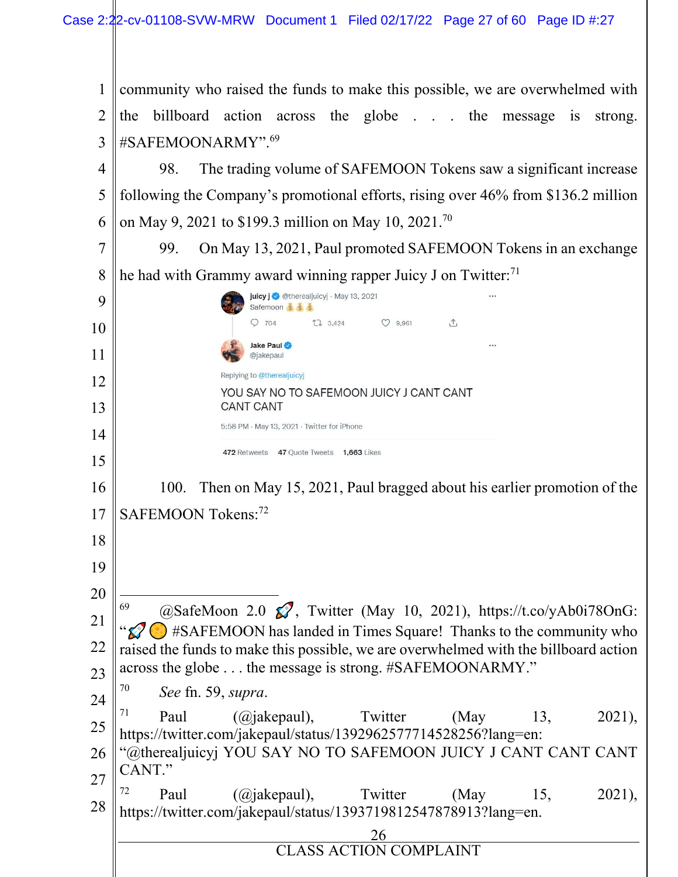community who raised the funds to make this possible, we are overwhelmed with the billboard action across the globe . . . the message is strong. #SAFEMOONARMY".[69]

98. The trading volume of SAFEMOON Tokens saw a significant increase following the Company's promotional efforts, rising over 46% from $136.2 million on May 9, 2021 to $199.3 million on May 10, 2021.[70]

99. On May 13, 2021, Paul promoted SAFEMOON Tokens in an exchange he had with Grammy award winning rapper Juicy J on Twitter:[71]

juicy j @therealjuicyj · May 13, 2021
Safemoon 💰💰💰

704 3,424 9,961

Jake Paul
@jakepaul

Replying to @therealjuicyj

YOU SAY NO TO SAFEMOON JUICY J CANT CANT CANT CANT

5:58 PM · May 13, 2021 · Twitter for iPhone

472 Retweets 47 Quote Tweets 1,663 Likes

100. Then on May 15, 2021, Paul bragged about his earlier promotion of the SAFEMOON Tokens:[72]

---

[69] @SafeMoon 2.0 🚀, Twitter (May 10, 2021), https://t.co/yAb0i78OnG: "🚀🌕 #SAFEMOON has landed in Times Square! Thanks to the community who raised the funds to make this possible, we are overwhelmed with the billboard action across the globe . . . the message is strong. #SAFEMOONARMY."

[70] *See* fn. 59, *supra*.

[71] Paul (@jakepaul), Twitter (May 13, 2021), https://twitter.com/jakepaul/status/1392962577714528256?lang=en: "@therealjuicyj YOU SAY NO TO SAFEMOON JUICY J CANT CANT CANT CANT."

[72] Paul (@jakepaul), Twitter (May 15, 2021), https://twitter.com/jakepaul/status/1393719812547878913?lang=en.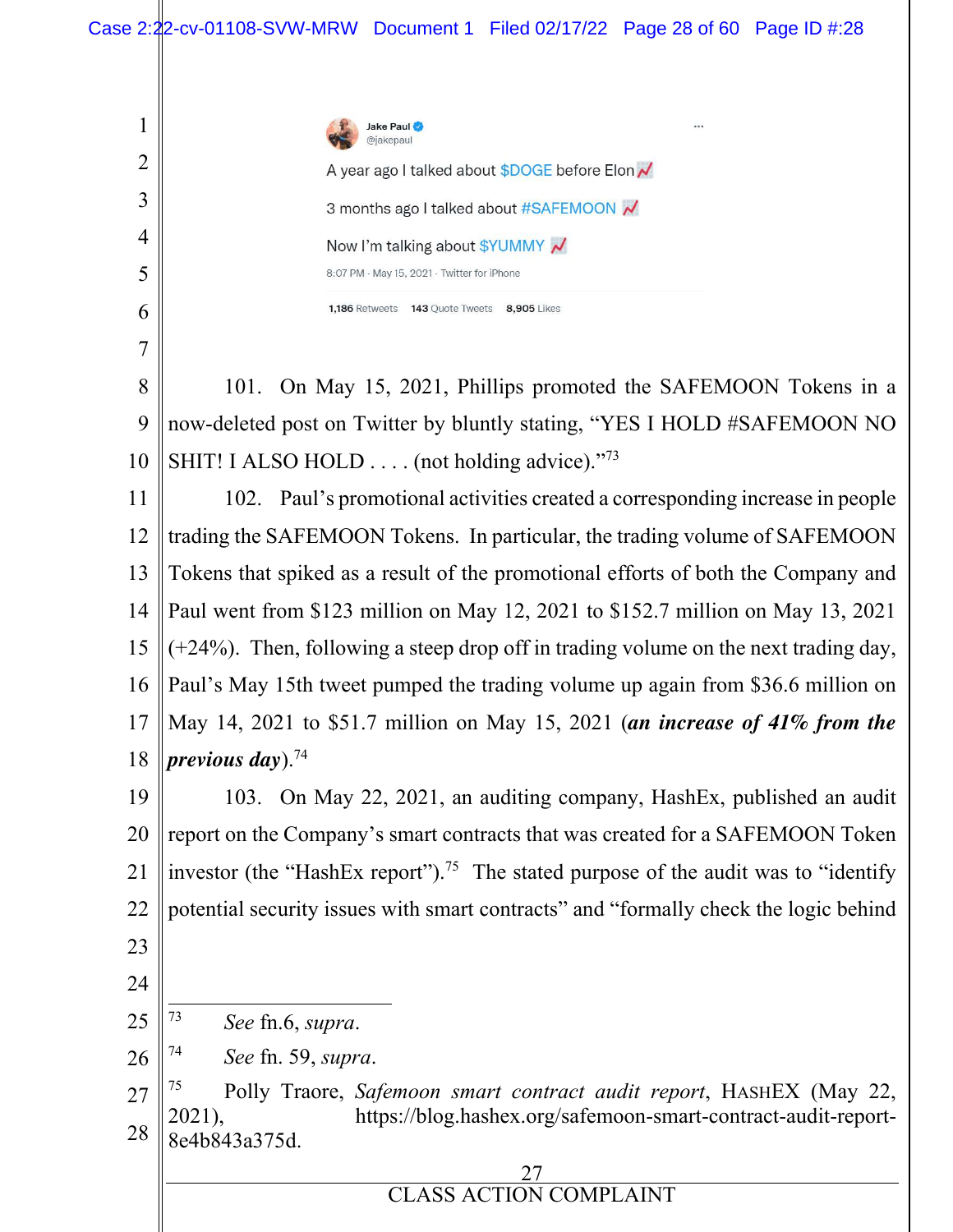Jake Paul
@jakepaul

A year ago I talked about $DOGE before Elon 📈

3 months ago I talked about #SAFEMOON 📈

Now I'm talking about $YUMMY 📈

8:07 PM · May 15, 2021 · Twitter for iPhone

1,186 Retweets 143 Quote Tweets 8,905 Likes

101. On May 15, 2021, Phillips promoted the SAFEMOON Tokens in a now-deleted post on Twitter by bluntly stating, "YES I HOLD #SAFEMOON NO SHIT! I ALSO HOLD . . . . (not holding advice)."[73]

102. Paul's promotional activities created a corresponding increase in people trading the SAFEMOON Tokens. In particular, the trading volume of SAFEMOON Tokens that spiked as a result of the promotional efforts of both the Company and Paul went from $123 million on May 12, 2021 to $152.7 million on May 13, 2021 (+24%). Then, following a steep drop off in trading volume on the next trading day, Paul's May 15th tweet pumped the trading volume up again from $36.6 million on May 14, 2021 to $51.7 million on May 15, 2021 (***an increase of 41% from the previous day***).[74]

103. On May 22, 2021, an auditing company, HashEx, published an audit report on the Company's smart contracts that was created for a SAFEMOON Token investor (the "HashEx report").[75] The stated purpose of the audit was to "identify potential security issues with smart contracts" and "formally check the logic behind

---

[73] *See* fn.6, *supra*.

[74] *See* fn. 59, *supra*.

[75] Polly Traore, *Safemoon smart contract audit report*, HASHEX (May 22, 2021), https://blog.hashex.org/safemoon-smart-contract-audit-report-8e4b843a375d.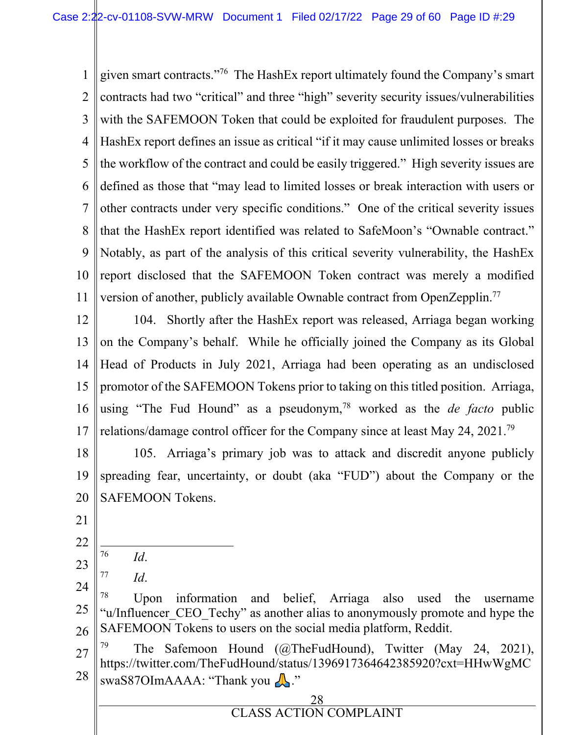given smart contracts."[76] The HashEx report ultimately found the Company's smart contracts had two "critical" and three "high" severity security issues/vulnerabilities with the SAFEMOON Token that could be exploited for fraudulent purposes. The HashEx report defines an issue as critical "if it may cause unlimited losses or breaks the workflow of the contract and could be easily triggered." High severity issues are defined as those that "may lead to limited losses or break interaction with users or other contracts under very specific conditions." One of the critical severity issues that the HashEx report identified was related to SafeMoon's "Ownable contract." Notably, as part of the analysis of this critical severity vulnerability, the HashEx report disclosed that the SAFEMOON Token contract was merely a modified version of another, publicly available Ownable contract from OpenZepplin.[77]

104. Shortly after the HashEx report was released, Arriaga began working on the Company's behalf. While he officially joined the Company as its Global Head of Products in July 2021, Arriaga had been operating as an undisclosed promotor of the SAFEMOON Tokens prior to taking on this titled position. Arriaga, using "The Fud Hound" as a pseudonym,[78] worked as the *de facto* public relations/damage control officer for the Company since at least May 24, 2021.[79]

105. Arriaga's primary job was to attack and discredit anyone publicly spreading fear, uncertainty, or doubt (aka "FUD") about the Company or the SAFEMOON Tokens.

---

[76] *Id*.

[77] *Id*.

[78] Upon information and belief, Arriaga also used the username "u/Influencer_CEO_Techy" as another alias to anonymously promote and hype the SAFEMOON Tokens to users on the social media platform, Reddit.

[79] The Safemoon Hound (@TheFudHound), Twitter (May 24, 2021), https://twitter.com/TheFudHound/status/1396917364642385920?cxt=HHwWgMCswaS87OImAAAA: "Thank you 🙏."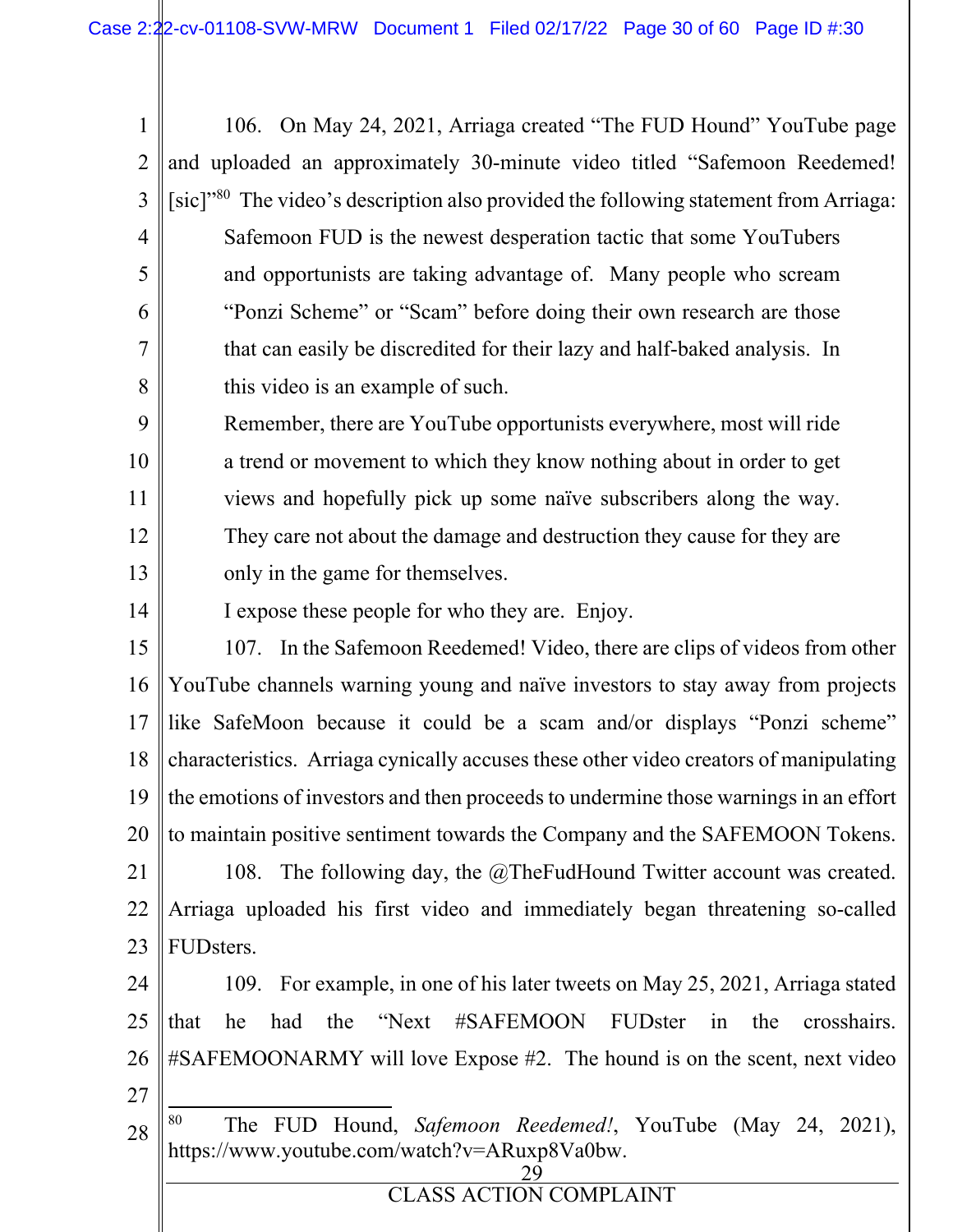106. On May 24, 2021, Arriaga created "The FUD Hound" YouTube page and uploaded an approximately 30-minute video titled "Safemoon Reedemed! [sic]"[80] The video's description also provided the following statement from Arriaga:

> Safemoon FUD is the newest desperation tactic that some YouTubers and opportunists are taking advantage of. Many people who scream "Ponzi Scheme" or "Scam" before doing their own research are those that can easily be discredited for their lazy and half-baked analysis. In this video is an example of such.
>
> Remember, there are YouTube opportunists everywhere, most will ride a trend or movement to which they know nothing about in order to get views and hopefully pick up some naïve subscribers along the way. They care not about the damage and destruction they cause for they are only in the game for themselves.
>
> I expose these people for who they are. Enjoy.

107. In the Safemoon Reedemed! Video, there are clips of videos from other YouTube channels warning young and naïve investors to stay away from projects like SafeMoon because it could be a scam and/or displays "Ponzi scheme" characteristics. Arriaga cynically accuses these other video creators of manipulating the emotions of investors and then proceeds to undermine those warnings in an effort to maintain positive sentiment towards the Company and the SAFEMOON Tokens.

108. The following day, the @TheFudHound Twitter account was created. Arriaga uploaded his first video and immediately began threatening so-called FUDsters.

109. For example, in one of his later tweets on May 25, 2021, Arriaga stated that he had the "Next #SAFEMOON FUDster in the crosshairs. #SAFEMOONARMY will love Expose #2. The hound is on the scent, next video

---

[80] The FUD Hound, *Safemoon Reedemed!*, YouTube (May 24, 2021), https://www.youtube.com/watch?v=ARuxp8Va0bw.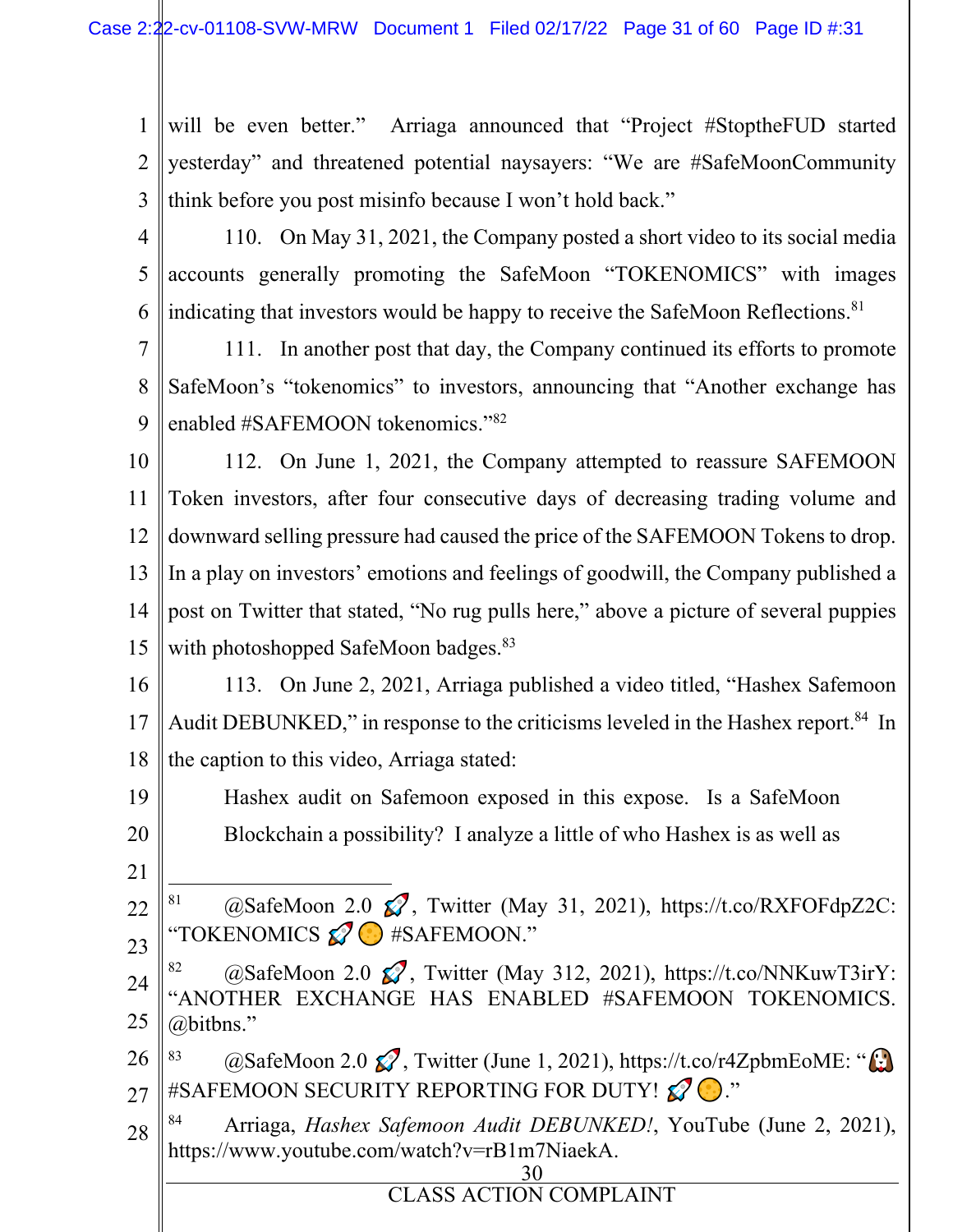will be even better." Arriaga announced that "Project #StoptheFUD started yesterday" and threatened potential naysayers: "We are #SafeMoonCommunity think before you post misinfo because I won't hold back."

110. On May 31, 2021, the Company posted a short video to its social media accounts generally promoting the SafeMoon "TOKENOMICS" with images indicating that investors would be happy to receive the SafeMoon Reflections.[81]

111. In another post that day, the Company continued its efforts to promote SafeMoon's "tokenomics" to investors, announcing that "Another exchange has enabled #SAFEMOON tokenomics."[82]

112. On June 1, 2021, the Company attempted to reassure SAFEMOON Token investors, after four consecutive days of decreasing trading volume and downward selling pressure had caused the price of the SAFEMOON Tokens to drop. In a play on investors' emotions and feelings of goodwill, the Company published a post on Twitter that stated, "No rug pulls here," above a picture of several puppies with photoshopped SafeMoon badges.[83]

113. On June 2, 2021, Arriaga published a video titled, "Hashex Safemoon Audit DEBUNKED," in response to the criticisms leveled in the Hashex report.[84] In the caption to this video, Arriaga stated:

> Hashex audit on Safemoon exposed in this expose. Is a SafeMoon Blockchain a possibility? I analyze a little of who Hashex is as well as

---

[81] @SafeMoon 2.0 🚀, Twitter (May 31, 2021), https://t.co/RXFOFdpZ2C: "TOKENOMICS 🚀🌕 #SAFEMOON."

[82] @SafeMoon 2.0 🚀, Twitter (May 312, 2021), https://t.co/NNKuwT3irY: "ANOTHER EXCHANGE HAS ENABLED #SAFEMOON TOKENOMICS. @bitbns."

[83] @SafeMoon 2.0 🚀, Twitter (June 1, 2021), https://t.co/r4ZpbmEoME: "🐶 #SAFEMOON SECURITY REPORTING FOR DUTY! 🚀🌕."

[84] Arriaga, *Hashex Safemoon Audit DEBUNKED!*, YouTube (June 2, 2021), https://www.youtube.com/watch?v=rB1m7NiaekA.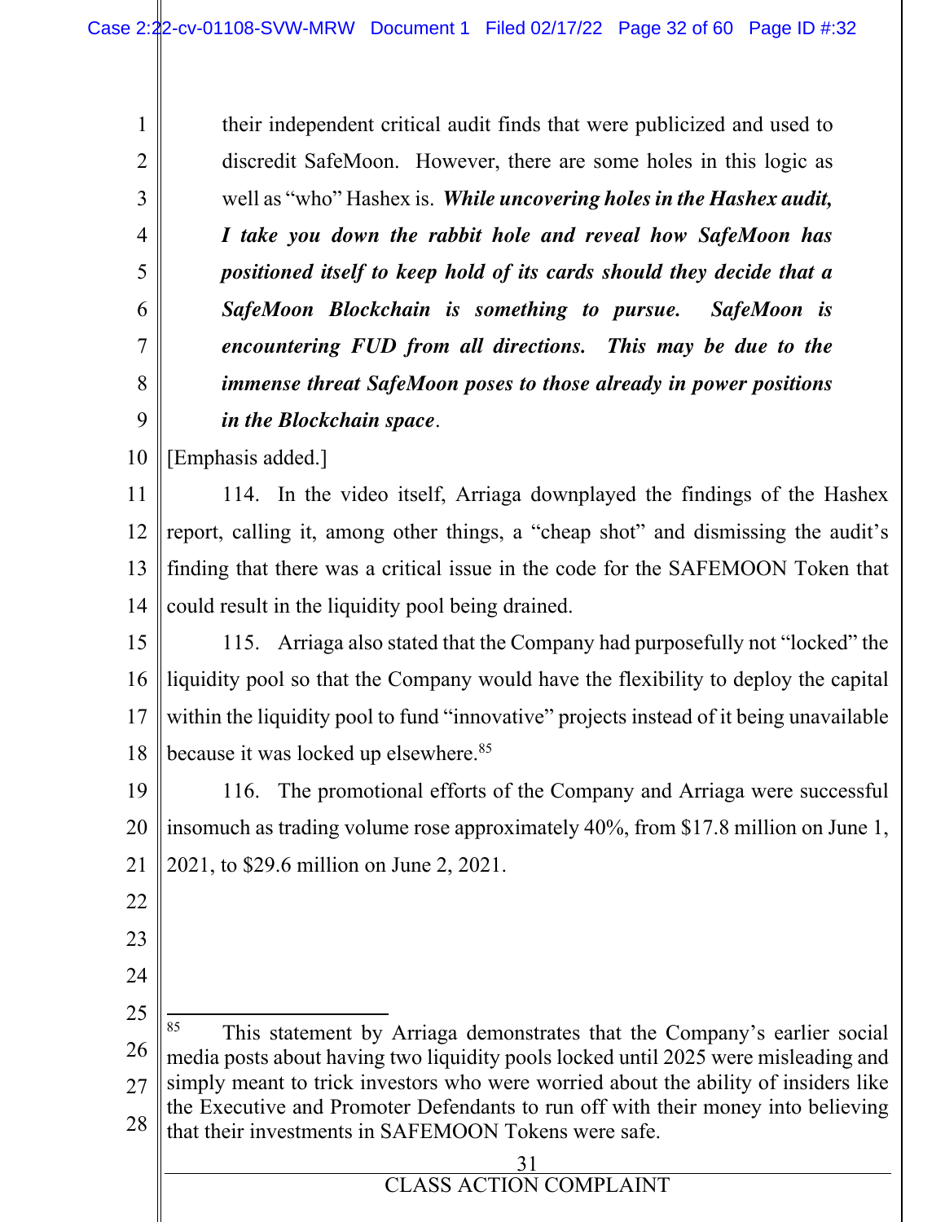their independent critical audit finds that were publicized and used to discredit SafeMoon. However, there are some holes in this logic as well as "who" Hashex is. ***While uncovering holes in the Hashex audit, I take you down the rabbit hole and reveal how SafeMoon has positioned itself to keep hold of its cards should they decide that a SafeMoon Blockchain is something to pursue. SafeMoon is encountering FUD from all directions. This may be due to the immense threat SafeMoon poses to those already in power positions in the Blockchain space***.

[Emphasis added.]

114. In the video itself, Arriaga downplayed the findings of the Hashex report, calling it, among other things, a "cheap shot" and dismissing the audit's finding that there was a critical issue in the code for the SAFEMOON Token that could result in the liquidity pool being drained.

115. Arriaga also stated that the Company had purposefully not "locked" the liquidity pool so that the Company would have the flexibility to deploy the capital within the liquidity pool to fund "innovative" projects instead of it being unavailable because it was locked up elsewhere.[85]

116. The promotional efforts of the Company and Arriaga were successful insomuch as trading volume rose approximately 40%, from $17.8 million on June 1, 2021, to $29.6 million on June 2, 2021.

---

[85] This statement by Arriaga demonstrates that the Company's earlier social media posts about having two liquidity pools locked until 2025 were misleading and simply meant to trick investors who were worried about the ability of insiders like the Executive and Promoter Defendants to run off with their money into believing that their investments in SAFEMOON Tokens were safe.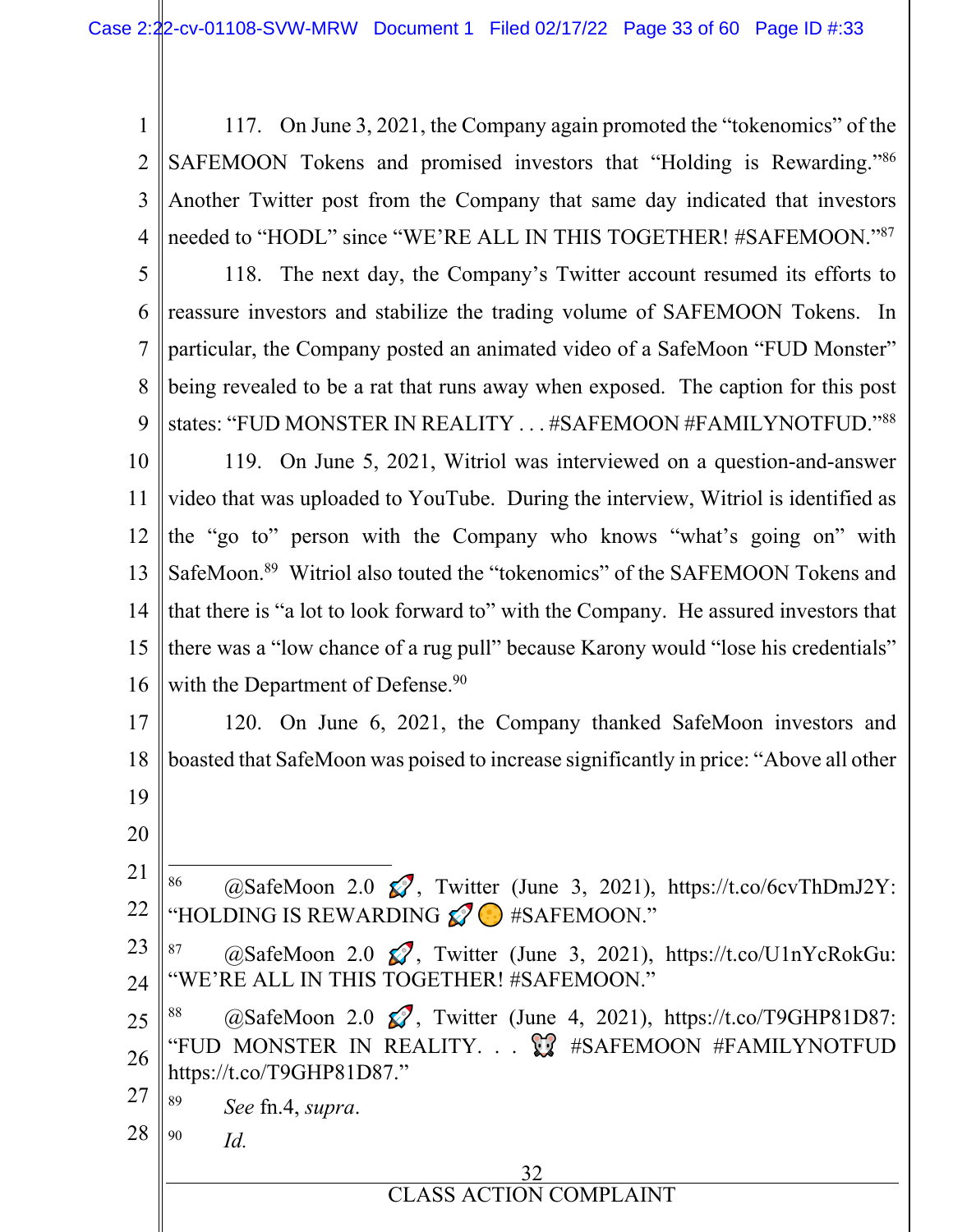117. On June 3, 2021, the Company again promoted the "tokenomics" of the SAFEMOON Tokens and promised investors that "Holding is Rewarding."[86] Another Twitter post from the Company that same day indicated that investors needed to "HODL" since "WE'RE ALL IN THIS TOGETHER! #SAFEMOON."[87]

118. The next day, the Company's Twitter account resumed its efforts to reassure investors and stabilize the trading volume of SAFEMOON Tokens. In particular, the Company posted an animated video of a SafeMoon "FUD Monster" being revealed to be a rat that runs away when exposed. The caption for this post states: "FUD MONSTER IN REALITY . . . #SAFEMOON #FAMILYNOTFUD."[88]

119. On June 5, 2021, Witriol was interviewed on a question-and-answer video that was uploaded to YouTube. During the interview, Witriol is identified as the "go to" person with the Company who knows "what's going on" with SafeMoon.[89] Witriol also touted the "tokenomics" of the SAFEMOON Tokens and that there is "a lot to look forward to" with the Company. He assured investors that there was a "low chance of a rug pull" because Karony would "lose his credentials" with the Department of Defense.[90]

120. On June 6, 2021, the Company thanked SafeMoon investors and boasted that SafeMoon was poised to increase significantly in price: "Above all other

---

[86] @SafeMoon 2.0 🚀, Twitter (June 3, 2021), https://t.co/6cvThDmJ2Y: "HOLDING IS REWARDING 🚀🌕 #SAFEMOON."

[87] @SafeMoon 2.0 🚀, Twitter (June 3, 2021), https://t.co/U1nYcRokGu: "WE'RE ALL IN THIS TOGETHER! #SAFEMOON."

[88] @SafeMoon 2.0 🚀, Twitter (June 4, 2021), https://t.co/T9GHP81D87: "FUD MONSTER IN REALITY. . . 🐭 #SAFEMOON #FAMILYNOTFUD https://t.co/T9GHP81D87."

[89] *See* fn.4, *supra*.

[90] *Id.*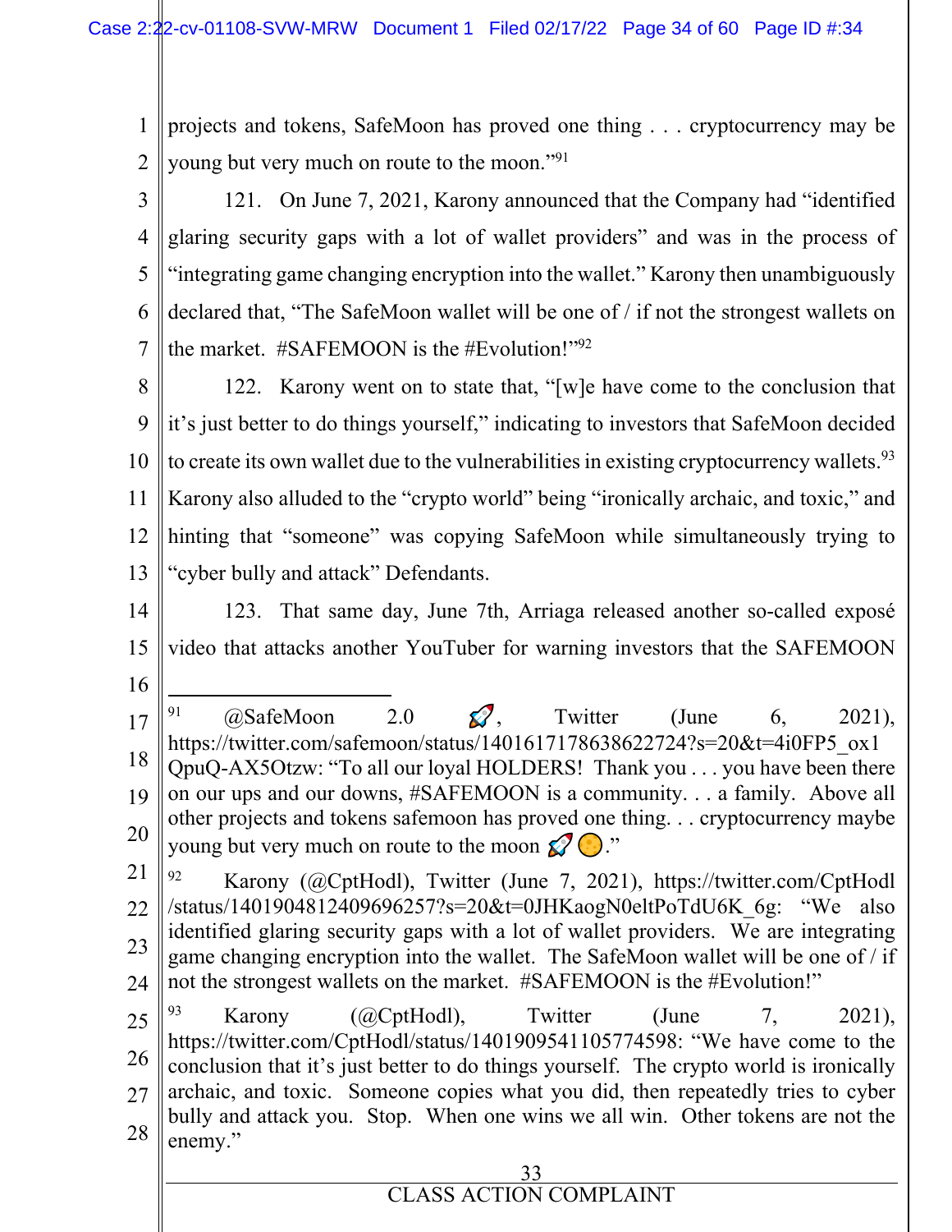projects and tokens, SafeMoon has proved one thing . . . cryptocurrency may be young but very much on route to the moon."[91]

121. On June 7, 2021, Karony announced that the Company had "identified glaring security gaps with a lot of wallet providers" and was in the process of "integrating game changing encryption into the wallet." Karony then unambiguously declared that, "The SafeMoon wallet will be one of / if not the strongest wallets on the market. #SAFEMOON is the #Evolution!"[92]

122. Karony went on to state that, "[w]e have come to the conclusion that it's just better to do things yourself," indicating to investors that SafeMoon decided to create its own wallet due to the vulnerabilities in existing cryptocurrency wallets.[93] Karony also alluded to the "crypto world" being "ironically archaic, and toxic," and hinting that "someone" was copying SafeMoon while simultaneously trying to "cyber bully and attack" Defendants.

123. That same day, June 7th, Arriaga released another so-called exposé video that attacks another YouTuber for warning investors that the SAFEMOON

---

[91] @SafeMoon 2.0 🚀, Twitter (June 6, 2021), https://twitter.com/safemoon/status/1401617178638622724?s=20&t=4i0FP5_ox1QpuQ-AX5Otzw: "To all our loyal HOLDERS! Thank you . . . you have been there on our ups and our downs, #SAFEMOON is a community. . . a family. Above all other projects and tokens safemoon has proved one thing. . . cryptocurrency maybe young but very much on route to the moon 🚀🌕."

[92] Karony (@CptHodl), Twitter (June 7, 2021), https://twitter.com/CptHodl/status/1401904812409696257?s=20&t=0JHKaogN0eltPoTdU6K_6g: "We also identified glaring security gaps with a lot of wallet providers. We are integrating game changing encryption into the wallet. The SafeMoon wallet will be one of / if not the strongest wallets on the market. #SAFEMOON is the #Evolution!"

[93] Karony (@CptHodl), Twitter (June 7, 2021), https://twitter.com/CptHodl/status/1401909541105774598: "We have come to the conclusion that it's just better to do things yourself. The crypto world is ironically archaic, and toxic. Someone copies what you did, then repeatedly tries to cyber bully and attack you. Stop. When one wins we all win. Other tokens are not the enemy."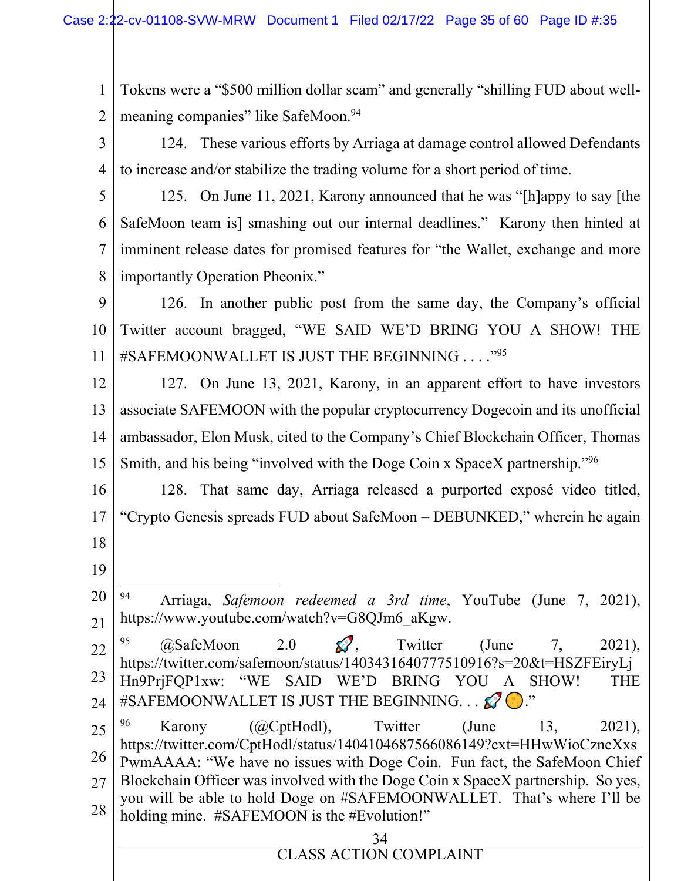Tokens were a "$500 million dollar scam" and generally "shilling FUD about well-meaning companies" like SafeMoon.[94]

124. These various efforts by Arriaga at damage control allowed Defendants to increase and/or stabilize the trading volume for a short period of time.

125. On June 11, 2021, Karony announced that he was "[h]appy to say [the SafeMoon team is] smashing out our internal deadlines." Karony then hinted at imminent release dates for promised features for "the Wallet, exchange and more importantly Operation Pheonix."

126. In another public post from the same day, the Company's official Twitter account bragged, "WE SAID WE'D BRING YOU A SHOW! THE #SAFEMOONWALLET IS JUST THE BEGINNING . . . ."[95]

127. On June 13, 2021, Karony, in an apparent effort to have investors associate SAFEMOON with the popular cryptocurrency Dogecoin and its unofficial ambassador, Elon Musk, cited to the Company's Chief Blockchain Officer, Thomas Smith, and his being "involved with the Doge Coin x SpaceX partnership."[96]

128. That same day, Arriaga released a purported exposé video titled, "Crypto Genesis spreads FUD about SafeMoon – DEBUNKED," wherein he again

---

[94] Arriaga, *Safemoon redeemed a 3rd time*, YouTube (June 7, 2021), https://www.youtube.com/watch?v=G8QJm6_aKgw.

[95] @SafeMoon 2.0 🚀, Twitter (June 7, 2021), https://twitter.com/safemoon/status/1403431640777510916?s=20&t=HSZFEiryLjHn9PrjFQP1xw: "WE SAID WE'D BRING YOU A SHOW! THE #SAFEMOONWALLET IS JUST THE BEGINNING. . . 🚀🌕."

[96] Karony (@CptHodl), Twitter (June 13, 2021), https://twitter.com/CptHodl/status/1404104687566086149?cxt=HHwWioCzncXxsPwmAAAA: "We have no issues with Doge Coin. Fun fact, the SafeMoon Chief Blockchain Officer was involved with the Doge Coin x SpaceX partnership. So yes, you will be able to hold Doge on #SAFEMOONWALLET. That's where I'll be holding mine. #SAFEMOON is the #Evolution!"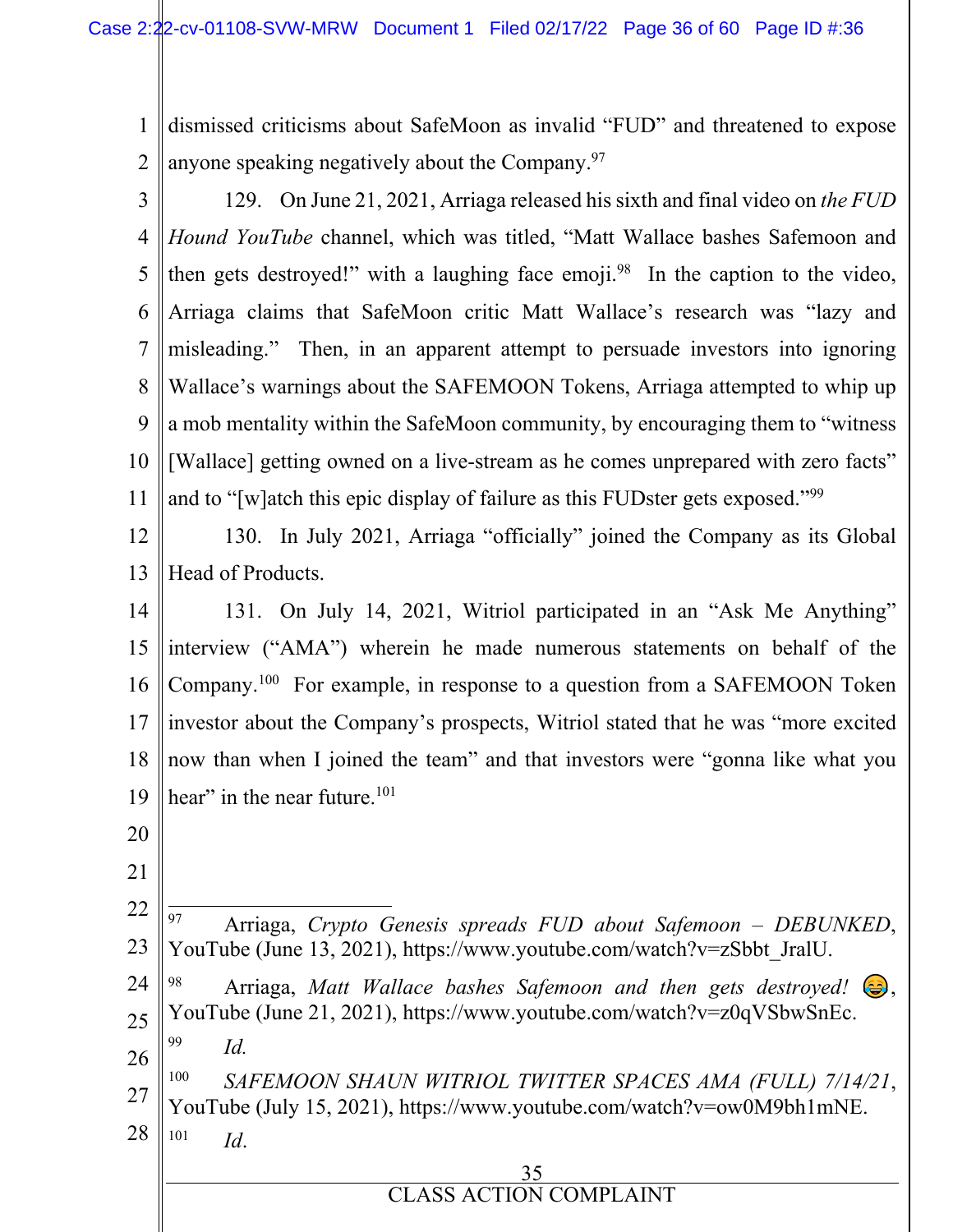dismissed criticisms about SafeMoon as invalid "FUD" and threatened to expose anyone speaking negatively about the Company.[97]

129. On June 21, 2021, Arriaga released his sixth and final video on *the FUD Hound YouTube* channel, which was titled, "Matt Wallace bashes Safemoon and then gets destroyed!" with a laughing face emoji.[98] In the caption to the video, Arriaga claims that SafeMoon critic Matt Wallace's research was "lazy and misleading." Then, in an apparent attempt to persuade investors into ignoring Wallace's warnings about the SAFEMOON Tokens, Arriaga attempted to whip up a mob mentality within the SafeMoon community, by encouraging them to "witness [Wallace] getting owned on a live-stream as he comes unprepared with zero facts" and to "[w]atch this epic display of failure as this FUDster gets exposed."[99]

130. In July 2021, Arriaga "officially" joined the Company as its Global Head of Products.

131. On July 14, 2021, Witriol participated in an "Ask Me Anything" interview ("AMA") wherein he made numerous statements on behalf of the Company.[100] For example, in response to a question from a SAFEMOON Token investor about the Company's prospects, Witriol stated that he was "more excited now than when I joined the team" and that investors were "gonna like what you hear" in the near future.[101]

---

[97] Arriaga, *Crypto Genesis spreads FUD about Safemoon – DEBUNKED*, YouTube (June 13, 2021), https://www.youtube.com/watch?v=zSbbt_JralU.

[98] Arriaga, *Matt Wallace bashes Safemoon and then gets destroyed!* 😂, YouTube (June 21, 2021), https://www.youtube.com/watch?v=z0qVSbwSnEc.

[99] *Id.*

[100] *SAFEMOON SHAUN WITRIOL TWITTER SPACES AMA (FULL) 7/14/21*, YouTube (July 15, 2021), https://www.youtube.com/watch?v=ow0M9bh1mNE.

[101] *Id.*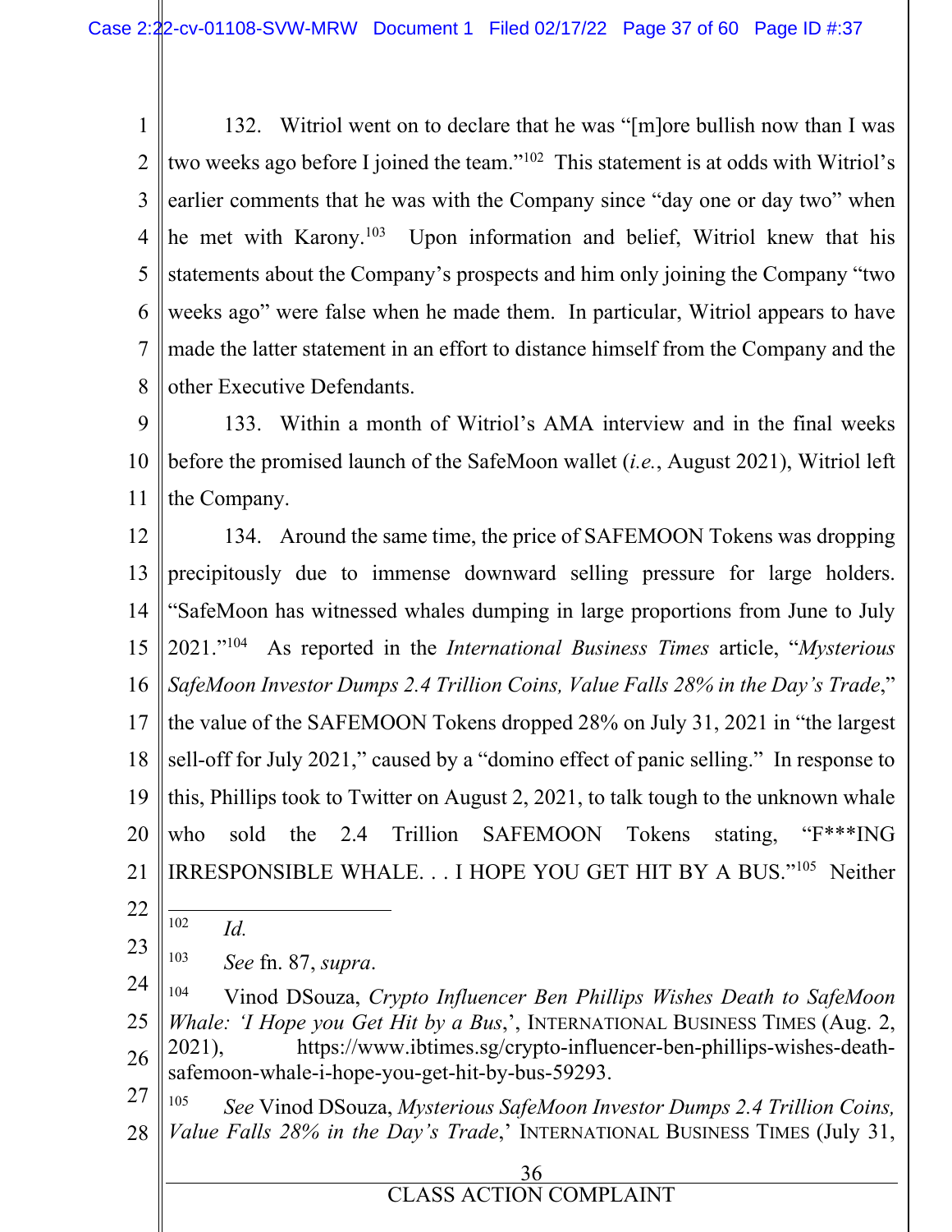132. Witriol went on to declare that he was "[m]ore bullish now than I was two weeks ago before I joined the team."[102] This statement is at odds with Witriol's earlier comments that he was with the Company since "day one or day two" when he met with Karony.[103] Upon information and belief, Witriol knew that his statements about the Company's prospects and him only joining the Company "two weeks ago" were false when he made them. In particular, Witriol appears to have made the latter statement in an effort to distance himself from the Company and the other Executive Defendants.

133. Within a month of Witriol's AMA interview and in the final weeks before the promised launch of the SafeMoon wallet (*i.e.*, August 2021), Witriol left the Company.

134. Around the same time, the price of SAFEMOON Tokens was dropping precipitously due to immense downward selling pressure for large holders. "SafeMoon has witnessed whales dumping in large proportions from June to July 2021."[104] As reported in the *International Business Times* article, "*Mysterious SafeMoon Investor Dumps 2.4 Trillion Coins, Value Falls 28% in the Day's Trade*," the value of the SAFEMOON Tokens dropped 28% on July 31, 2021 in "the largest sell-off for July 2021," caused by a "domino effect of panic selling." In response to this, Phillips took to Twitter on August 2, 2021, to talk tough to the unknown whale who sold the 2.4 Trillion SAFEMOON Tokens stating, "F***ING IRRESPONSIBLE WHALE. . . I HOPE YOU GET HIT BY A BUS."[105] Neither

---

[102] *Id.*

[103] *See* fn. 87, *supra*.

[104] Vinod DSouza, *Crypto Influencer Ben Phillips Wishes Death to SafeMoon Whale: 'I Hope you Get Hit by a Bus*,', INTERNATIONAL BUSINESS TIMES (Aug. 2, 2021), https://www.ibtimes.sg/crypto-influencer-ben-phillips-wishes-death-safemoon-whale-i-hope-you-get-hit-by-bus-59293.

[105] *See* Vinod DSouza, *Mysterious SafeMoon Investor Dumps 2.4 Trillion Coins, Value Falls 28% in the Day's Trade*,' INTERNATIONAL BUSINESS TIMES (July 31,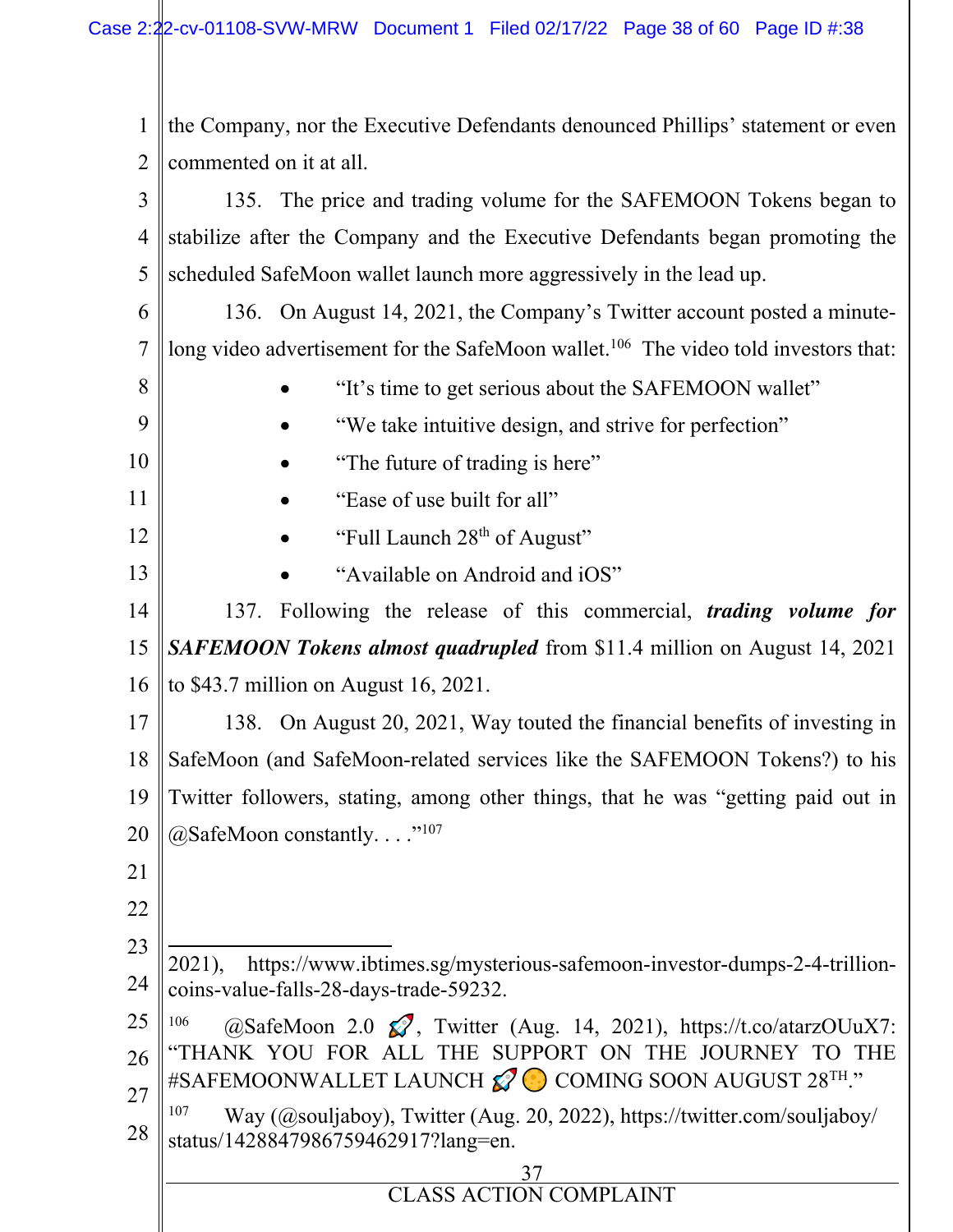the Company, nor the Executive Defendants denounced Phillips' statement or even commented on it at all.

135. The price and trading volume for the SAFEMOON Tokens began to stabilize after the Company and the Executive Defendants began promoting the scheduled SafeMoon wallet launch more aggressively in the lead up.

136. On August 14, 2021, the Company's Twitter account posted a minute-long video advertisement for the SafeMoon wallet.[106] The video told investors that:

- "It's time to get serious about the SAFEMOON wallet"
- "We take intuitive design, and strive for perfection"
- "The future of trading is here"
- "Ease of use built for all"
- "Full Launch 28th of August"
- "Available on Android and iOS"

137. Following the release of this commercial, ***trading volume for SAFEMOON Tokens almost quadrupled*** from $11.4 million on August 14, 2021 to $43.7 million on August 16, 2021.

138. On August 20, 2021, Way touted the financial benefits of investing in SafeMoon (and SafeMoon-related services like the SAFEMOON Tokens?) to his Twitter followers, stating, among other things, that he was "getting paid out in @SafeMoon constantly. . . ."[107]

---

2021), https://www.ibtimes.sg/mysterious-safemoon-investor-dumps-2-4-trillion-coins-value-falls-28-days-trade-59232.

[106] @SafeMoon 2.0 🚀, Twitter (Aug. 14, 2021), https://t.co/atarzOUuX7: "THANK YOU FOR ALL THE SUPPORT ON THE JOURNEY TO THE #SAFEMOONWALLET LAUNCH 🚀🌕 COMING SOON AUGUST 28TH."

[107] Way (@souljaboy), Twitter (Aug. 20, 2022), https://twitter.com/souljaboy/status/1428847986759462917?lang=en.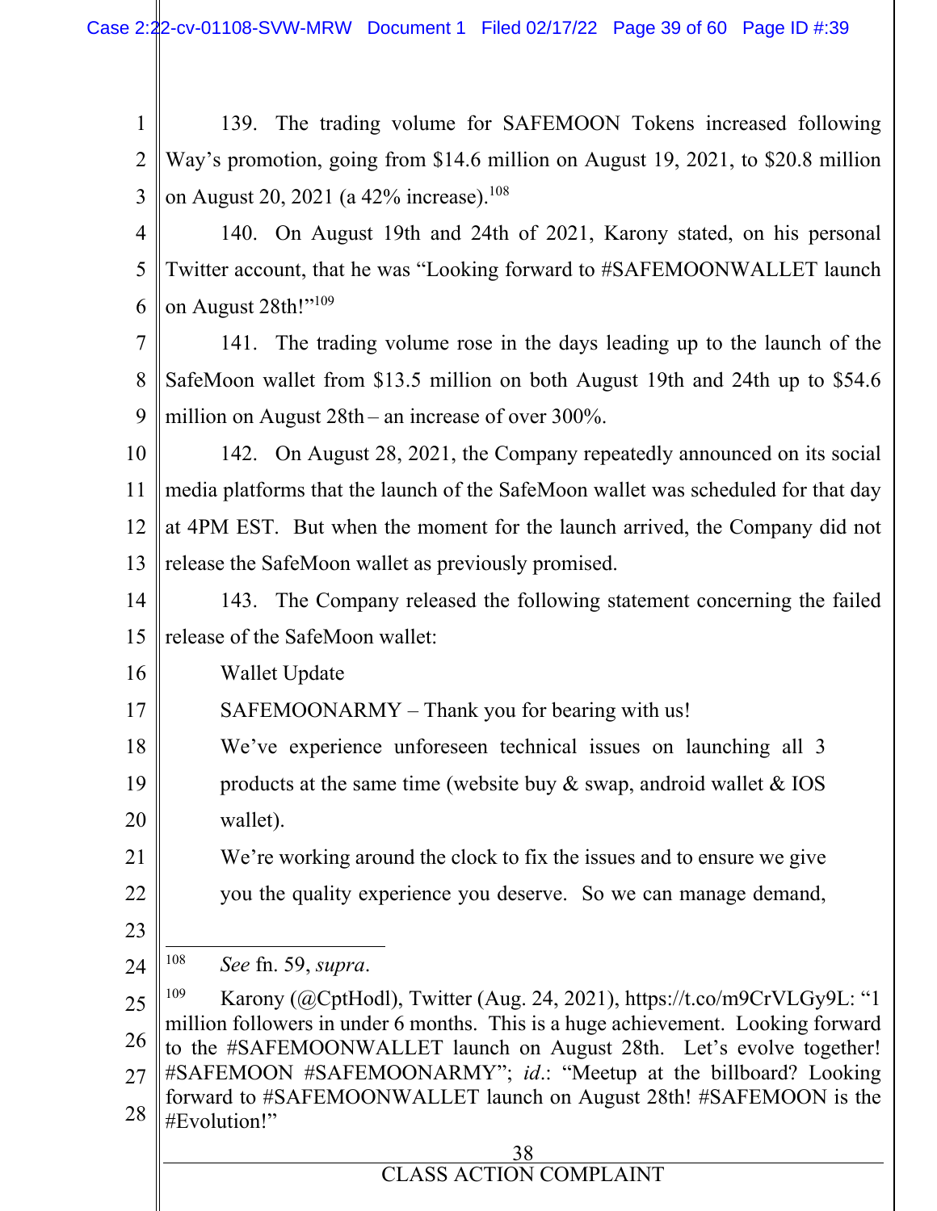139. The trading volume for SAFEMOON Tokens increased following Way's promotion, going from $14.6 million on August 19, 2021, to $20.8 million on August 20, 2021 (a 42% increase).[108]

140. On August 19th and 24th of 2021, Karony stated, on his personal Twitter account, that he was "Looking forward to #SAFEMOONWALLET launch on August 28th!"[109]

141. The trading volume rose in the days leading up to the launch of the SafeMoon wallet from $13.5 million on both August 19th and 24th up to $54.6 million on August 28th – an increase of over 300%.

142. On August 28, 2021, the Company repeatedly announced on its social media platforms that the launch of the SafeMoon wallet was scheduled for that day at 4PM EST. But when the moment for the launch arrived, the Company did not release the SafeMoon wallet as previously promised.

143. The Company released the following statement concerning the failed release of the SafeMoon wallet:

> Wallet Update
>
> SAFEMOONARMY – Thank you for bearing with us!
>
> We've experience unforeseen technical issues on launching all 3 products at the same time (website buy & swap, android wallet & IOS wallet).
>
> We're working around the clock to fix the issues and to ensure we give you the quality experience you deserve. So we can manage demand,

---

[108] *See* fn. 59, *supra*.

[109] Karony (@CptHodl), Twitter (Aug. 24, 2021), https://t.co/m9CrVLGy9L: "1 million followers in under 6 months. This is a huge achievement. Looking forward to the #SAFEMOONWALLET launch on August 28th. Let's evolve together! #SAFEMOON #SAFEMOONARMY"; *id*.: "Meetup at the billboard? Looking forward to #SAFEMOONWALLET launch on August 28th! #SAFEMOON is the #Evolution!"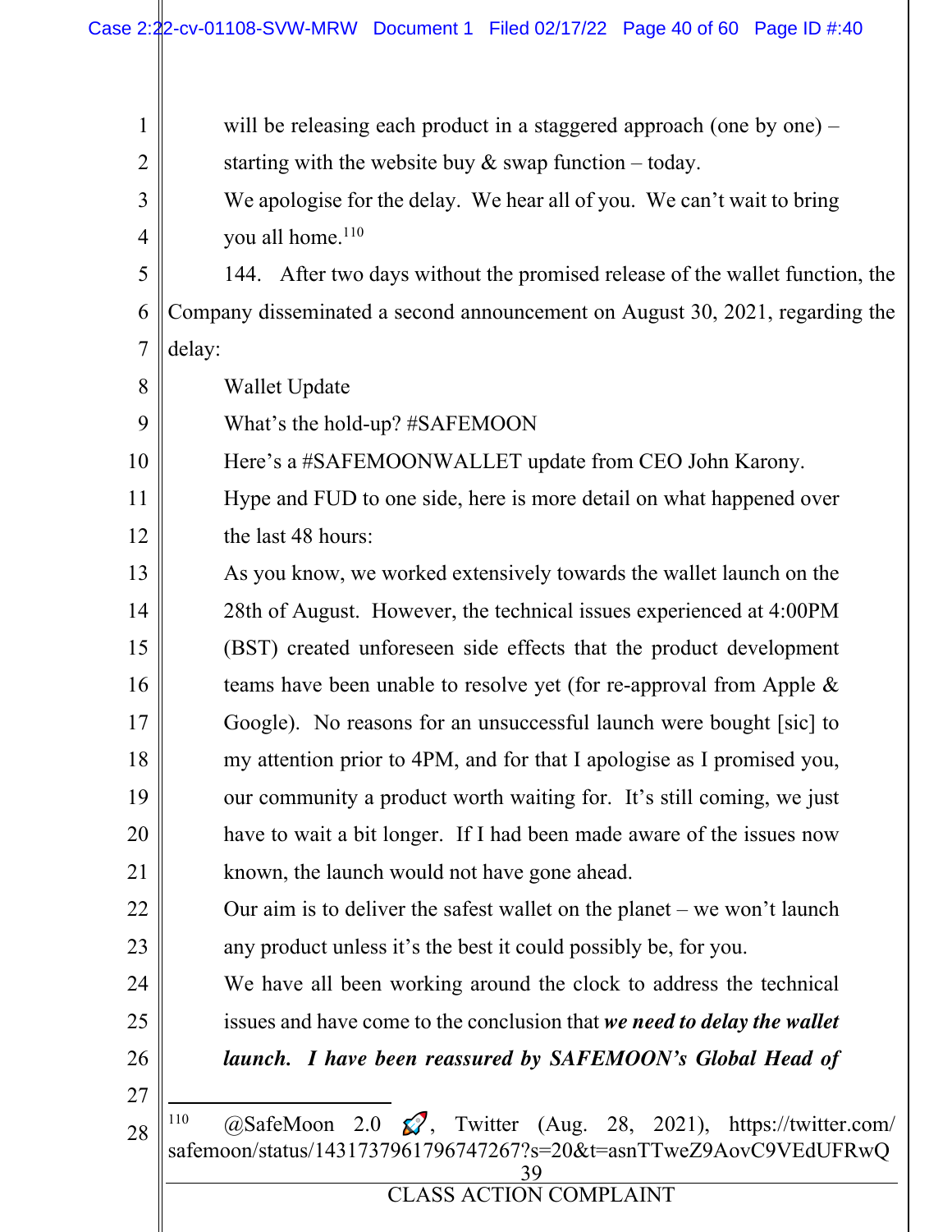> will be releasing each product in a staggered approach (one by one) – starting with the website buy & swap function – today.
>
> We apologise for the delay. We hear all of you. We can't wait to bring you all home.[110]

144. After two days without the promised release of the wallet function, the Company disseminated a second announcement on August 30, 2021, regarding the delay:

> Wallet Update
>
> What's the hold-up? #SAFEMOON
>
> Here's a #SAFEMOONWALLET update from CEO John Karony.
>
> Hype and FUD to one side, here is more detail on what happened over the last 48 hours:
>
> As you know, we worked extensively towards the wallet launch on the 28th of August. However, the technical issues experienced at 4:00PM (BST) created unforeseen side effects that the product development teams have been unable to resolve yet (for re-approval from Apple & Google). No reasons for an unsuccessful launch were bought [sic] to my attention prior to 4PM, and for that I apologise as I promised you, our community a product worth waiting for. It's still coming, we just have to wait a bit longer. If I had been made aware of the issues now known, the launch would not have gone ahead.
>
> Our aim is to deliver the safest wallet on the planet – we won't launch any product unless it's the best it could possibly be, for you.
>
> We have all been working around the clock to address the technical issues and have come to the conclusion that ***we need to delay the wallet launch. I have been reassured by SAFEMOON's Global Head of***

---

[110] @SafeMoon 2.0 🚀, Twitter (Aug. 28, 2021), https://twitter.com/safemoon/status/1431737961796747267?s=20&t=asnTTweZ9AovC9VEdUFRwQ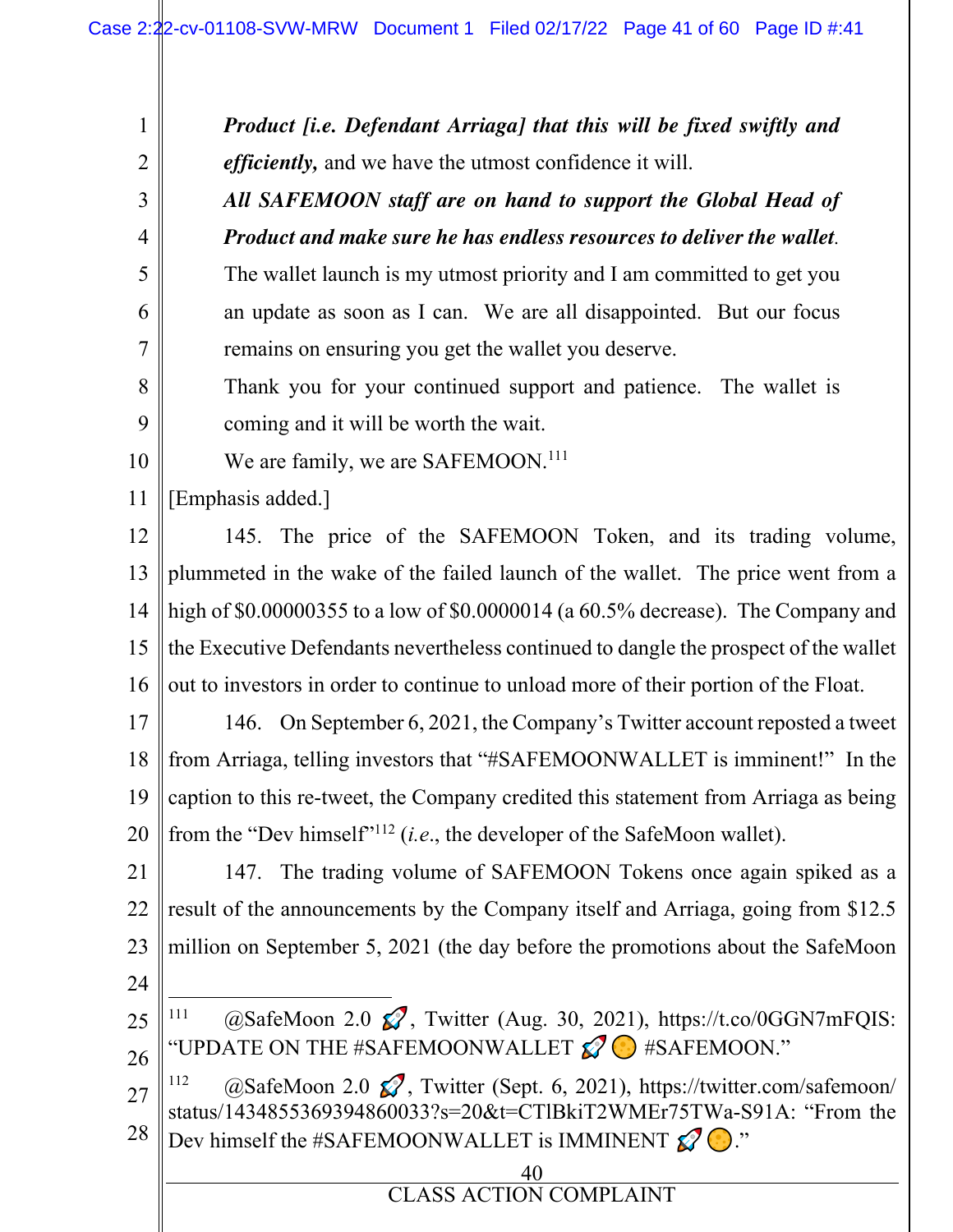> ***Product [i.e. Defendant Arriaga] that this will be fixed swiftly and efficiently,*** and we have the utmost confidence it will.
>
> ***All SAFEMOON staff are on hand to support the Global Head of Product and make sure he has endless resources to deliver the wallet***.
>
> The wallet launch is my utmost priority and I am committed to get you an update as soon as I can. We are all disappointed. But our focus remains on ensuring you get the wallet you deserve.
>
> Thank you for your continued support and patience. The wallet is coming and it will be worth the wait.
>
> We are family, we are SAFEMOON.[111]

[Emphasis added.]

145. The price of the SAFEMOON Token, and its trading volume, plummeted in the wake of the failed launch of the wallet. The price went from a high of $0.00000355 to a low of $0.0000014 (a 60.5% decrease). The Company and the Executive Defendants nevertheless continued to dangle the prospect of the wallet out to investors in order to continue to unload more of their portion of the Float.

146. On September 6, 2021, the Company's Twitter account reposted a tweet from Arriaga, telling investors that "#SAFEMOONWALLET is imminent!" In the caption to this re-tweet, the Company credited this statement from Arriaga as being from the "Dev himself"[112] (*i.e.*, the developer of the SafeMoon wallet).

147. The trading volume of SAFEMOON Tokens once again spiked as a result of the announcements by the Company itself and Arriaga, going from $12.5 million on September 5, 2021 (the day before the promotions about the SafeMoon

---

[111] @SafeMoon 2.0 🚀, Twitter (Aug. 30, 2021), https://t.co/0GGN7mFQIS: "UPDATE ON THE #SAFEMOONWALLET 🚀🌕 #SAFEMOON."

[112] @SafeMoon 2.0 🚀, Twitter (Sept. 6, 2021), https://twitter.com/safemoon/status/1434855369394860033?s=20&t=CTlBkiT2WMEr75TWa-S91A: "From the Dev himself the #SAFEMOONWALLET is IMMINENT 🚀🌕."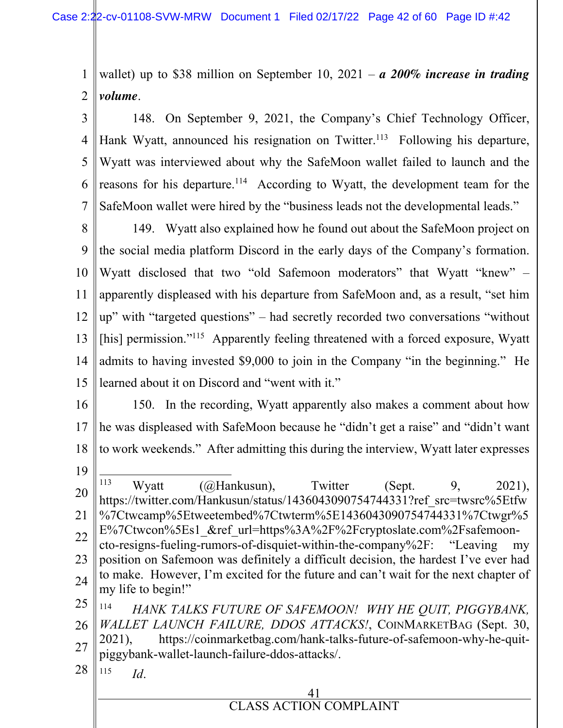wallet) up to $38 million on September 10, 2021 – ***a 200% increase in trading volume***.

148. On September 9, 2021, the Company's Chief Technology Officer, Hank Wyatt, announced his resignation on Twitter.[113] Following his departure, Wyatt was interviewed about why the SafeMoon wallet failed to launch and the reasons for his departure.[114] According to Wyatt, the development team for the SafeMoon wallet were hired by the "business leads not the developmental leads."

149. Wyatt also explained how he found out about the SafeMoon project on the social media platform Discord in the early days of the Company's formation. Wyatt disclosed that two "old Safemoon moderators" that Wyatt "knew" – apparently displeased with his departure from SafeMoon and, as a result, "set him up" with "targeted questions" – had secretly recorded two conversations "without [his] permission."[115] Apparently feeling threatened with a forced exposure, Wyatt admits to having invested $9,000 to join in the Company "in the beginning." He learned about it on Discord and "went with it."

150. In the recording, Wyatt apparently also makes a comment about how he was displeased with SafeMoon because he "didn't get a raise" and "didn't want to work weekends." After admitting this during the interview, Wyatt later expresses

---

[113] Wyatt (@Hankusun), Twitter (Sept. 9, 2021), https://twitter.com/Hankusun/status/1436043090754744331?ref_src=twsrc%5Etfw%7Ctwcamp%5Etweetembed%7Ctwterm%5E1436043090754744331%7Ctwgr%5E%7Ctwcon%5Es1_&ref_url=https%3A%2F%2Fcryptoslate.com%2Fsafemoon-cto-resigns-fueling-rumors-of-disquiet-within-the-company%2F: "Leaving my position on Safemoon was definitely a difficult decision, the hardest I've ever had to make. However, I'm excited for the future and can't wait for the next chapter of my life to begin!"

[114] *HANK TALKS FUTURE OF SAFEMOON! WHY HE QUIT, PIGGYBANK, WALLET LAUNCH FAILURE, DDOS ATTACKS!*, COINMARKETBAG (Sept. 30, 2021), https://coinmarketbag.com/hank-talks-future-of-safemoon-why-he-quit-piggybank-wallet-launch-failure-ddos-attacks/.

[115] *Id*.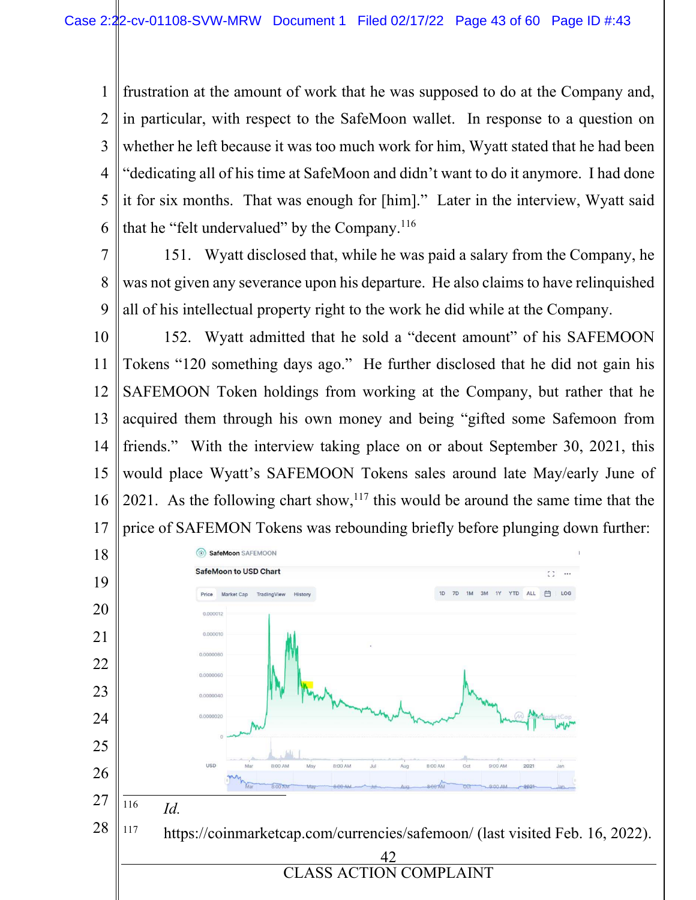frustration at the amount of work that he was supposed to do at the Company and, in particular, with respect to the SafeMoon wallet. In response to a question on whether he left because it was too much work for him, Wyatt stated that he had been "dedicating all of his time at SafeMoon and didn't want to do it anymore. I had done it for six months. That was enough for [him]." Later in the interview, Wyatt said that he "felt undervalued" by the Company.[116]

151. Wyatt disclosed that, while he was paid a salary from the Company, he was not given any severance upon his departure. He also claims to have relinquished all of his intellectual property right to the work he did while at the Company.

152. Wyatt admitted that he sold a "decent amount" of his SAFEMOON Tokens "120 something days ago." He further disclosed that he did not gain his SAFEMOON Token holdings from working at the Company, but rather that he acquired them through his own money and being "gifted some Safemoon from friends." With the interview taking place on or about September 30, 2021, this would place Wyatt's SAFEMOON Tokens sales around late May/early June of 2021. As the following chart show,[117] this would be around the same time that the price of SAFEMON Tokens was rebounding briefly before plunging down further:

---

[116] *Id.*

[117] https://coinmarketcap.com/currencies/safemoon/ (last visited Feb. 16, 2022).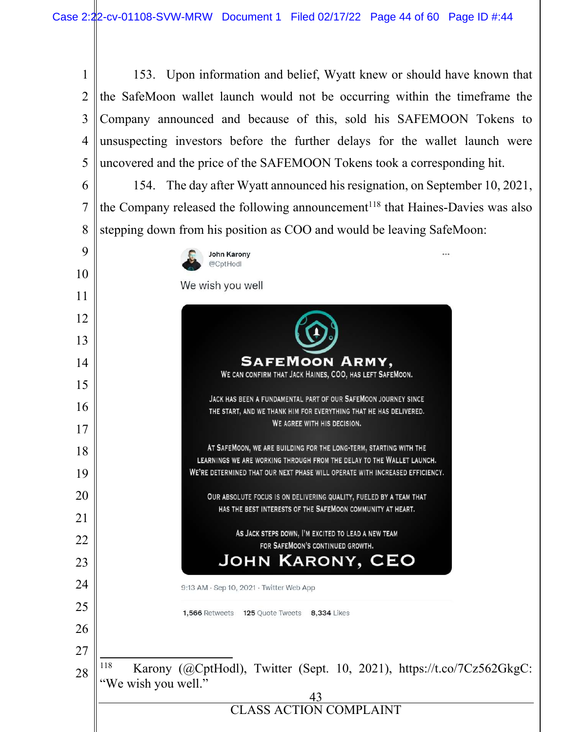153. Upon information and belief, Wyatt knew or should have known that the SafeMoon wallet launch would not be occurring within the timeframe the Company announced and because of this, sold his SAFEMOON Tokens to unsuspecting investors before the further delays for the wallet launch were uncovered and the price of the SAFEMOON Tokens took a corresponding hit.

154. The day after Wyatt announced his resignation, on September 10, 2021, the Company released the following announcement[118] that Haines-Davies was also stepping down from his position as COO and would be leaving SafeMoon:

John Karony
@CptHodl

We wish you well

SAFEMOON ARMY,
WE CAN CONFIRM THAT JACK HAINES, COO, HAS LEFT SAFEMOON.

JACK HAS BEEN A FUNDAMENTAL PART OF OUR SAFEMOON JOURNEY SINCE THE START, AND WE THANK HIM FOR EVERYTHING THAT HE HAS DELIVERED. WE AGREE WITH HIS DECISION.

AT SAFEMOON, WE ARE BUILDING FOR THE LONG-TERM, STARTING WITH THE LEARNINGS WE ARE WORKING THROUGH FROM THE DELAY TO THE WALLET LAUNCH. WE'RE DETERMINED THAT OUR NEXT PHASE WILL OPERATE WITH INCREASED EFFICIENCY.

OUR ABSOLUTE FOCUS IS ON DELIVERING QUALITY, FUELED BY A TEAM THAT HAS THE BEST INTERESTS OF THE SAFEMOON COMMUNITY AT HEART.

AS JACK STEPS DOWN, I'M EXCITED TO LEAD A NEW TEAM FOR SAFEMOON'S CONTINUED GROWTH.

JOHN KARONY, CEO

9:13 AM · Sep 10, 2021 · Twitter Web App

1,566 Retweets 125 Quote Tweets 8,334 Likes

---

[118] Karony (@CptHodl), Twitter (Sept. 10, 2021), https://t.co/7Cz562GkgC: "We wish you well."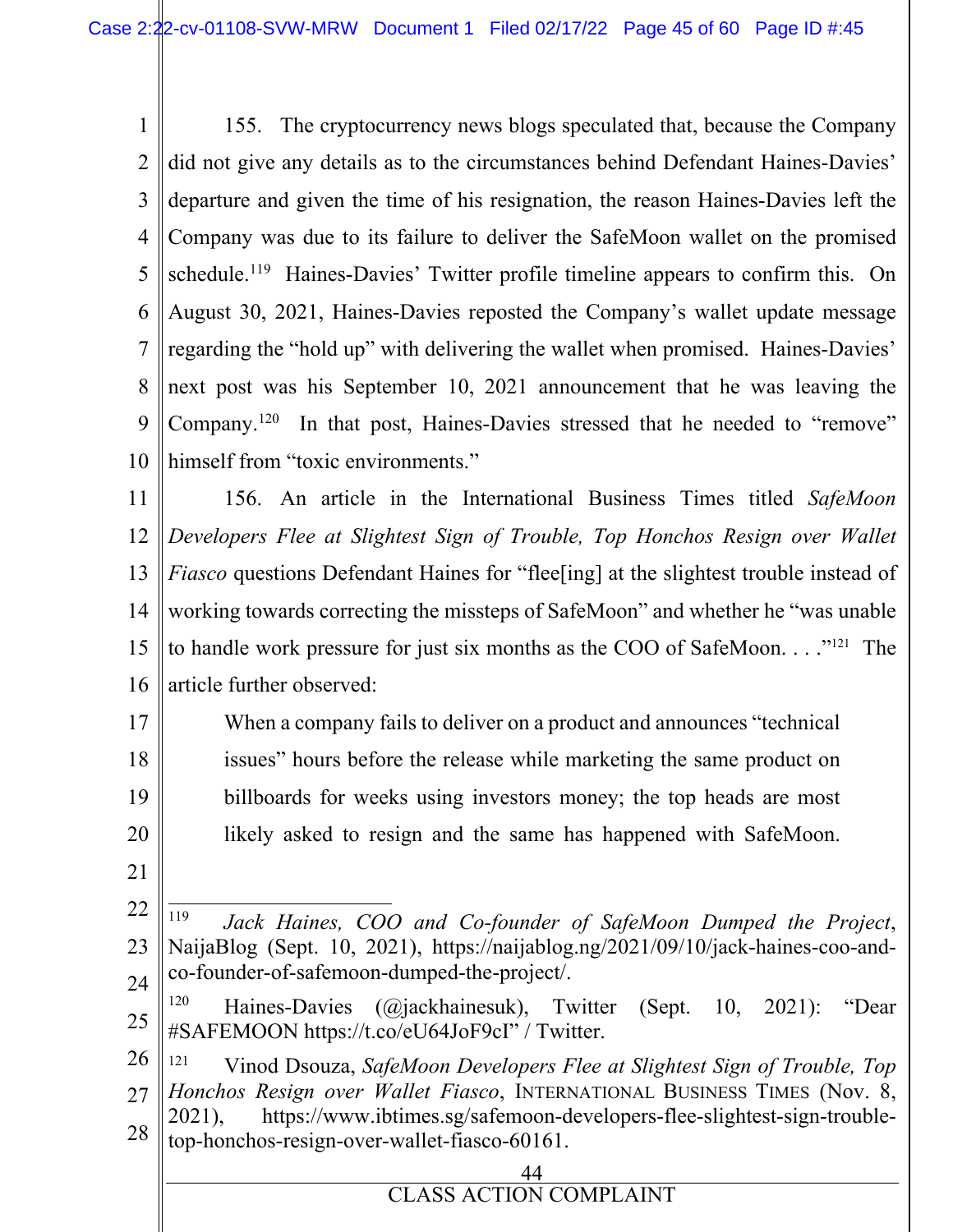155. The cryptocurrency news blogs speculated that, because the Company did not give any details as to the circumstances behind Defendant Haines-Davies' departure and given the time of his resignation, the reason Haines-Davies left the Company was due to its failure to deliver the SafeMoon wallet on the promised schedule.[119] Haines-Davies' Twitter profile timeline appears to confirm this. On August 30, 2021, Haines-Davies reposted the Company's wallet update message regarding the "hold up" with delivering the wallet when promised. Haines-Davies' next post was his September 10, 2021 announcement that he was leaving the Company.[120] In that post, Haines-Davies stressed that he needed to "remove" himself from "toxic environments."

156. An article in the International Business Times titled *SafeMoon Developers Flee at Slightest Sign of Trouble, Top Honchos Resign over Wallet Fiasco* questions Defendant Haines for "flee[ing] at the slightest trouble instead of working towards correcting the missteps of SafeMoon" and whether he "was unable to handle work pressure for just six months as the COO of SafeMoon. . . ."[121] The article further observed:

> When a company fails to deliver on a product and announces "technical issues" hours before the release while marketing the same product on billboards for weeks using investors money; the top heads are most likely asked to resign and the same has happened with SafeMoon.

---

[119] *Jack Haines, COO and Co-founder of SafeMoon Dumped the Project*, NaijaBlog (Sept. 10, 2021), https://naijablog.ng/2021/09/10/jack-haines-coo-and-co-founder-of-safemoon-dumped-the-project/.

[120] Haines-Davies (@jackhainesuk), Twitter (Sept. 10, 2021): "Dear #SAFEMOON https://t.co/eU64JoF9cI" / Twitter.

[121] Vinod Dsouza, *SafeMoon Developers Flee at Slightest Sign of Trouble, Top Honchos Resign over Wallet Fiasco*, International Business Times (Nov. 8, 2021), https://www.ibtimes.sg/safemoon-developers-flee-slightest-sign-trouble-top-honchos-resign-over-wallet-fiasco-60161.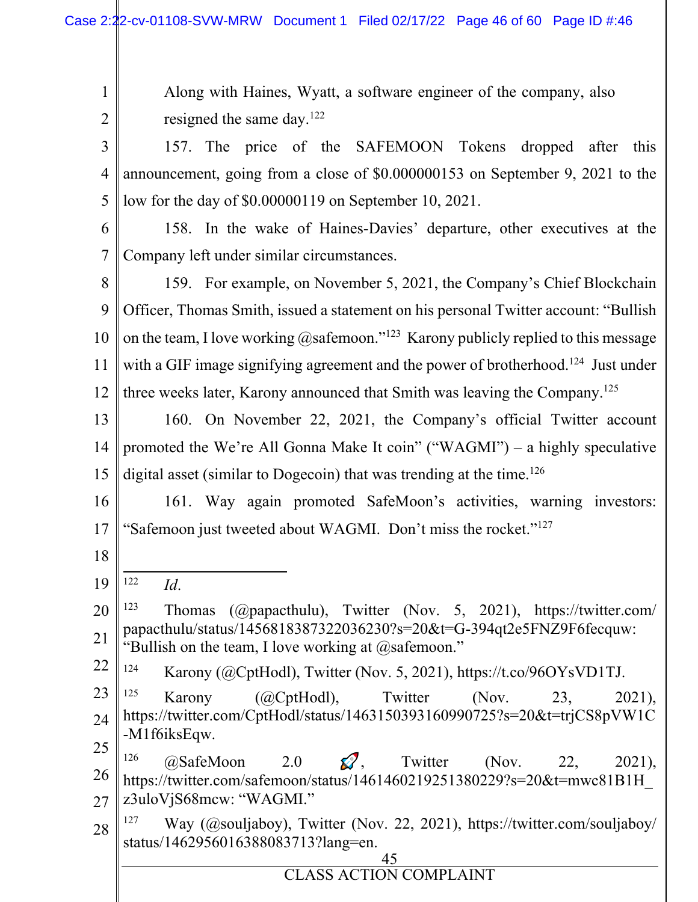Along with Haines, Wyatt, a software engineer of the company, also resigned the same day.[122]

157. The price of the SAFEMOON Tokens dropped after this announcement, going from a close of $0.000000153 on September 9, 2021 to the low for the day of $0.00000119 on September 10, 2021.

158. In the wake of Haines-Davies' departure, other executives at the Company left under similar circumstances.

159. For example, on November 5, 2021, the Company's Chief Blockchain Officer, Thomas Smith, issued a statement on his personal Twitter account: "Bullish on the team, I love working @safemoon."[123] Karony publicly replied to this message with a GIF image signifying agreement and the power of brotherhood.[124] Just under three weeks later, Karony announced that Smith was leaving the Company.[125]

160. On November 22, 2021, the Company's official Twitter account promoted the We're All Gonna Make It coin" ("WAGMI") – a highly speculative digital asset (similar to Dogecoin) that was trending at the time.[126]

161. Way again promoted SafeMoon's activities, warning investors: "Safemoon just tweeted about WAGMI. Don't miss the rocket."[127]

---

[122] *Id*.

[123] Thomas (@papacthulu), Twitter (Nov. 5, 2021), https://twitter.com/papacthulu/status/1456818387322036230?s=20&t=G-394qt2e5FNZ9F6fecquw: "Bullish on the team, I love working at @safemoon."

[124] Karony (@CptHodl), Twitter (Nov. 5, 2021), https://t.co/96OYsVD1TJ.

[125] Karony (@CptHodl), Twitter (Nov. 23, 2021), https://twitter.com/CptHodl/status/1463150393160990725?s=20&t=trjCS8pVW1C-M1f6iksEqw.

[126] @SafeMoon 2.0 🚀, Twitter (Nov. 22, 2021), https://twitter.com/safemoon/status/1461460219251380229?s=20&t=mwc81B1H_z3uloVjS68mcw: "WAGMI."

[127] Way (@souljaboy), Twitter (Nov. 22, 2021), https://twitter.com/souljaboy/status/1462956016388083713?lang=en.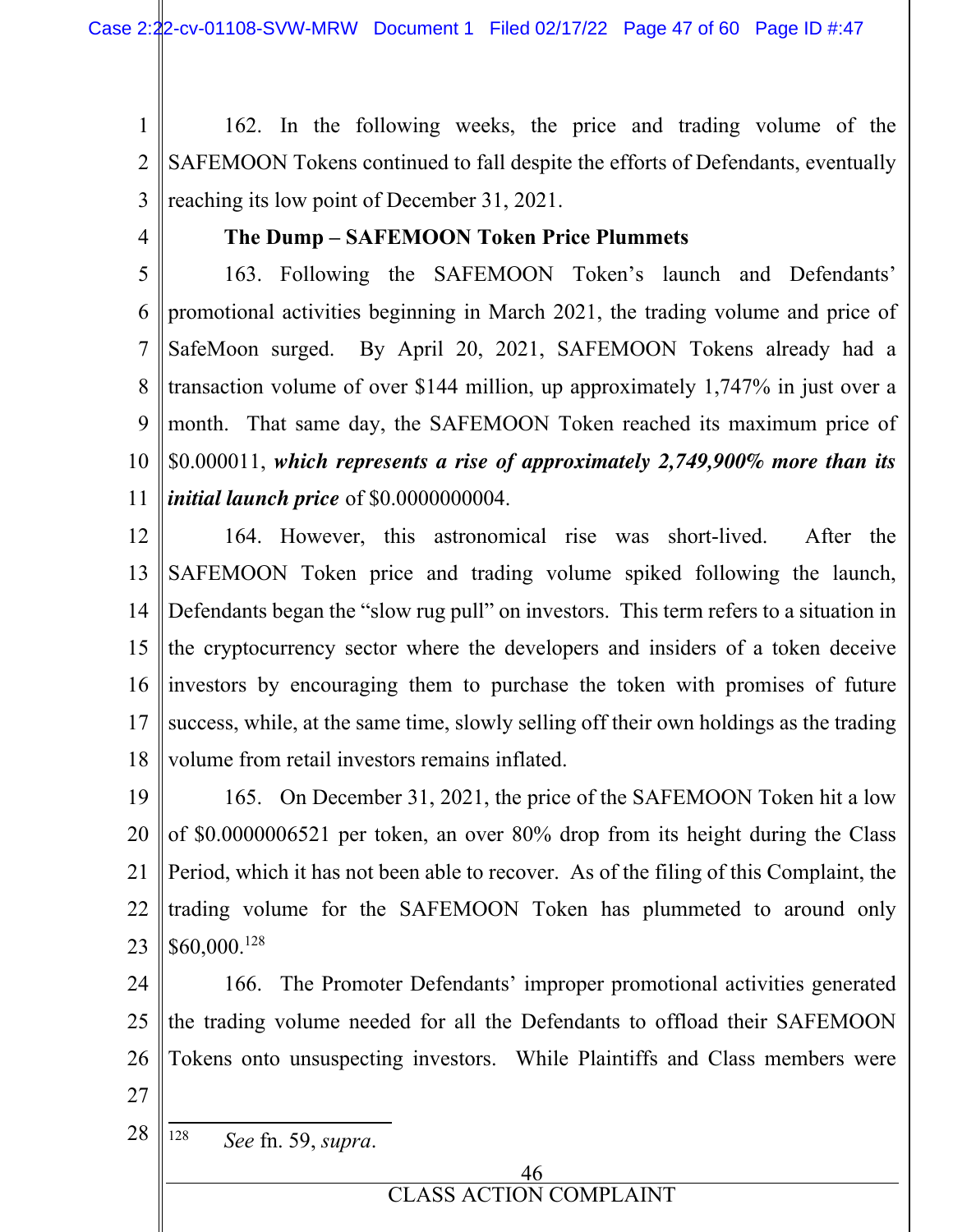162. In the following weeks, the price and trading volume of the SAFEMOON Tokens continued to fall despite the efforts of Defendants, eventually reaching its low point of December 31, 2021.

**The Dump – SAFEMOON Token Price Plummets**

163. Following the SAFEMOON Token's launch and Defendants' promotional activities beginning in March 2021, the trading volume and price of SafeMoon surged. By April 20, 2021, SAFEMOON Tokens already had a transaction volume of over $144 million, up approximately 1,747% in just over a month. That same day, the SAFEMOON Token reached its maximum price of $0.000011, ***which represents a rise of approximately 2,749,900% more than its initial launch price*** of $0.0000000004.

164. However, this astronomical rise was short-lived. After the SAFEMOON Token price and trading volume spiked following the launch, Defendants began the "slow rug pull" on investors. This term refers to a situation in the cryptocurrency sector where the developers and insiders of a token deceive investors by encouraging them to purchase the token with promises of future success, while, at the same time, slowly selling off their own holdings as the trading volume from retail investors remains inflated.

165. On December 31, 2021, the price of the SAFEMOON Token hit a low of $0.0000006521 per token, an over 80% drop from its height during the Class Period, which it has not been able to recover. As of the filing of this Complaint, the trading volume for the SAFEMOON Token has plummeted to around only $60,000.[128]

166. The Promoter Defendants' improper promotional activities generated the trading volume needed for all the Defendants to offload their SAFEMOON Tokens onto unsuspecting investors. While Plaintiffs and Class members were

---

[128] *See* fn. 59, *supra*.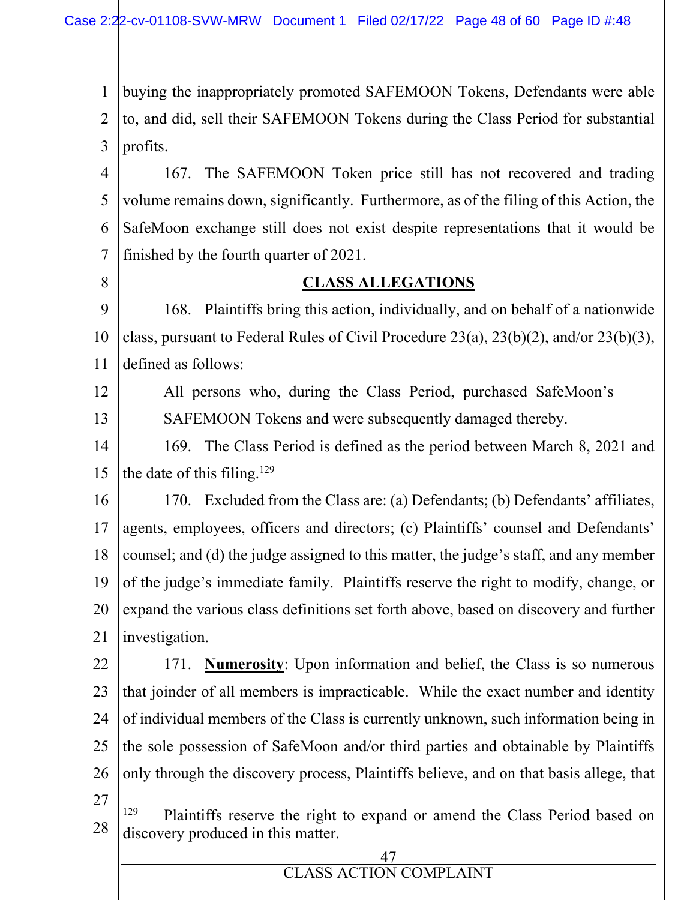buying the inappropriately promoted SAFEMOON Tokens, Defendants were able to, and did, sell their SAFEMOON Tokens during the Class Period for substantial profits.

167. The SAFEMOON Token price still has not recovered and trading volume remains down, significantly. Furthermore, as of the filing of this Action, the SafeMoon exchange still does not exist despite representations that it would be finished by the fourth quarter of 2021.

## CLASS ALLEGATIONS

168. Plaintiffs bring this action, individually, and on behalf of a nationwide class, pursuant to Federal Rules of Civil Procedure 23(a), 23(b)(2), and/or 23(b)(3), defined as follows:

> All persons who, during the Class Period, purchased SafeMoon's SAFEMOON Tokens and were subsequently damaged thereby.

169. The Class Period is defined as the period between March 8, 2021 and the date of this filing.[129]

170. Excluded from the Class are: (a) Defendants; (b) Defendants' affiliates, agents, employees, officers and directors; (c) Plaintiffs' counsel and Defendants' counsel; and (d) the judge assigned to this matter, the judge's staff, and any member of the judge's immediate family. Plaintiffs reserve the right to modify, change, or expand the various class definitions set forth above, based on discovery and further investigation.

171. **Numerosity**: Upon information and belief, the Class is so numerous that joinder of all members is impracticable. While the exact number and identity of individual members of the Class is currently unknown, such information being in the sole possession of SafeMoon and/or third parties and obtainable by Plaintiffs only through the discovery process, Plaintiffs believe, and on that basis allege, that

---

[129] Plaintiffs reserve the right to expand or amend the Class Period based on discovery produced in this matter.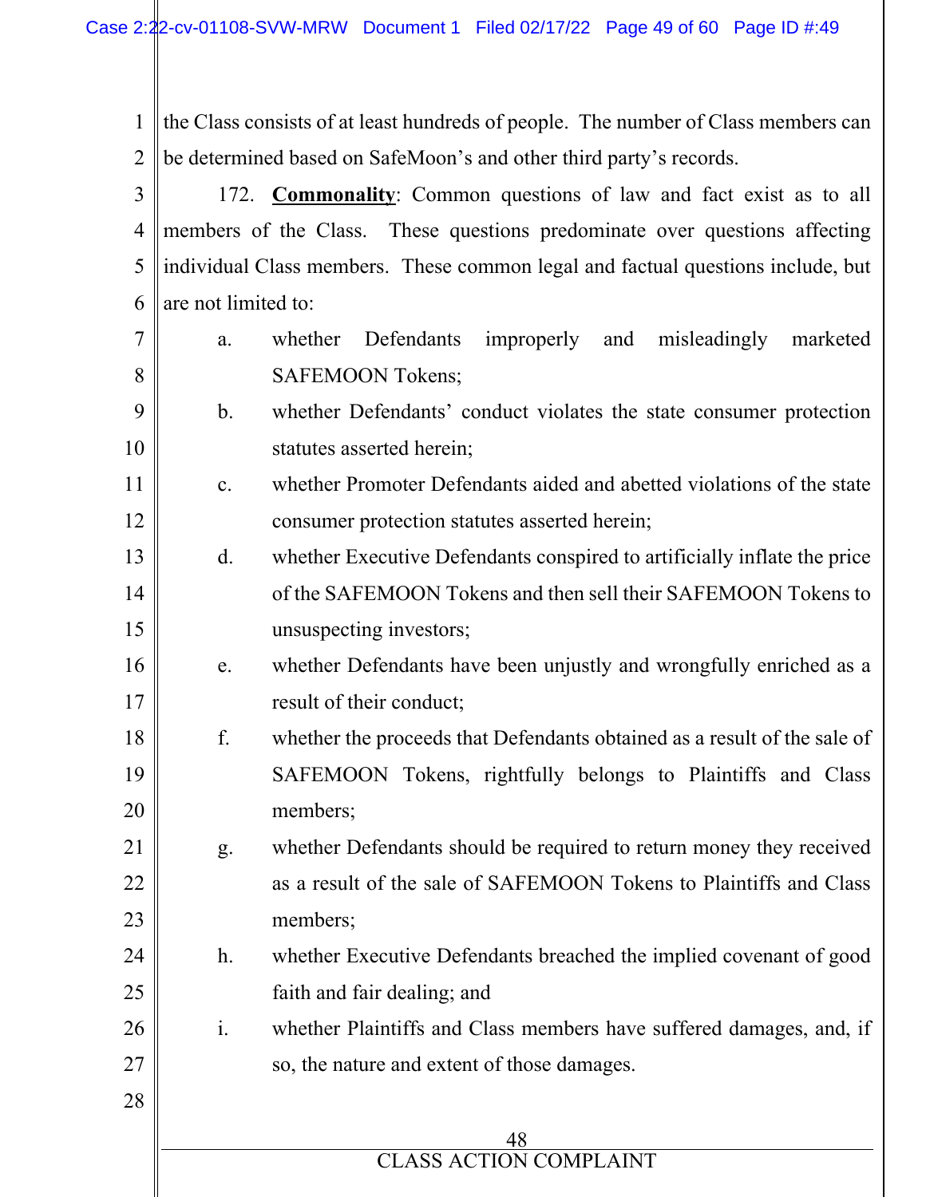the Class consists of at least hundreds of people. The number of Class members can be determined based on SafeMoon's and other third party's records.

172. **Commonality**: Common questions of law and fact exist as to all members of the Class. These questions predominate over questions affecting individual Class members. These common legal and factual questions include, but are not limited to:

a. whether Defendants improperly and misleadingly marketed SAFEMOON Tokens;

b. whether Defendants' conduct violates the state consumer protection statutes asserted herein;

c. whether Promoter Defendants aided and abetted violations of the state consumer protection statutes asserted herein;

d. whether Executive Defendants conspired to artificially inflate the price of the SAFEMOON Tokens and then sell their SAFEMOON Tokens to unsuspecting investors;

e. whether Defendants have been unjustly and wrongfully enriched as a result of their conduct;

f. whether the proceeds that Defendants obtained as a result of the sale of SAFEMOON Tokens, rightfully belongs to Plaintiffs and Class members;

g. whether Defendants should be required to return money they received as a result of the sale of SAFEMOON Tokens to Plaintiffs and Class members;

h. whether Executive Defendants breached the implied covenant of good faith and fair dealing; and

i. whether Plaintiffs and Class members have suffered damages, and, if so, the nature and extent of those damages.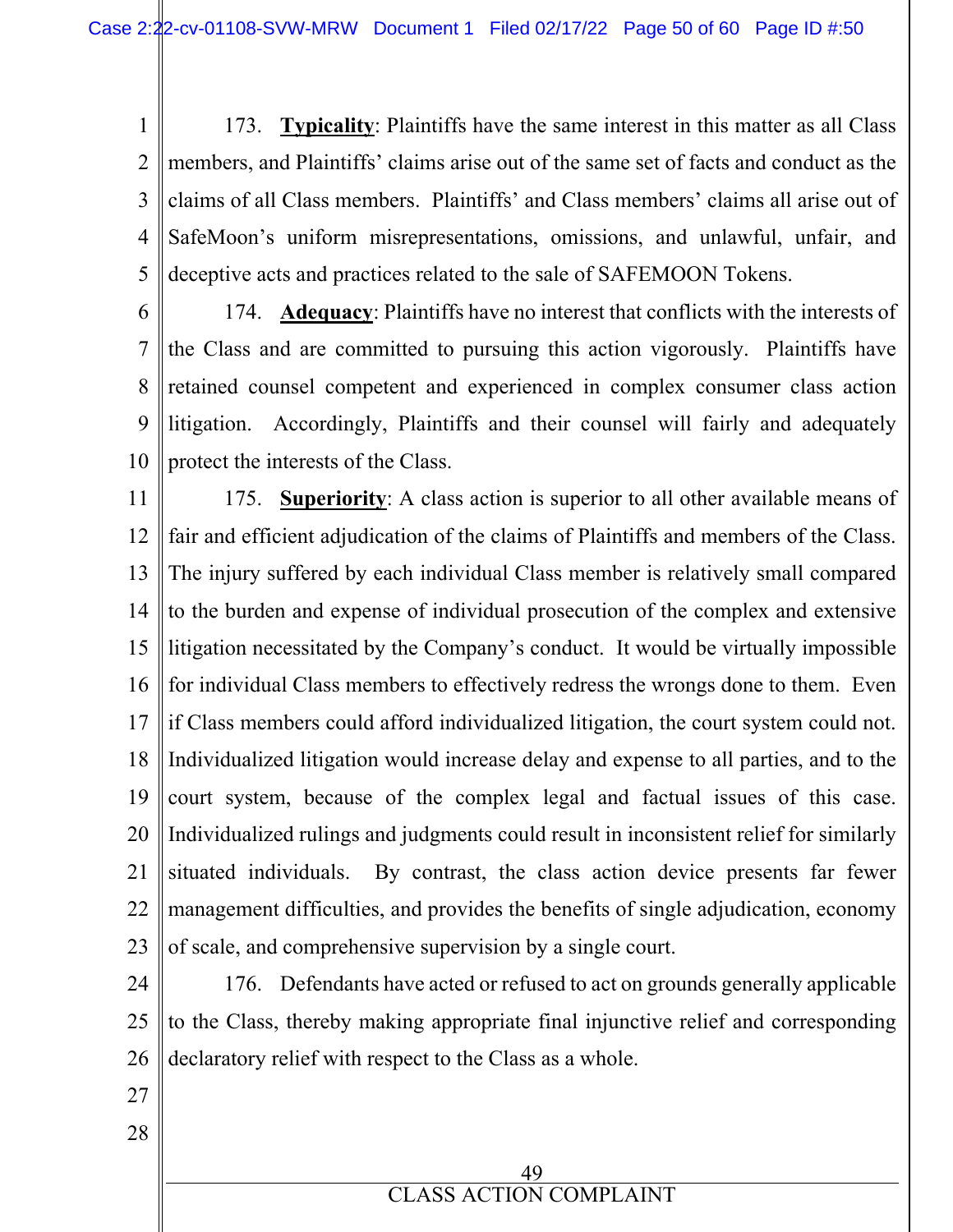173. **Typicality**: Plaintiffs have the same interest in this matter as all Class members, and Plaintiffs' claims arise out of the same set of facts and conduct as the claims of all Class members. Plaintiffs' and Class members' claims all arise out of SafeMoon's uniform misrepresentations, omissions, and unlawful, unfair, and deceptive acts and practices related to the sale of SAFEMOON Tokens.

174. **Adequacy**: Plaintiffs have no interest that conflicts with the interests of the Class and are committed to pursuing this action vigorously. Plaintiffs have retained counsel competent and experienced in complex consumer class action litigation. Accordingly, Plaintiffs and their counsel will fairly and adequately protect the interests of the Class.

175. **Superiority**: A class action is superior to all other available means of fair and efficient adjudication of the claims of Plaintiffs and members of the Class. The injury suffered by each individual Class member is relatively small compared to the burden and expense of individual prosecution of the complex and extensive litigation necessitated by the Company's conduct. It would be virtually impossible for individual Class members to effectively redress the wrongs done to them. Even if Class members could afford individualized litigation, the court system could not. Individualized litigation would increase delay and expense to all parties, and to the court system, because of the complex legal and factual issues of this case. Individualized rulings and judgments could result in inconsistent relief for similarly situated individuals. By contrast, the class action device presents far fewer management difficulties, and provides the benefits of single adjudication, economy of scale, and comprehensive supervision by a single court.

176. Defendants have acted or refused to act on grounds generally applicable to the Class, thereby making appropriate final injunctive relief and corresponding declaratory relief with respect to the Class as a whole.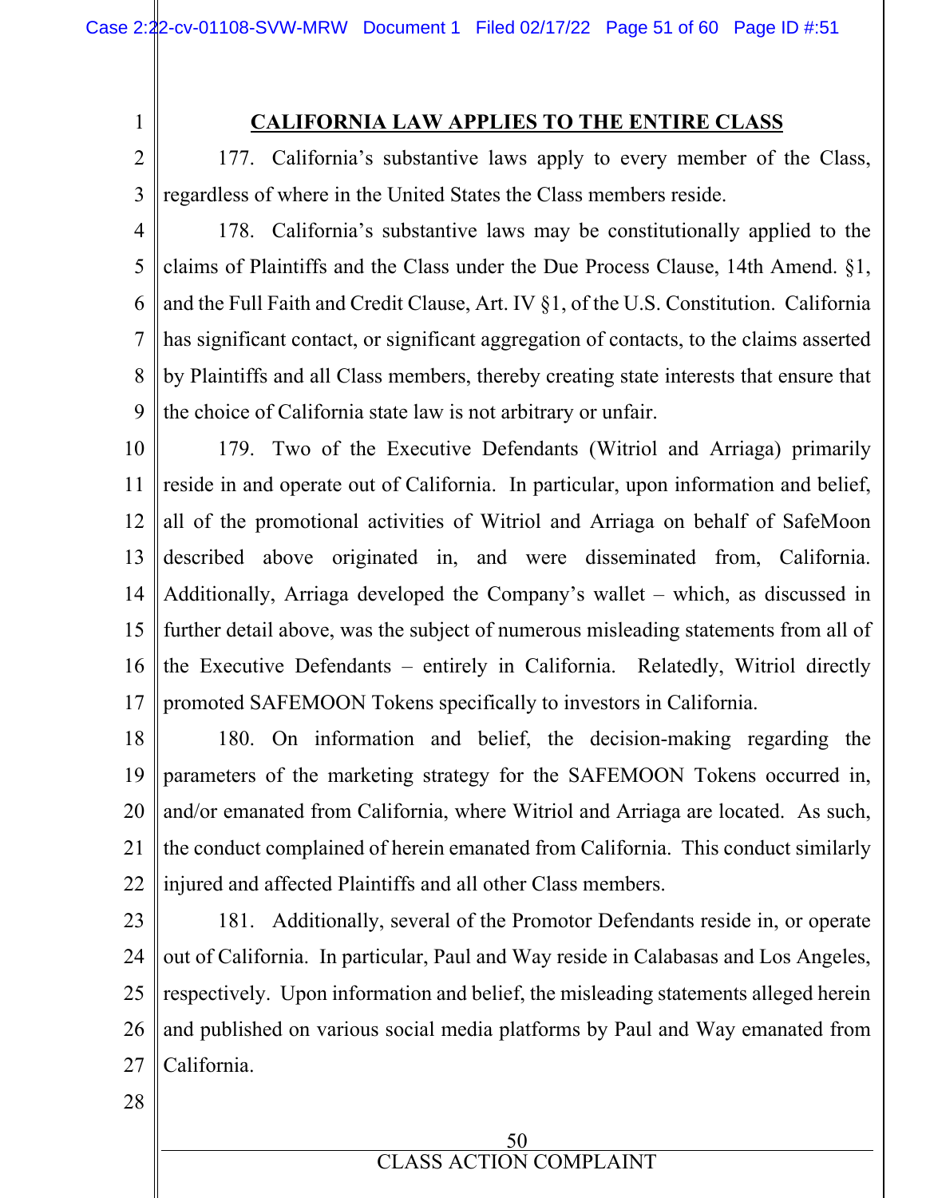## CALIFORNIA LAW APPLIES TO THE ENTIRE CLASS

177. California's substantive laws apply to every member of the Class, regardless of where in the United States the Class members reside.

178. California's substantive laws may be constitutionally applied to the claims of Plaintiffs and the Class under the Due Process Clause, 14th Amend. §1, and the Full Faith and Credit Clause, Art. IV §1, of the U.S. Constitution. California has significant contact, or significant aggregation of contacts, to the claims asserted by Plaintiffs and all Class members, thereby creating state interests that ensure that the choice of California state law is not arbitrary or unfair.

179. Two of the Executive Defendants (Witriol and Arriaga) primarily reside in and operate out of California. In particular, upon information and belief, all of the promotional activities of Witriol and Arriaga on behalf of SafeMoon described above originated in, and were disseminated from, California. Additionally, Arriaga developed the Company's wallet – which, as discussed in further detail above, was the subject of numerous misleading statements from all of the Executive Defendants – entirely in California. Relatedly, Witriol directly promoted SAFEMOON Tokens specifically to investors in California.

180. On information and belief, the decision-making regarding the parameters of the marketing strategy for the SAFEMOON Tokens occurred in, and/or emanated from California, where Witriol and Arriaga are located. As such, the conduct complained of herein emanated from California. This conduct similarly injured and affected Plaintiffs and all other Class members.

181. Additionally, several of the Promotor Defendants reside in, or operate out of California. In particular, Paul and Way reside in Calabasas and Los Angeles, respectively. Upon information and belief, the misleading statements alleged herein and published on various social media platforms by Paul and Way emanated from California.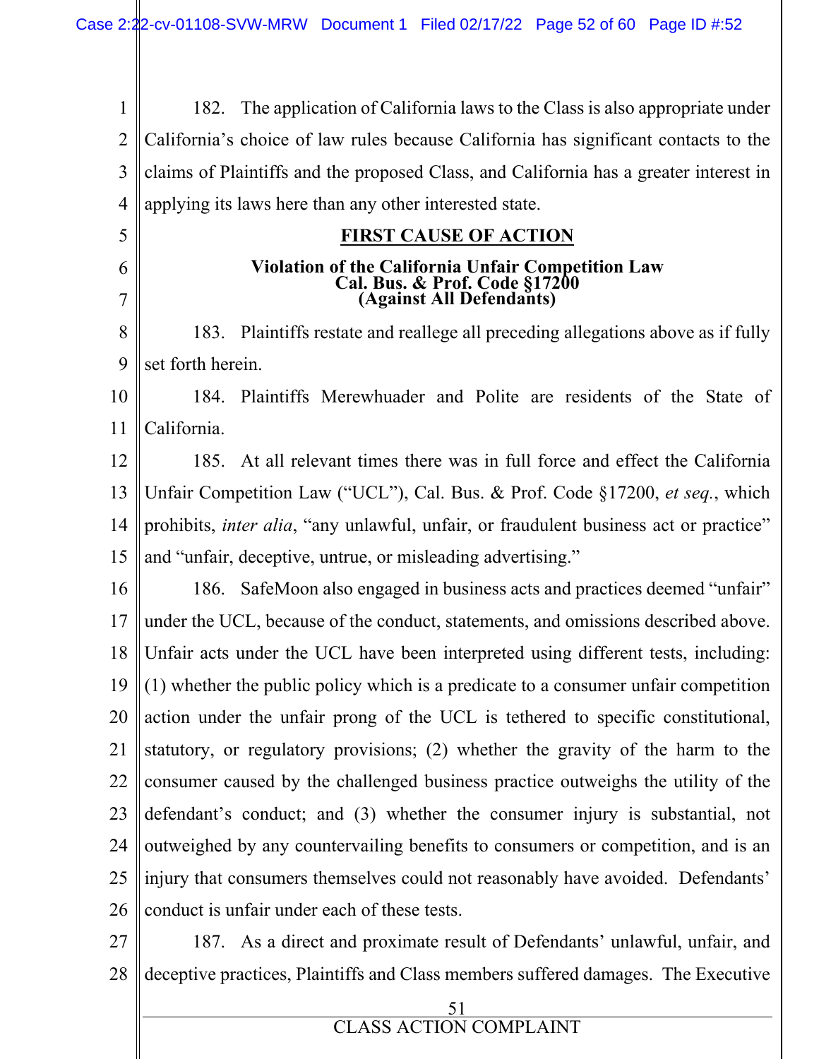182. The application of California laws to the Class is also appropriate under California's choice of law rules because California has significant contacts to the claims of Plaintiffs and the proposed Class, and California has a greater interest in applying its laws here than any other interested state.

## FIRST CAUSE OF ACTION

### Violation of the California Unfair Competition Law Cal. Bus. & Prof. Code §17200 (Against All Defendants)

183. Plaintiffs restate and reallege all preceding allegations above as if fully set forth herein.

184. Plaintiffs Merewhuader and Polite are residents of the State of California.

185. At all relevant times there was in full force and effect the California Unfair Competition Law ("UCL"), Cal. Bus. & Prof. Code §17200, *et seq.*, which prohibits, *inter alia*, "any unlawful, unfair, or fraudulent business act or practice" and "unfair, deceptive, untrue, or misleading advertising."

186. SafeMoon also engaged in business acts and practices deemed "unfair" under the UCL, because of the conduct, statements, and omissions described above. Unfair acts under the UCL have been interpreted using different tests, including: (1) whether the public policy which is a predicate to a consumer unfair competition action under the unfair prong of the UCL is tethered to specific constitutional, statutory, or regulatory provisions; (2) whether the gravity of the harm to the consumer caused by the challenged business practice outweighs the utility of the defendant's conduct; and (3) whether the consumer injury is substantial, not outweighed by any countervailing benefits to consumers or competition, and is an injury that consumers themselves could not reasonably have avoided. Defendants' conduct is unfair under each of these tests.

187. As a direct and proximate result of Defendants' unlawful, unfair, and deceptive practices, Plaintiffs and Class members suffered damages. The Executive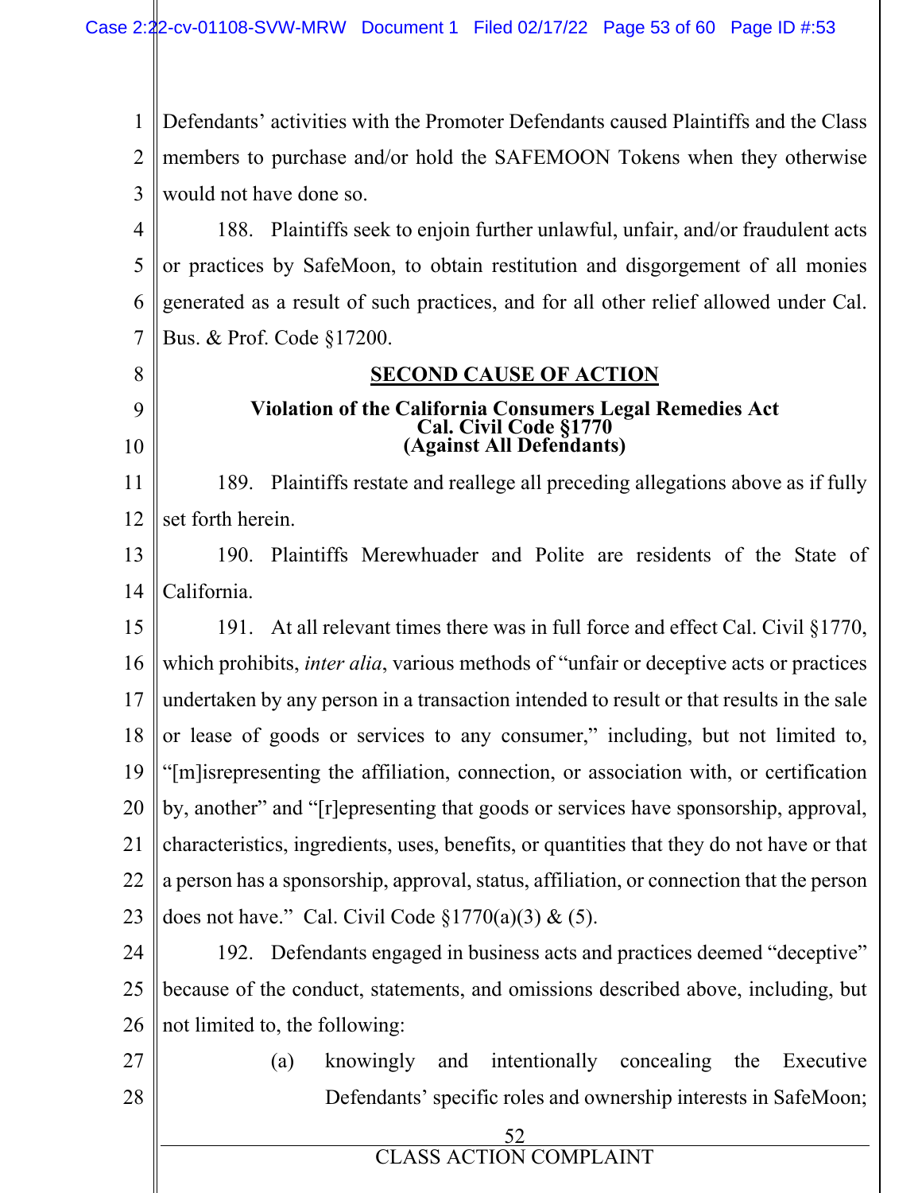Defendants' activities with the Promoter Defendants caused Plaintiffs and the Class members to purchase and/or hold the SAFEMOON Tokens when they otherwise would not have done so.

188. Plaintiffs seek to enjoin further unlawful, unfair, and/or fraudulent acts or practices by SafeMoon, to obtain restitution and disgorgement of all monies generated as a result of such practices, and for all other relief allowed under Cal. Bus. & Prof. Code §17200.

## SECOND CAUSE OF ACTION

**Violation of the California Consumers Legal Remedies Act**
**Cal. Civil Code §1770**
**(Against All Defendants)**

189. Plaintiffs restate and reallege all preceding allegations above as if fully set forth herein.

190. Plaintiffs Merewhuader and Polite are residents of the State of California.

191. At all relevant times there was in full force and effect Cal. Civil §1770, which prohibits, *inter alia*, various methods of "unfair or deceptive acts or practices undertaken by any person in a transaction intended to result or that results in the sale or lease of goods or services to any consumer," including, but not limited to, "[m]isrepresenting the affiliation, connection, or association with, or certification by, another" and "[r]epresenting that goods or services have sponsorship, approval, characteristics, ingredients, uses, benefits, or quantities that they do not have or that a person has a sponsorship, approval, status, affiliation, or connection that the person does not have." Cal. Civil Code §1770(a)(3) & (5).

192. Defendants engaged in business acts and practices deemed "deceptive" because of the conduct, statements, and omissions described above, including, but not limited to, the following:

(a) knowingly and intentionally concealing the Executive Defendants' specific roles and ownership interests in SafeMoon;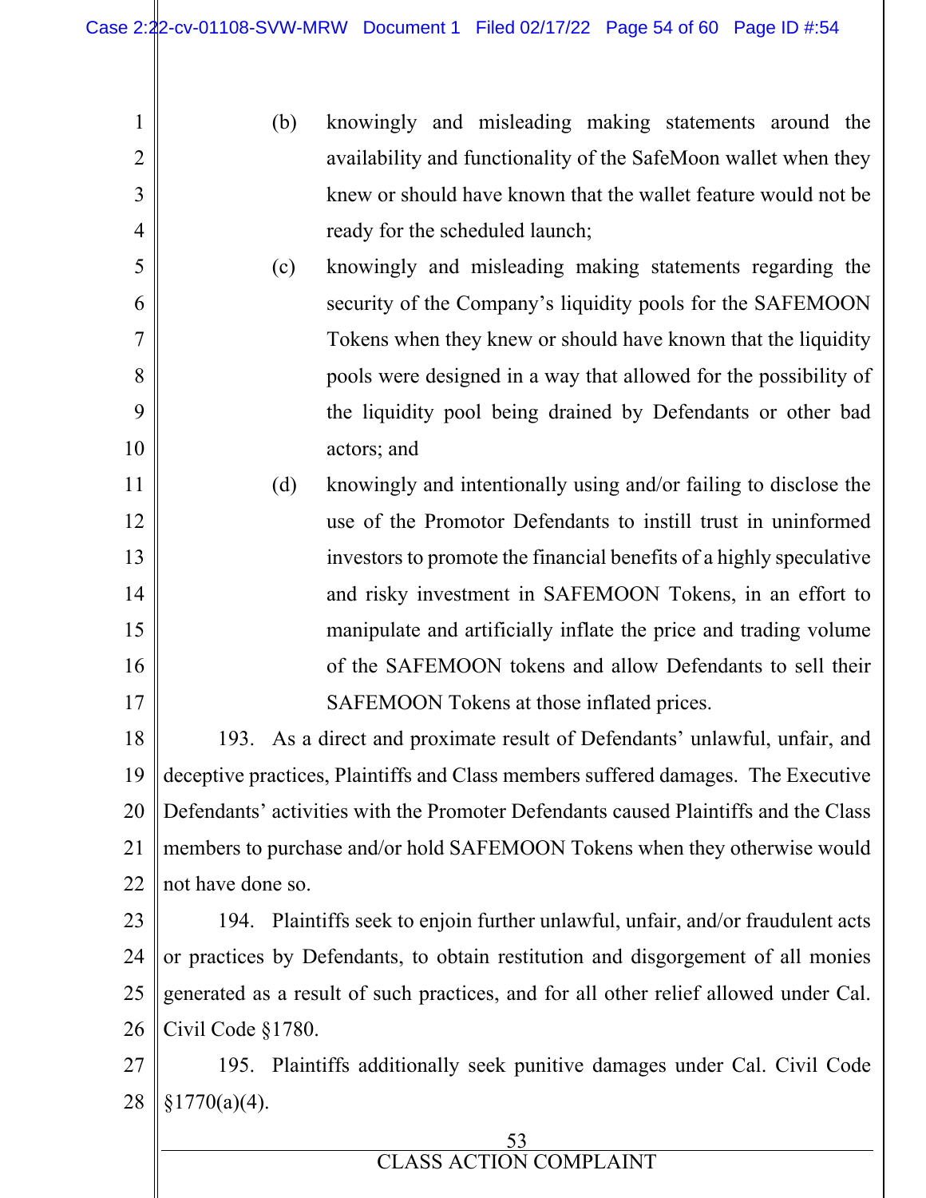(b) knowingly and misleading making statements around the availability and functionality of the SafeMoon wallet when they knew or should have known that the wallet feature would not be ready for the scheduled launch;

(c) knowingly and misleading making statements regarding the security of the Company's liquidity pools for the SAFEMOON Tokens when they knew or should have known that the liquidity pools were designed in a way that allowed for the possibility of the liquidity pool being drained by Defendants or other bad actors; and

(d) knowingly and intentionally using and/or failing to disclose the use of the Promotor Defendants to instill trust in uninformed investors to promote the financial benefits of a highly speculative and risky investment in SAFEMOON Tokens, in an effort to manipulate and artificially inflate the price and trading volume of the SAFEMOON tokens and allow Defendants to sell their SAFEMOON Tokens at those inflated prices.

193. As a direct and proximate result of Defendants' unlawful, unfair, and deceptive practices, Plaintiffs and Class members suffered damages. The Executive Defendants' activities with the Promoter Defendants caused Plaintiffs and the Class members to purchase and/or hold SAFEMOON Tokens when they otherwise would not have done so.

194. Plaintiffs seek to enjoin further unlawful, unfair, and/or fraudulent acts or practices by Defendants, to obtain restitution and disgorgement of all monies generated as a result of such practices, and for all other relief allowed under Cal. Civil Code §1780.

195. Plaintiffs additionally seek punitive damages under Cal. Civil Code §1770(a)(4).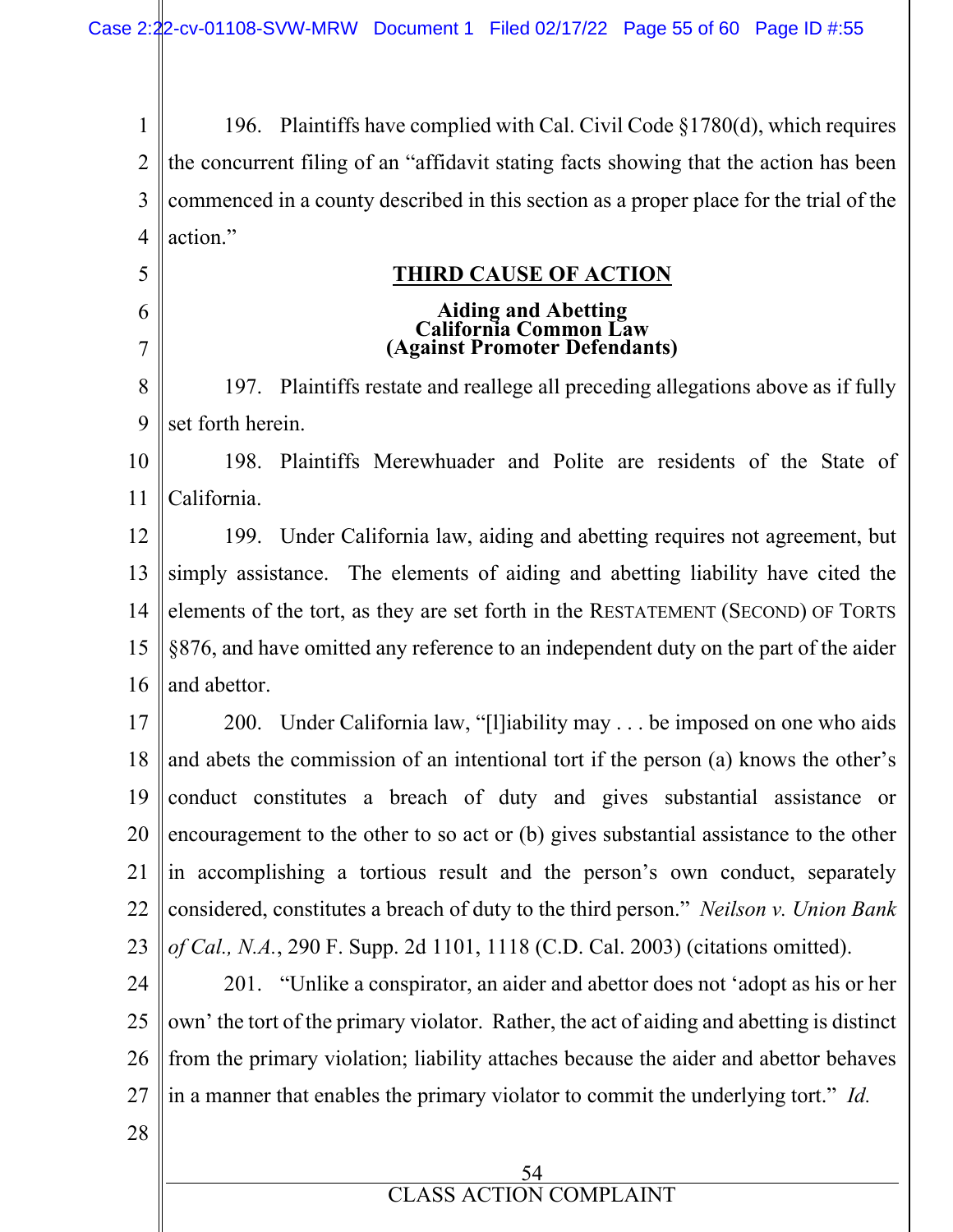196. Plaintiffs have complied with Cal. Civil Code §1780(d), which requires the concurrent filing of an "affidavit stating facts showing that the action has been commenced in a county described in this section as a proper place for the trial of the action."

## THIRD CAUSE OF ACTION

### Aiding and Abetting
### California Common Law
### (Against Promoter Defendants)

197. Plaintiffs restate and reallege all preceding allegations above as if fully set forth herein.

198. Plaintiffs Merewhuader and Polite are residents of the State of California.

199. Under California law, aiding and abetting requires not agreement, but simply assistance. The elements of aiding and abetting liability have cited the elements of the tort, as they are set forth in the RESTATEMENT (SECOND) OF TORTS §876, and have omitted any reference to an independent duty on the part of the aider and abettor.

200. Under California law, "[l]iability may . . . be imposed on one who aids and abets the commission of an intentional tort if the person (a) knows the other's conduct constitutes a breach of duty and gives substantial assistance or encouragement to the other to so act or (b) gives substantial assistance to the other in accomplishing a tortious result and the person's own conduct, separately considered, constitutes a breach of duty to the third person." *Neilson v. Union Bank of Cal., N.A.*, 290 F. Supp. 2d 1101, 1118 (C.D. Cal. 2003) (citations omitted).

201. "Unlike a conspirator, an aider and abettor does not 'adopt as his or her own' the tort of the primary violator. Rather, the act of aiding and abetting is distinct from the primary violation; liability attaches because the aider and abettor behaves in a manner that enables the primary violator to commit the underlying tort." *Id.*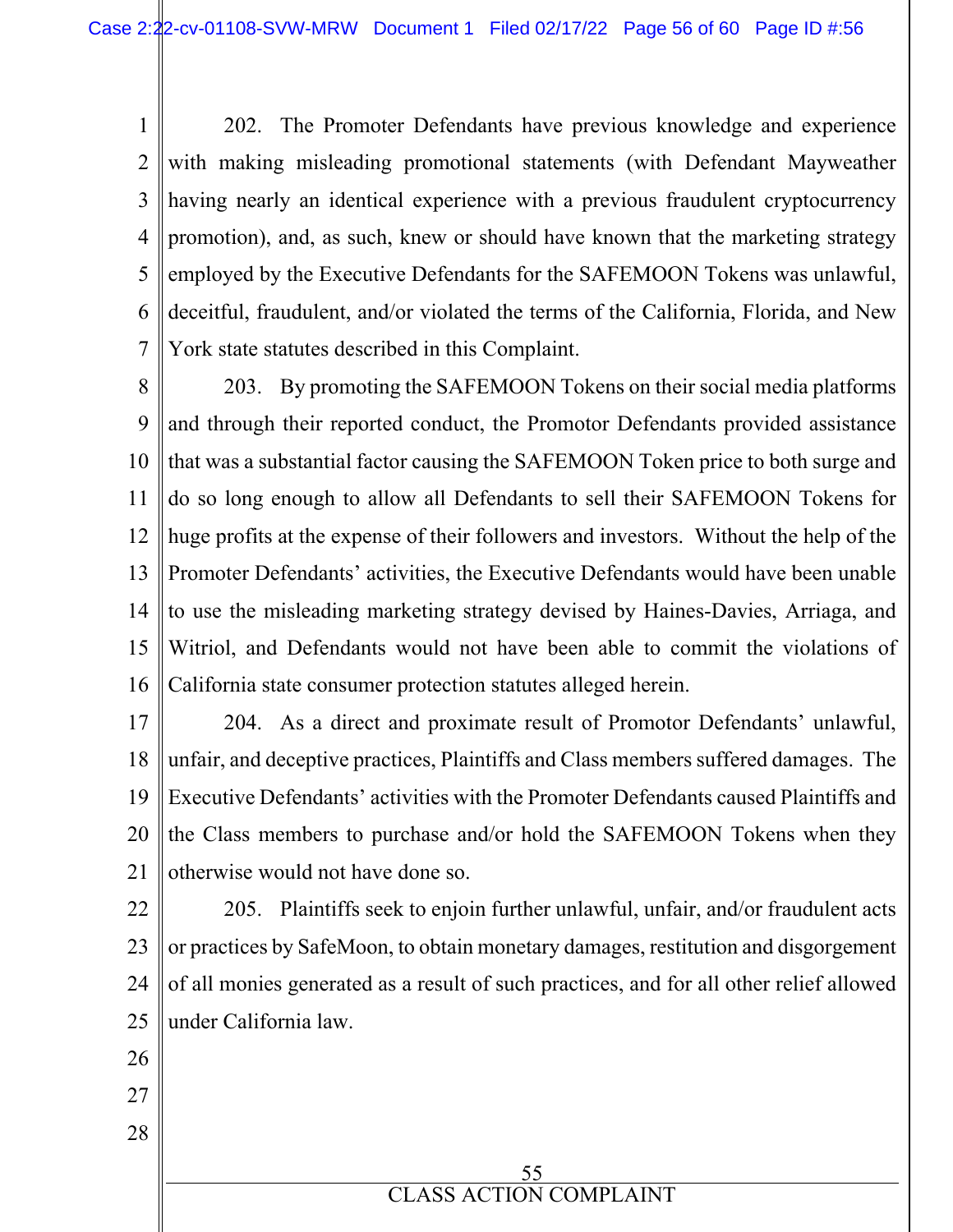202. The Promoter Defendants have previous knowledge and experience with making misleading promotional statements (with Defendant Mayweather having nearly an identical experience with a previous fraudulent cryptocurrency promotion), and, as such, knew or should have known that the marketing strategy employed by the Executive Defendants for the SAFEMOON Tokens was unlawful, deceitful, fraudulent, and/or violated the terms of the California, Florida, and New York state statutes described in this Complaint.

203. By promoting the SAFEMOON Tokens on their social media platforms and through their reported conduct, the Promotor Defendants provided assistance that was a substantial factor causing the SAFEMOON Token price to both surge and do so long enough to allow all Defendants to sell their SAFEMOON Tokens for huge profits at the expense of their followers and investors. Without the help of the Promoter Defendants' activities, the Executive Defendants would have been unable to use the misleading marketing strategy devised by Haines-Davies, Arriaga, and Witriol, and Defendants would not have been able to commit the violations of California state consumer protection statutes alleged herein.

204. As a direct and proximate result of Promotor Defendants' unlawful, unfair, and deceptive practices, Plaintiffs and Class members suffered damages. The Executive Defendants' activities with the Promoter Defendants caused Plaintiffs and the Class members to purchase and/or hold the SAFEMOON Tokens when they otherwise would not have done so.

205. Plaintiffs seek to enjoin further unlawful, unfair, and/or fraudulent acts or practices by SafeMoon, to obtain monetary damages, restitution and disgorgement of all monies generated as a result of such practices, and for all other relief allowed under California law.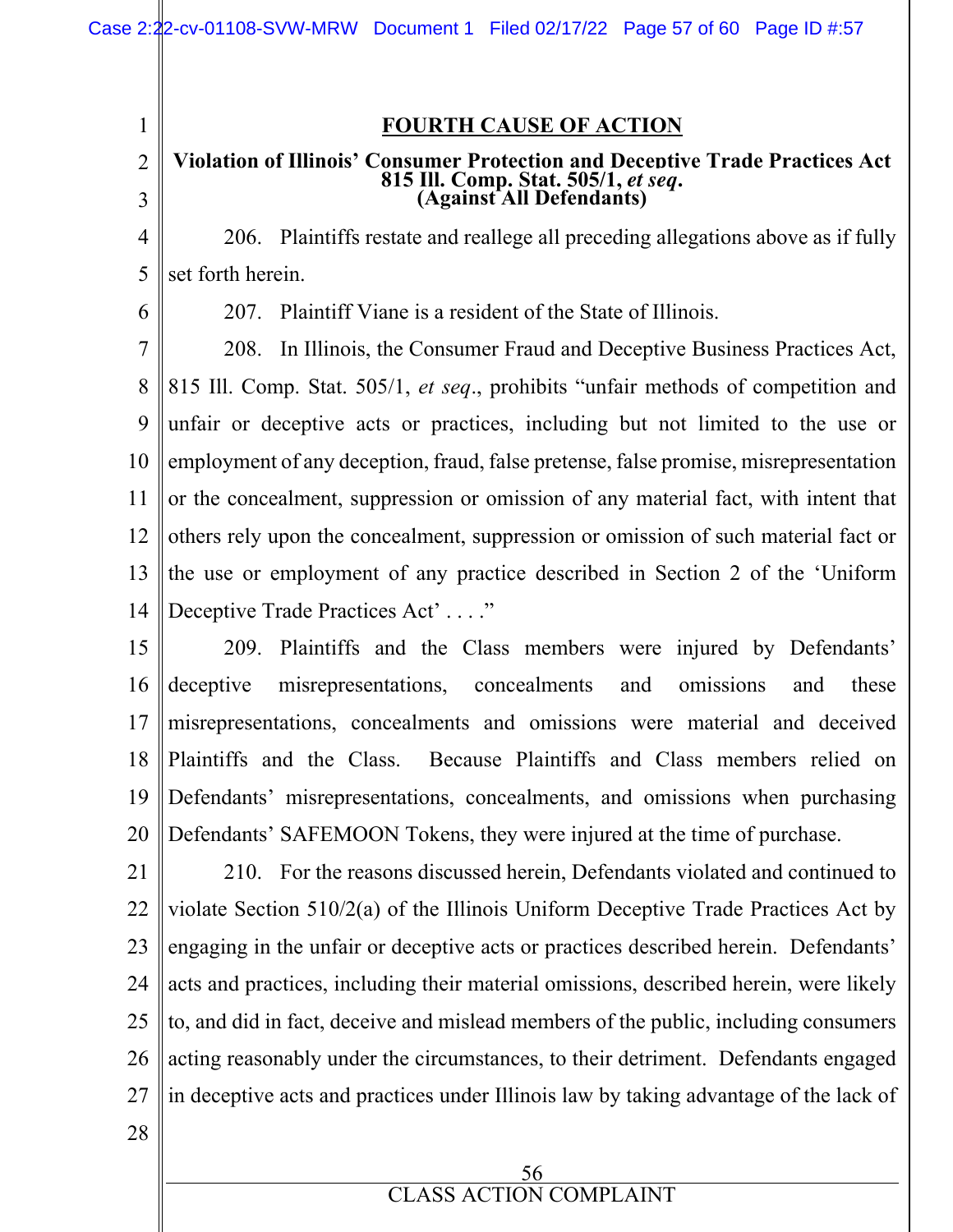## FOURTH CAUSE OF ACTION

**Violation of Illinois' Consumer Protection and Deceptive Trade Practices Act 815 Ill. Comp. Stat. 505/1, *et seq*. (Against All Defendants)**

206. Plaintiffs restate and reallege all preceding allegations above as if fully set forth herein.

207. Plaintiff Viane is a resident of the State of Illinois.

208. In Illinois, the Consumer Fraud and Deceptive Business Practices Act, 815 Ill. Comp. Stat. 505/1, *et seq*., prohibits "unfair methods of competition and unfair or deceptive acts or practices, including but not limited to the use or employment of any deception, fraud, false pretense, false promise, misrepresentation or the concealment, suppression or omission of any material fact, with intent that others rely upon the concealment, suppression or omission of such material fact or the use or employment of any practice described in Section 2 of the 'Uniform Deceptive Trade Practices Act' . . . ."

209. Plaintiffs and the Class members were injured by Defendants' deceptive misrepresentations, concealments and omissions and these misrepresentations, concealments and omissions were material and deceived Plaintiffs and the Class. Because Plaintiffs and Class members relied on Defendants' misrepresentations, concealments, and omissions when purchasing Defendants' SAFEMOON Tokens, they were injured at the time of purchase.

210. For the reasons discussed herein, Defendants violated and continued to violate Section 510/2(a) of the Illinois Uniform Deceptive Trade Practices Act by engaging in the unfair or deceptive acts or practices described herein. Defendants' acts and practices, including their material omissions, described herein, were likely to, and did in fact, deceive and mislead members of the public, including consumers acting reasonably under the circumstances, to their detriment. Defendants engaged in deceptive acts and practices under Illinois law by taking advantage of the lack of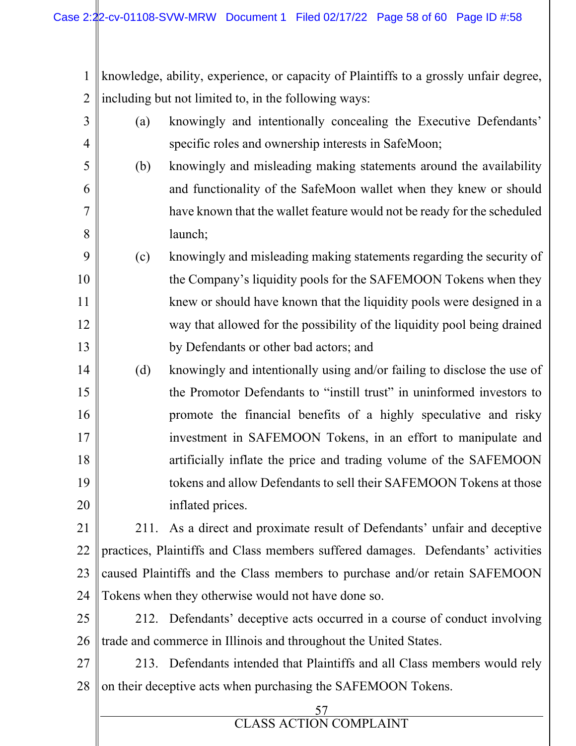knowledge, ability, experience, or capacity of Plaintiffs to a grossly unfair degree, including but not limited to, in the following ways:

(a) knowingly and intentionally concealing the Executive Defendants' specific roles and ownership interests in SafeMoon;

(b) knowingly and misleading making statements around the availability and functionality of the SafeMoon wallet when they knew or should have known that the wallet feature would not be ready for the scheduled launch;

(c) knowingly and misleading making statements regarding the security of the Company's liquidity pools for the SAFEMOON Tokens when they knew or should have known that the liquidity pools were designed in a way that allowed for the possibility of the liquidity pool being drained by Defendants or other bad actors; and

(d) knowingly and intentionally using and/or failing to disclose the use of the Promotor Defendants to "instill trust" in uninformed investors to promote the financial benefits of a highly speculative and risky investment in SAFEMOON Tokens, in an effort to manipulate and artificially inflate the price and trading volume of the SAFEMOON tokens and allow Defendants to sell their SAFEMOON Tokens at those inflated prices.

211. As a direct and proximate result of Defendants' unfair and deceptive practices, Plaintiffs and Class members suffered damages. Defendants' activities caused Plaintiffs and the Class members to purchase and/or retain SAFEMOON Tokens when they otherwise would not have done so.

212. Defendants' deceptive acts occurred in a course of conduct involving trade and commerce in Illinois and throughout the United States.

213. Defendants intended that Plaintiffs and all Class members would rely on their deceptive acts when purchasing the SAFEMOON Tokens.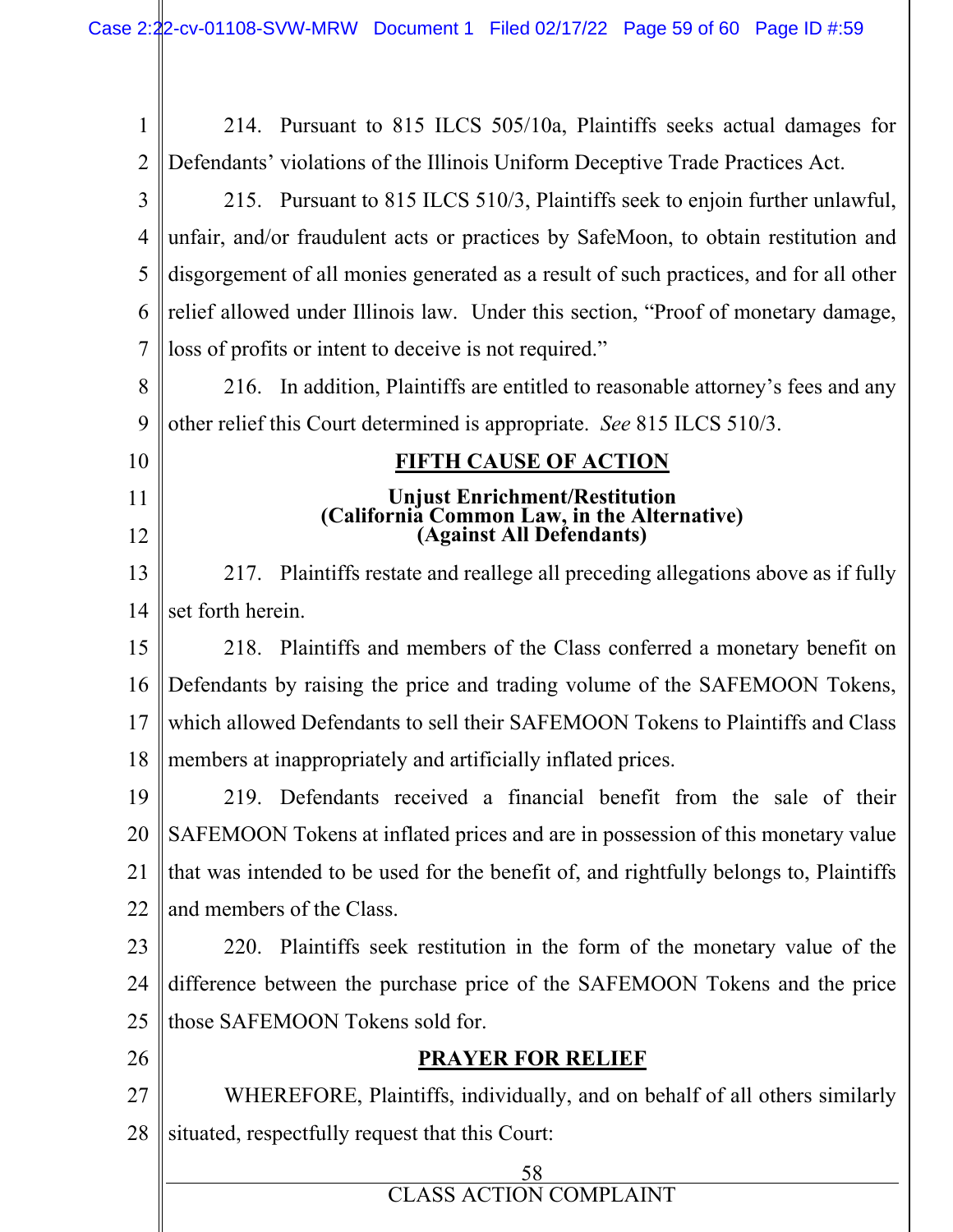214. Pursuant to 815 ILCS 505/10a, Plaintiffs seeks actual damages for Defendants' violations of the Illinois Uniform Deceptive Trade Practices Act.

215. Pursuant to 815 ILCS 510/3, Plaintiffs seek to enjoin further unlawful, unfair, and/or fraudulent acts or practices by SafeMoon, to obtain restitution and disgorgement of all monies generated as a result of such practices, and for all other relief allowed under Illinois law. Under this section, "Proof of monetary damage, loss of profits or intent to deceive is not required."

216. In addition, Plaintiffs are entitled to reasonable attorney's fees and any other relief this Court determined is appropriate. *See* 815 ILCS 510/3.

## FIFTH CAUSE OF ACTION

### Unjust Enrichment/Restitution (California Common Law, in the Alternative) (Against All Defendants)

217. Plaintiffs restate and reallege all preceding allegations above as if fully set forth herein.

218. Plaintiffs and members of the Class conferred a monetary benefit on Defendants by raising the price and trading volume of the SAFEMOON Tokens, which allowed Defendants to sell their SAFEMOON Tokens to Plaintiffs and Class members at inappropriately and artificially inflated prices.

219. Defendants received a financial benefit from the sale of their SAFEMOON Tokens at inflated prices and are in possession of this monetary value that was intended to be used for the benefit of, and rightfully belongs to, Plaintiffs and members of the Class.

220. Plaintiffs seek restitution in the form of the monetary value of the difference between the purchase price of the SAFEMOON Tokens and the price those SAFEMOON Tokens sold for.

## PRAYER FOR RELIEF

WHEREFORE, Plaintiffs, individually, and on behalf of all others similarly situated, respectfully request that this Court: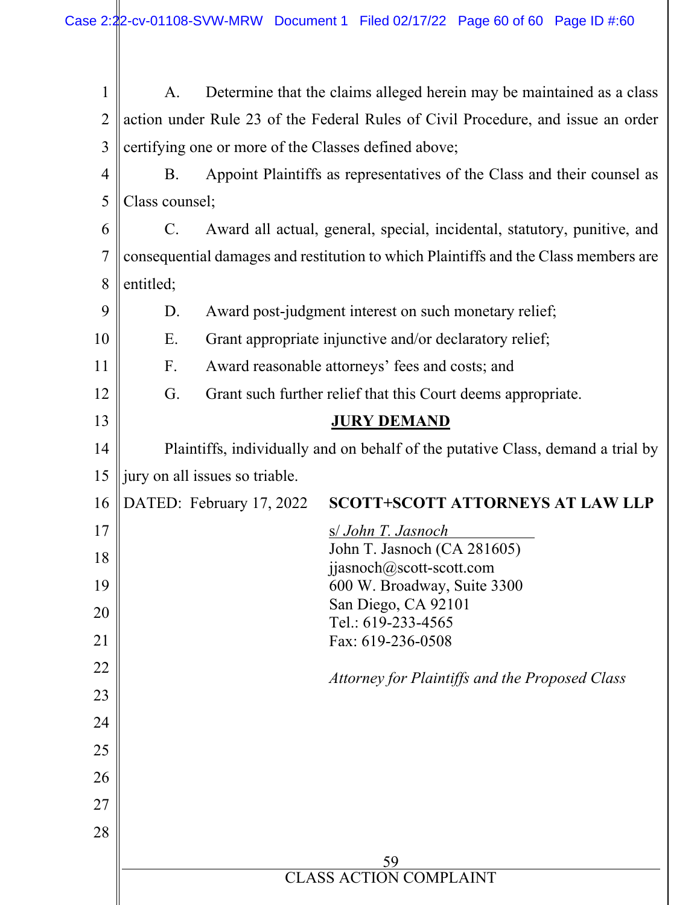A. Determine that the claims alleged herein may be maintained as a class action under Rule 23 of the Federal Rules of Civil Procedure, and issue an order certifying one or more of the Classes defined above;

B. Appoint Plaintiffs as representatives of the Class and their counsel as Class counsel;

C. Award all actual, general, special, incidental, statutory, punitive, and consequential damages and restitution to which Plaintiffs and the Class members are entitled;

D. Award post-judgment interest on such monetary relief;

E. Grant appropriate injunctive and/or declaratory relief;

F. Award reasonable attorneys' fees and costs; and

G. Grant such further relief that this Court deems appropriate.

## JURY DEMAND

Plaintiffs, individually and on behalf of the putative Class, demand a trial by jury on all issues so triable.

DATED: February 17, 2022

**SCOTT+SCOTT ATTORNEYS AT LAW LLP**

s/ *John T. Jasnoch*
John T. Jasnoch (CA 281605)
jjasnoch@scott-scott.com
600 W. Broadway, Suite 3300
San Diego, CA 92101
Tel.: 619-233-4565
Fax: 619-236-0508

*Attorney for Plaintiffs and the Proposed Class*